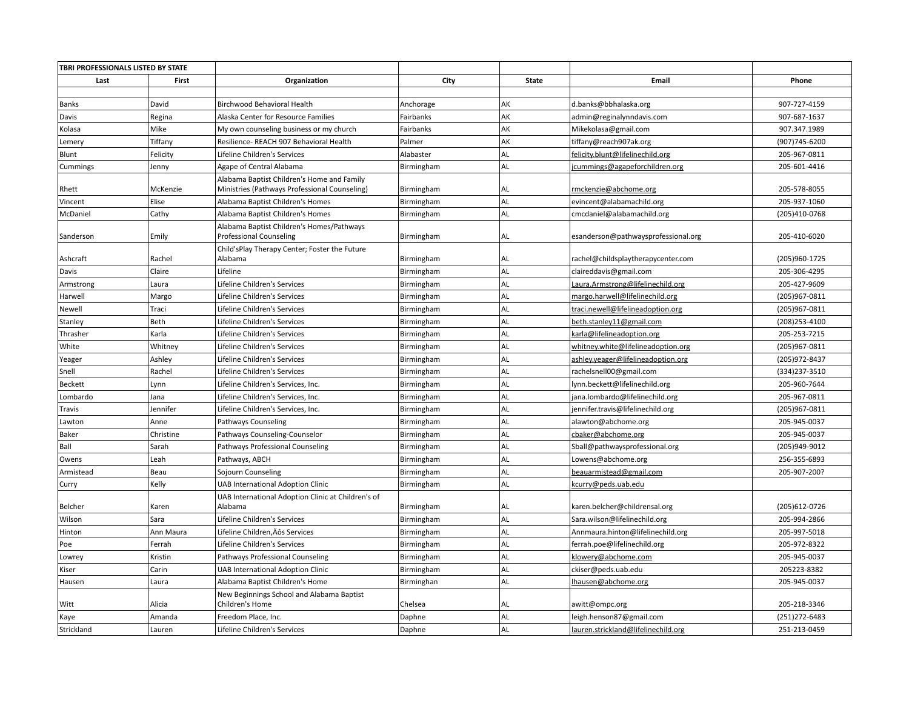| TBRI PROFESSIONALS LISTED BY STATE | | | | | | |
|---|---|---|---|---|---|---|
| Last | First | Organization | City | State | Email | Phone |
| | | | | | | |
| Banks | David | Birchwood Behavioral Health | Anchorage | AK | d.banks@bbhalaska.org | 907-727-4159 |
| Davis | Regina | Alaska Center for Resource Families | Fairbanks | AK | admin@reginalynndavis.com | 907-687-1637 |
| Kolasa | Mike | My own counseling business or my church | Fairbanks | AK | Mikekolasa@gmail.com | 907.347.1989 |
| Lemery | Tiffany | Resilience- REACH 907 Behavioral Health | Palmer | AK | tiffany@reach907ak.org | (907)745-6200 |
| Blunt | Felicity | Lifeline Children's Services | Alabaster | AL | felicity.blunt@lifelinechild.org | 205-967-0811 |
| Cummings | Jenny | Agape of Central Alabama | Birmingham | AL | jcummings@agapeforchildren.org | 205-601-4416 |
| Rhett | McKenzie | Alabama Baptist Children's Home and Family Ministries (Pathways Professional Counseling) | Birmingham | AL | rmckenzie@abchome.org | 205-578-8055 |
| Vincent | Elise | Alabama Baptist Children's Homes | Birmingham | AL | evincent@alabamachild.org | 205-937-1060 |
| McDaniel | Cathy | Alabama Baptist Children's Homes | Birmingham | AL | cmcdaniel@alabamachild.org | (205)410-0768 |
| Sanderson | Emily | Alabama Baptist Children's Homes/Pathways Professional Counseling | Birmingham | AL | esanderson@pathwaysprofessional.org | 205-410-6020 |
| Ashcraft | Rachel | Child'sPlay Therapy Center; Foster the Future Alabama | Birmingham | AL | rachel@childsplaytherapycenter.com | (205)960-1725 |
| Davis | Claire | Lifeline | Birmingham | AL | claireddavis@gmail.com | 205-306-4295 |
| Armstrong | Laura | Lifeline Children's Services | Birmingham | AL | Laura.Armstrong@lifelinechild.org | 205-427-9609 |
| Harwell | Margo | Lifeline Children's Services | Birmingham | AL | margo.harwell@lifelinechild.org | (205)967-0811 |
| Newell | Traci | Lifeline Children's Services | Birmingham | AL | traci.newell@lifelineadoption.org | (205)967-0811 |
| Stanley | Beth | Lifeline Children's Services | Birmingham | AL | beth.stanley11@gmail.com | (208)253-4100 |
| Thrasher | Karla | Lifeline Children's Services | Birmingham | AL | karla@lifelineadoption.org | 205-253-7215 |
| White | Whitney | Lifeline Children's Services | Birmingham | AL | whitney.white@lifelineadoption.org | (205)967-0811 |
| Yeager | Ashley | Lifeline Children's Services | Birmingham | AL | ashley.yeager@lifelineadoption.org | (205)972-8437 |
| Snell | Rachel | Lifeline Children's Services | Birmingham | AL | rachelsnell00@gmail.com | (334)237-3510 |
| Beckett | Lynn | Lifeline Children's Services, Inc. | Birmingham | AL | lynn.beckett@lifelinechild.org | 205-960-7644 |
| Lombardo | Jana | Lifeline Children's Services, Inc. | Birmingham | AL | jana.lombardo@lifelinechild.org | 205-967-0811 |
| Travis | Jennifer | Lifeline Children's Services, Inc. | Birmingham | AL | jennifer.travis@lifelinechild.org | (205)967-0811 |
| Lawton | Anne | Pathways Counseling | Birmingham | AL | alawton@abchome.org | 205-945-0037 |
| Baker | Christine | Pathways Counseling-Counselor | Birmingham | AL | cbaker@abchome.org | 205-945-0037 |
| Ball | Sarah | Pathways Professional Counseling | Birmingham | AL | Sball@pathwaysprofessional.org | (205)949-9012 |
| Owens | Leah | Pathways, ABCH | Birmingham | AL | Lowens@abchome.org | 256-355-6893 |
| Armistead | Beau | Sojourn Counseling | Birmingham | AL | beauarmistead@gmail.com | 205-907-200? |
| Curry | Kelly | UAB International Adoption Clinic | Birmingham | AL | kcurry@peds.uab.edu | |
| Belcher | Karen | UAB International Adoption Clinic at Children's of Alabama | Birmingham | AL | karen.belcher@childrensal.org | (205)612-0726 |
| Wilson | Sara | Lifeline Children's Services | Birmingham | AL | Sara.wilson@lifelinechild.org | 205-994-2866 |
| Hinton | Ann Maura | Lifeline Children,Äôs Services | Birmingham | AL | Annmaura.hinton@lifelinechild.org | 205-997-5018 |
| Poe | Ferrah | Lifeline Children's Services | Birmingham | AL | ferrah.poe@lifelinechild.org | 205-972-8322 |
| Lowrey | Kristin | Pathways Professional Counseling | Birmingham | AL | klowery@abchome.com | 205-945-0037 |
| Kiser | Carin | UAB International Adoption Clinic | Birmingham | AL | ckiser@peds.uab.edu | 205223-8382 |
| Hausen | Laura | Alabama Baptist Children's Home | Birminghan | AL | lhausen@abchome.org | 205-945-0037 |
| Witt | Alicia | New Beginnings School and Alabama Baptist Children's Home | Chelsea | AL | awitt@ompc.org | 205-218-3346 |
| Kaye | Amanda | Freedom Place, Inc. | Daphne | AL | leigh.henson87@gmail.com | (251)272-6483 |
| Strickland | Lauren | Lifeline Children's Services | Daphne | AL | lauren.strickland@lifelinechild.org | 251-213-0459 |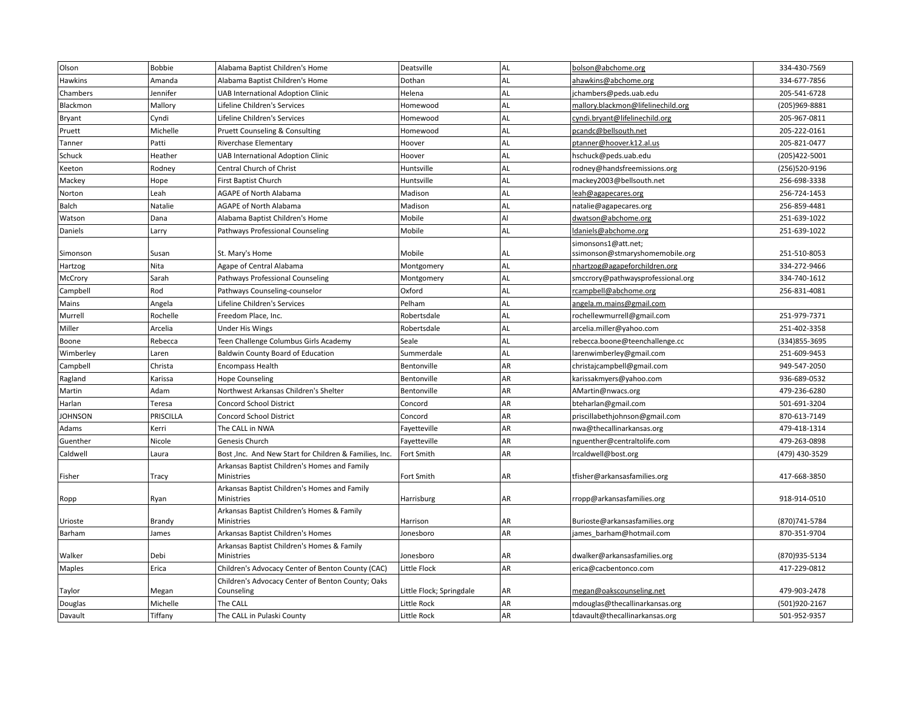| Olson | Bobbie | Alabama Baptist Children's Home | Deatsville | AL | bolson@abchome.org | 334-430-7569 |
|---|---|---|---|---|---|---|
| Hawkins | Amanda | Alabama Baptist Children's Home | Dothan | AL | ahawkins@abchome.org | 334-677-7856 |
| Chambers | Jennifer | UAB International Adoption Clinic | Helena | AL | jchambers@peds.uab.edu | 205-541-6728 |
| Blackmon | Mallory | Lifeline Children's Services | Homewood | AL | mallory.blackmon@lifelinechild.org | (205)969-8881 |
| Bryant | Cyndi | Lifeline Children's Services | Homewood | AL | cyndi.bryant@lifelinechild.org | 205-967-0811 |
| Pruett | Michelle | Pruett Counseling & Consulting | Homewood | AL | pcandc@bellsouth.net | 205-222-0161 |
| Tanner | Patti | Riverchase Elementary | Hoover | AL | ptanner@hoover.k12.al.us | 205-821-0477 |
| Schuck | Heather | UAB International Adoption Clinic | Hoover | AL | hschuck@peds.uab.edu | (205)422-5001 |
| Keeton | Rodney | Central Church of Christ | Huntsville | AL | rodney@handsfreemissions.org | (256)520-9196 |
| Mackey | Hope | First Baptist Church | Huntsville | AL | mackey2003@bellsouth.net | 256-698-3338 |
| Norton | Leah | AGAPE of North Alabama | Madison | AL | leah@agapecares.org | 256-724-1453 |
| Balch | Natalie | AGAPE of North Alabama | Madison | AL | natalie@agapecares.org | 256-859-4481 |
| Watson | Dana | Alabama Baptist Children's Home | Mobile | Al | dwatson@abchome.org | 251-639-1022 |
| Daniels | Larry | Pathways Professional Counseling | Mobile | AL | ldaniels@abchome.org | 251-639-1022 |
| Simonson | Susan | St. Mary's Home | Mobile | AL | simonsons1@att.net; ssimonson@stmaryshomemobile.org | 251-510-8053 |
| Hartzog | Nita | Agape of Central Alabama | Montgomery | AL | nhartzog@agapeforchildren.org | 334-272-9466 |
| McCrory | Sarah | Pathways Professional Counseling | Montgomery | AL | smccrory@pathwaysprofessional.org | 334-740-1612 |
| Campbell | Rod | Pathways Counseling-counselor | Oxford | AL | rcampbell@abchome.org | 256-831-4081 |
| Mains | Angela | Lifeline Children's Services | Pelham | AL | angela.m.mains@gmail.com | |
| Murrell | Rochelle | Freedom Place, Inc. | Robertsdale | AL | rochellewmurrell@gmail.com | 251-979-7371 |
| Miller | Arcelia | Under His Wings | Robertsdale | AL | arcelia.miller@yahoo.com | 251-402-3358 |
| Boone | Rebecca | Teen Challenge Columbus Girls Academy | Seale | AL | rebecca.boone@teenchallenge.cc | (334)855-3695 |
| Wimberley | Laren | Baldwin County Board of Education | Summerdale | AL | larenwimberley@gmail.com | 251-609-9453 |
| Campbell | Christa | Encompass Health | Bentonville | AR | christajcampbell@gmail.com | 949-547-2050 |
| Ragland | Karissa | Hope Counseling | Bentonville | AR | karissakmyers@yahoo.com | 936-689-0532 |
| Martin | Adam | Northwest Arkansas Children's Shelter | Bentonville | AR | AMartin@nwacs.org | 479-236-6280 |
| Harlan | Teresa | Concord School District | Concord | AR | bteharlan@gmail.com | 501-691-3204 |
| JOHNSON | PRISCILLA | Concord School District | Concord | AR | priscillabethjohnson@gmail.com | 870-613-7149 |
| Adams | Kerri | The CALL in NWA | Fayetteville | AR | nwa@thecallinarkansas.org | 479-418-1314 |
| Guenther | Nicole | Genesis Church | Fayetteville | AR | nguenther@centraltolife.com | 479-263-0898 |
| Caldwell | Laura | Bost ,Inc. And New Start for Children & Families, Inc. | Fort Smith | AR | lrcaldwell@bost.org | (479) 430-3529 |
| Fisher | Tracy | Arkansas Baptist Children's Homes and Family Ministries | Fort Smith | AR | tfisher@arkansasfamilies.org | 417-668-3850 |
| Ropp | Ryan | Arkansas Baptist Children's Homes and Family Ministries | Harrisburg | AR | rropp@arkansasfamilies.org | 918-914-0510 |
| Urioste | Brandy | Arkansas Baptist Children's Homes & Family Ministries | Harrison | AR | Burioste@arkansasfamilies.org | (870)741-5784 |
| Barham | James | Arkansas Baptist Children's Homes | Jonesboro | AR | james_barham@hotmail.com | 870-351-9704 |
| Walker | Debi | Arkansas Baptist Children's Homes & Family Ministries | Jonesboro | AR | dwalker@arkansasfamilies.org | (870)935-5134 |
| Maples | Erica | Children's Advocacy Center of Benton County (CAC) | Little Flock | AR | erica@cacbentonco.com | 417-229-0812 |
| Taylor | Megan | Children's Advocacy Center of Benton County; Oaks Counseling | Little Flock; Springdale | AR | megan@oakscounseling.net | 479-903-2478 |
| Douglas | Michelle | The CALL | Little Rock | AR | mdouglas@thecallinarkansas.org | (501)920-2167 |
| Davault | Tiffany | The CALL in Pulaski County | Little Rock | AR | tdavault@thecallinarkansas.org | 501-952-9357 |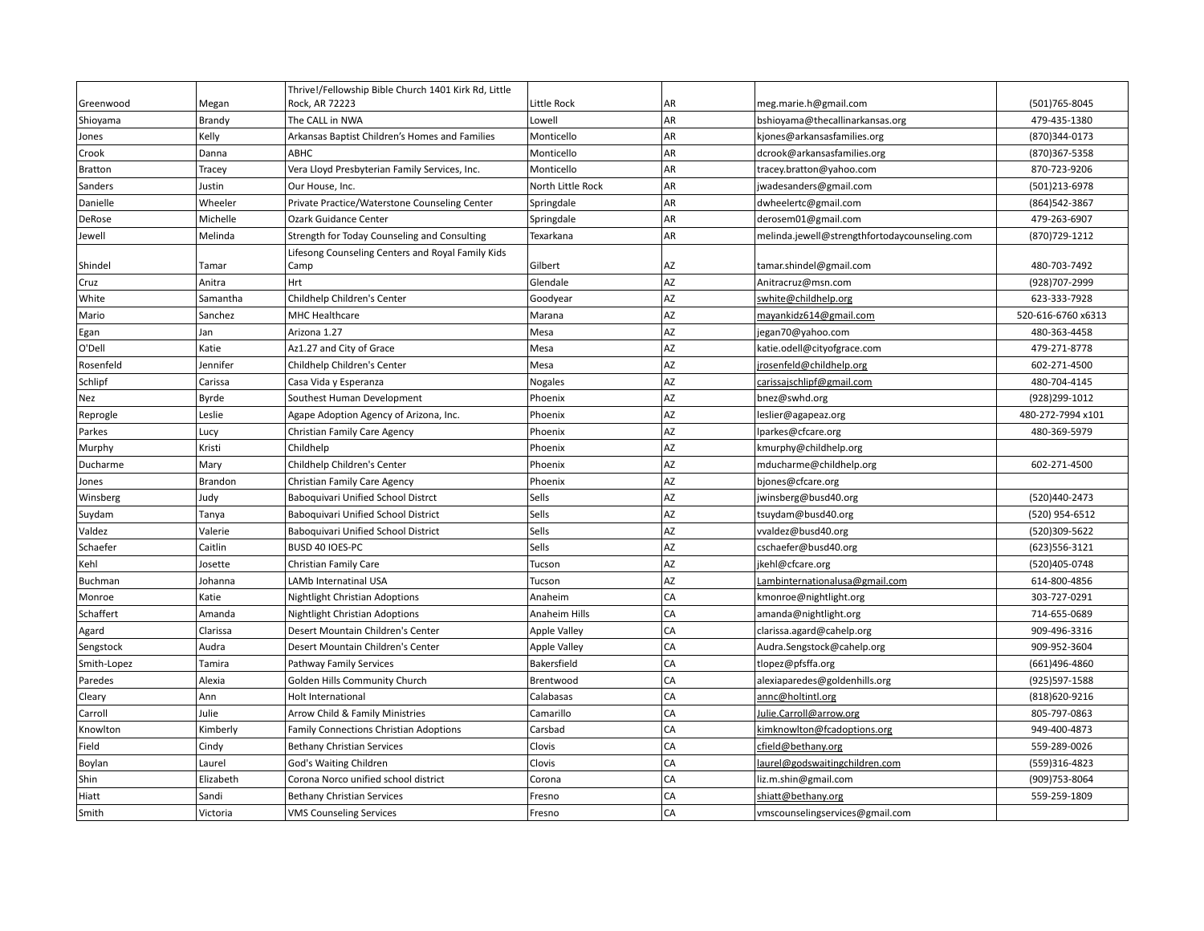| | | | | | | |
|---|---|---|---|---|---|---|
| Greenwood | Megan | Thrive!/Fellowship Bible Church 1401 Kirk Rd, Little Rock, AR 72223 | Little Rock | AR | meg.marie.h@gmail.com | (501)765-8045 |
| Shioyama | Brandy | The CALL in NWA | Lowell | AR | bshioyama@thecallinarkansas.org | 479-435-1380 |
| Jones | Kelly | Arkansas Baptist Children's Homes and Families | Monticello | AR | kjones@arkansasfamilies.org | (870)344-0173 |
| Crook | Danna | ABHC | Monticello | AR | dcrook@arkansasfamilies.org | (870)367-5358 |
| Bratton | Tracey | Vera Lloyd Presbyterian Family Services, Inc. | Monticello | AR | tracey.bratton@yahoo.com | 870-723-9206 |
| Sanders | Justin | Our House, Inc. | North Little Rock | AR | jwadesanders@gmail.com | (501)213-6978 |
| Danielle | Wheeler | Private Practice/Waterstone Counseling Center | Springdale | AR | dwheelertc@gmail.com | (864)542-3867 |
| DeRose | Michelle | Ozark Guidance Center | Springdale | AR | derosem01@gmail.com | 479-263-6907 |
| Jewell | Melinda | Strength for Today Counseling and Consulting | Texarkana | AR | melinda.jewell@strengthfortodaycounseling.com | (870)729-1212 |
| Shindel | Tamar | Lifesong Counseling Centers and Royal Family Kids Camp | Gilbert | AZ | tamar.shindel@gmail.com | 480-703-7492 |
| Cruz | Anitra | Hrt | Glendale | AZ | Anitracruz@msn.com | (928)707-2999 |
| White | Samantha | Childhelp Children's Center | Goodyear | AZ | swhite@childhelp.org | 623-333-7928 |
| Mario | Sanchez | MHC Healthcare | Marana | AZ | mayankidz614@gmail.com | 520-616-6760 x6313 |
| Egan | Jan | Arizona 1.27 | Mesa | AZ | jegan70@yahoo.com | 480-363-4458 |
| O'Dell | Katie | Az1.27 and City of Grace | Mesa | AZ | katie.odell@cityofgrace.com | 479-271-8778 |
| Rosenfeld | Jennifer | Childhelp Children's Center | Mesa | AZ | jrosenfeld@childhelp.org | 602-271-4500 |
| Schlipf | Carissa | Casa Vida y Esperanza | Nogales | AZ | carissajschlipf@gmail.com | 480-704-4145 |
| Nez | Byrde | Southest Human Development | Phoenix | AZ | bnez@swhd.org | (928)299-1012 |
| Reprogle | Leslie | Agape Adoption Agency of Arizona, Inc. | Phoenix | AZ | leslier@agapeaz.org | 480-272-7994 x101 |
| Parkes | Lucy | Christian Family Care Agency | Phoenix | AZ | lparkes@cfcare.org | 480-369-5979 |
| Murphy | Kristi | Childhelp | Phoenix | AZ | kmurphy@childhelp.org | |
| Ducharme | Mary | Childhelp Children's Center | Phoenix | AZ | mducharme@childhelp.org | 602-271-4500 |
| Jones | Brandon | Christian Family Care Agency | Phoenix | AZ | bjones@cfcare.org | |
| Winsberg | Judy | Baboquivari Unified School Distrct | Sells | AZ | jwinsberg@busd40.org | (520)440-2473 |
| Suydam | Tanya | Baboquivari Unified School District | Sells | AZ | tsuydam@busd40.org | (520) 954-6512 |
| Valdez | Valerie | Baboquivari Unified School District | Sells | AZ | vvaldez@busd40.org | (520)309-5622 |
| Schaefer | Caitlin | BUSD 40 IOES-PC | Sells | AZ | cschaefer@busd40.org | (623)556-3121 |
| Kehl | Josette | Christian Family Care | Tucson | AZ | jkehl@cfcare.org | (520)405-0748 |
| Buchman | Johanna | LAMb Internatinal USA | Tucson | AZ | Lambinternationalusa@gmail.com | 614-800-4856 |
| Monroe | Katie | Nightlight Christian Adoptions | Anaheim | CA | kmonroe@nightlight.org | 303-727-0291 |
| Schaffert | Amanda | Nightlight Christian Adoptions | Anaheim Hills | CA | amanda@nightlight.org | 714-655-0689 |
| Agard | Clarissa | Desert Mountain Children's Center | Apple Valley | CA | clarissa.agard@cahelp.org | 909-496-3316 |
| Sengstock | Audra | Desert Mountain Children's Center | Apple Valley | CA | Audra.Sengstock@cahelp.org | 909-952-3604 |
| Smith-Lopez | Tamira | Pathway Family Services | Bakersfield | CA | tlopez@pfsffa.org | (661)496-4860 |
| Paredes | Alexia | Golden Hills Community Church | Brentwood | CA | alexiaparedes@goldenhills.org | (925)597-1588 |
| Cleary | Ann | Holt International | Calabasas | CA | annc@holtintl.org | (818)620-9216 |
| Carroll | Julie | Arrow Child & Family Ministries | Camarillo | CA | Julie.Carroll@arrow.org | 805-797-0863 |
| Knowlton | Kimberly | Family Connections Christian Adoptions | Carsbad | CA | kimknowlton@fcadoptions.org | 949-400-4873 |
| Field | Cindy | Bethany Christian Services | Clovis | CA | cfield@bethany.org | 559-289-0026 |
| Boylan | Laurel | God's Waiting Children | Clovis | CA | laurel@godswaitingchildren.com | (559)316-4823 |
| Shin | Elizabeth | Corona Norco unified school district | Corona | CA | liz.m.shin@gmail.com | (909)753-8064 |
| Hiatt | Sandi | Bethany Christian Services | Fresno | CA | shiatt@bethany.org | 559-259-1809 |
| Smith | Victoria | VMS Counseling Services | Fresno | CA | vmscounselingservices@gmail.com | |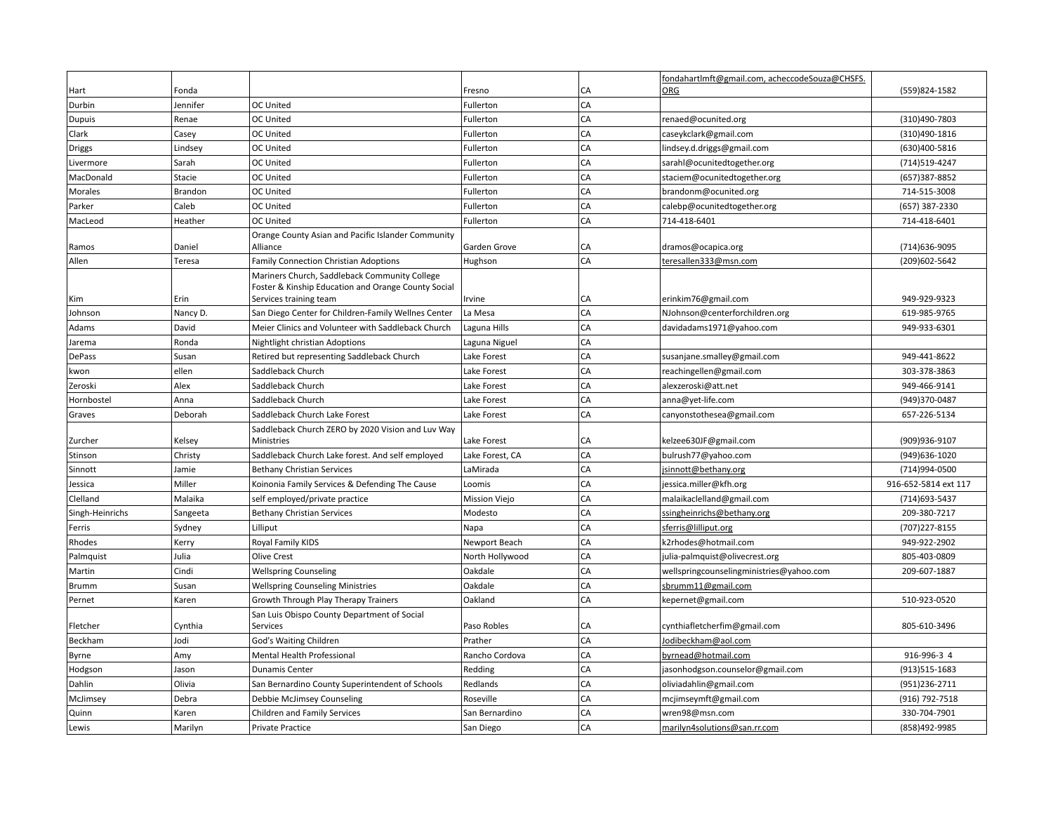| | | | | | | |
|---|---|---|---|---|---|---|
| Hart | Fonda | | Fresno | CA | fondahartlmft@gmail.com, acheccodeSouza@CHSFS.ORG | (559)824-1582 |
| Durbin | Jennifer | OC United | Fullerton | CA | | |
| Dupuis | Renae | OC United | Fullerton | CA | renaed@ocunited.org | (310)490-7803 |
| Clark | Casey | OC United | Fullerton | CA | caseykclark@gmail.com | (310)490-1816 |
| Driggs | Lindsey | OC United | Fullerton | CA | lindsey.d.driggs@gmail.com | (630)400-5816 |
| Livermore | Sarah | OC United | Fullerton | CA | sarahl@ocunitedtogether.org | (714)519-4247 |
| MacDonald | Stacie | OC United | Fullerton | CA | staciem@ocunitedtogether.org | (657)387-8852 |
| Morales | Brandon | OC United | Fullerton | CA | brandonm@ocunited.org | 714-515-3008 |
| Parker | Caleb | OC United | Fullerton | CA | calebp@ocunitedtogether.org | (657) 387-2330 |
| MacLeod | Heather | OC United | Fullerton | CA | 714-418-6401 | 714-418-6401 |
| Ramos | Daniel | Orange County Asian and Pacific Islander Community Alliance | Garden Grove | CA | dramos@ocapica.org | (714)636-9095 |
| Allen | Teresa | Family Connection Christian Adoptions | Hughson | CA | teresallen333@msn.com | (209)602-5642 |
| Kim | Erin | Mariners Church, Saddleback Community College Foster & Kinship Education and Orange County Social Services training team | Irvine | CA | erinkim76@gmail.com | 949-929-9323 |
| Johnson | Nancy D. | San Diego Center for Children-Family Wellnes Center | La Mesa | CA | NJohnson@centerforchildren.org | 619-985-9765 |
| Adams | David | Meier Clinics and Volunteer with Saddleback Church | Laguna Hills | CA | davidadams1971@yahoo.com | 949-933-6301 |
| Jarema | Ronda | Nightlight christian Adoptions | Laguna Niguel | CA | | |
| DePass | Susan | Retired but representing Saddleback Church | Lake Forest | CA | susanjane.smalley@gmail.com | 949-441-8622 |
| kwon | ellen | Saddleback Church | Lake Forest | CA | reachingellen@gmail.com | 303-378-3863 |
| Zeroski | Alex | Saddleback Church | Lake Forest | CA | alexzeroski@att.net | 949-466-9141 |
| Hornbostel | Anna | Saddleback Church | Lake Forest | CA | anna@yet-life.com | (949)370-0487 |
| Graves | Deborah | Saddleback Church Lake Forest | Lake Forest | CA | canyonstothesea@gmail.com | 657-226-5134 |
| Zurcher | Kelsey | Saddleback Church ZERO by 2020 Vision and Luv Way Ministries | Lake Forest | CA | kelzee630JF@gmail.com | (909)936-9107 |
| Stinson | Christy | Saddleback Church Lake forest. And self employed | Lake Forest, CA | CA | bulrush77@yahoo.com | (949)636-1020 |
| Sinnott | Jamie | Bethany Christian Services | LaMirada | CA | jsinnott@bethany.org | (714)994-0500 |
| Jessica | Miller | Koinonia Family Services & Defending The Cause | Loomis | CA | jessica.miller@kfh.org | 916-652-5814 ext 117 |
| Clelland | Malaika | self employed/private practice | Mission Viejo | CA | malaikaclelland@gmail.com | (714)693-5437 |
| Singh-Heinrichs | Sangeeta | Bethany Christian Services | Modesto | CA | ssingheinrichs@bethany.org | 209-380-7217 |
| Ferris | Sydney | Lilliput | Napa | CA | sferris@lilliput.org | (707)227-8155 |
| Rhodes | Kerry | Royal Family KIDS | Newport Beach | CA | k2rhodes@hotmail.com | 949-922-2902 |
| Palmquist | Julia | Olive Crest | North Hollywood | CA | julia-palmquist@olivecrest.org | 805-403-0809 |
| Martin | Cindi | Wellspring Counseling | Oakdale | CA | wellspringcounselingministries@yahoo.com | 209-607-1887 |
| Brumm | Susan | Wellspring Counseling Ministries | Oakdale | CA | sbrumm11@gmail.com | |
| Pernet | Karen | Growth Through Play Therapy Trainers | Oakland | CA | kepernet@gmail.com | 510-923-0520 |
| Fletcher | Cynthia | San Luis Obispo County Department of Social Services | Paso Robles | CA | cynthiafletcherfim@gmail.com | 805-610-3496 |
| Beckham | Jodi | God's Waiting Children | Prather | CA | Jodibeckham@aol.com | |
| Byrne | Amy | Mental Health Professional | Rancho Cordova | CA | byrnead@hotmail.com | 916-996-3 4 |
| Hodgson | Jason | Dunamis Center | Redding | CA | jasonhodgson.counselor@gmail.com | (913)515-1683 |
| Dahlin | Olivia | San Bernardino County Superintendent of Schools | Redlands | CA | oliviadahlin@gmail.com | (951)236-2711 |
| McJimsey | Debra | Debbie McJimsey Counseling | Roseville | CA | mcjimseymft@gmail.com | (916) 792-7518 |
| Quinn | Karen | Children and Family Services | San Bernardino | CA | wren98@msn.com | 330-704-7901 |
| Lewis | Marilyn | Private Practice | San Diego | CA | marilyn4solutions@san.rr.com | (858)492-9985 |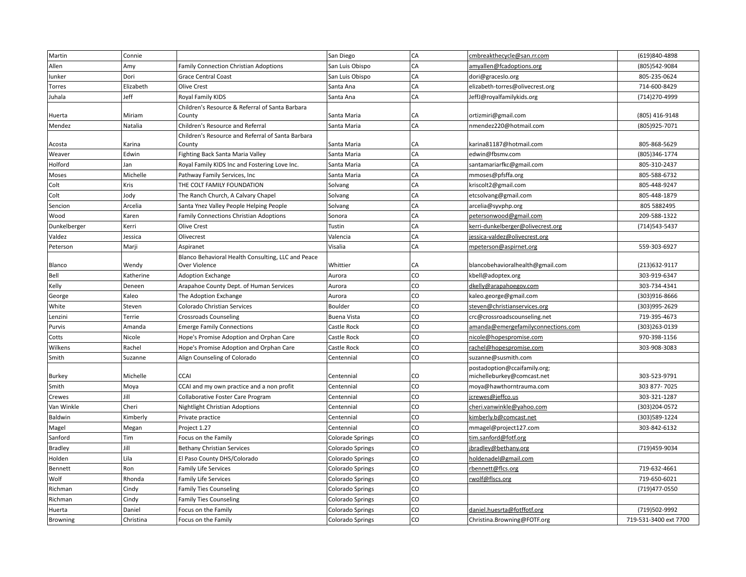| Martin | Connie | | San Diego | CA | cmbreakthecycle@san.rr.com | (619)840-4898 |
|---|---|---|---|---|---|---|
| Allen | Amy | Family Connection Christian Adoptions | San Luis Obispo | CA | amyallen@fcadoptions.org | (805)542-9084 |
| Iunker | Dori | Grace Central Coast | San Luis Obispo | CA | dori@graceslo.org | 805-235-0624 |
| Torres | Elizabeth | Olive Crest | Santa Ana | CA | elizabeth-torres@olivecrest.org | 714-600-8429 |
| Juhala | Jeff | Royal Family KIDS | Santa Ana | CA | JeffJ@royalfamilykids.org | (714)270-4999 |
| Huerta | Miriam | Children's Resource & Referral of Santa Barbara County | Santa Maria | CA | ortizmiri@gmail.com | (805) 416-9148 |
| Mendez | Natalia | Children's Resource and Referral | Santa Maria | CA | nmendez220@hotmail.com | (805)925-7071 |
| Acosta | Karina | Children's Resource and Referral of Santa Barbara County | Santa Maria | CA | karina81187@hotmail.com | 805-868-5629 |
| Weaver | Edwin | Fighting Back Santa Maria Valley | Santa Maria | CA | edwin@fbsmv.com | (805)346-1774 |
| Holford | Jan | Royal Family KIDS Inc and Fostering Love Inc. | Santa Maria | CA | santamariarfkc@gmail.com | 805-310-2437 |
| Moses | Michelle | Pathway Family Services, Inc | Santa Maria | CA | mmoses@pfsffa.org | 805-588-6732 |
| Colt | Kris | THE COLT FAMILY FOUNDATION | Solvang | CA | kriscolt2@gmail.com | 805-448-9247 |
| Colt | Jody | The Ranch Church, A Calvary Chapel | Solvang | CA | etcsolvang@gmail.com | 805-448-1879 |
| Sencion | Arcelia | Santa Ynez Valley People Helping People | Solvang | CA | arcelia@syvphp.org | 805 5882495 |
| Wood | Karen | Family Connections Christian Adoptions | Sonora | CA | petersonwood@gmail.com | 209-588-1322 |
| Dunkelberger | Kerri | Olive Crest | Tustin | CA | kerri-dunkelberger@olivecrest.org | (714)543-5437 |
| Valdez | Jessica | Olivecrest | Valencia | CA | jessica-valdez@olivecrest.org | |
| Peterson | Marji | Aspiranet | Visalia | CA | mpeterson@aspirnet.org | 559-303-6927 |
| Blanco | Wendy | Blanco Behavioral Health Consulting, LLC and Peace Over Violence | Whittier | CA | blancobehavioralhealth@gmail.com | (213)632-9117 |
| Bell | Katherine | Adoption Exchange | Aurora | CO | kbell@adoptex.org | 303-919-6347 |
| Kelly | Deneen | Arapahoe County Dept. of Human Services | Aurora | CO | dkelly@arapahoegov.com | 303-734-4341 |
| George | Kaleo | The Adoption Exchange | Aurora | CO | kaleo.george@gmail.com | (303)916-8666 |
| White | Steven | Colorado Christian Services | Boulder | CO | steven@christianservices.org | (303)995-2629 |
| Lenzini | Terrie | Crossroads Counseling | Buena Vista | CO | crc@crossroadscounseling.net | 719-395-4673 |
| Purvis | Amanda | Emerge Family Connections | Castle Rock | CO | amanda@emergefamilyconnections.com | (303)263-0139 |
| Cotts | Nicole | Hope's Promise Adoption and Orphan Care | Castle Rock | CO | nicole@hopespromise.com | 970-398-1156 |
| Wilkens | Rachel | Hope's Promise Adoption and Orphan Care | Castle Rock | CO | rachel@hopespromise.com | 303-908-3083 |
| Smith | Suzanne | Align Counseling of Colorado | Centennial | CO | suzanne@susmith.com | |
| Burkey | Michelle | CCAI | Centennial | CO | postadoption@ccaifamily.org; michelleburkey@comcast.net | 303-523-9791 |
| Smith | Moya | CCAI and my own practice and a non profit | Centennial | CO | moya@hawthorntrauma.com | 303 877- 7025 |
| Crewes | Jill | Collaborative Foster Care Program | Centennial | CO | jcrewes@jeffco.us | 303-321-1287 |
| Van Winkle | Cheri | Nightlight Christian Adoptions | Centennial | CO | cheri.vanwinkle@yahoo.com | (303)204-0572 |
| Baldwin | Kimberly | Private practice | Centennial | CO | kimberly.b@comcast.net | (303)589-1224 |
| Magel | Megan | Project 1.27 | Centennial | CO | mmagel@project127.com | 303-842-6132 |
| Sanford | Tim | Focus on the Family | Colorade Springs | CO | tim.sanford@fotf.org | |
| Bradley | Jill | Bethany Christian Services | Colorado Springs | CO | jbradley@bethany.org | (719)459-9034 |
| Holden | Lila | El Paso County DHS/Colorado | Colorado Springs | CO | holdenadel@gmail.com | |
| Bennett | Ron | Family Life Services | Colorado Springs | CO | rbennett@flcs.org | 719-632-4661 |
| Wolf | Rhonda | Family Life Services | Colorado Springs | CO | rwolf@flscs.org | 719-650-6021 |
| Richman | Cindy | Family Ties Counseling | Colorado Springs | CO | | (719)477-0550 |
| Richman | Cindy | Family Ties Counseling | Colorado Springs | CO | | |
| Huerta | Daniel | Focus on the Family | Colorado Springs | CO | daniel.huesrta@fotffotf.org | (719)502-9992 |
| Browning | Christina | Focus on the Family | Colorado Springs | CO | Christina.Browning@FOTF.org | 719-531-3400 ext 7700 |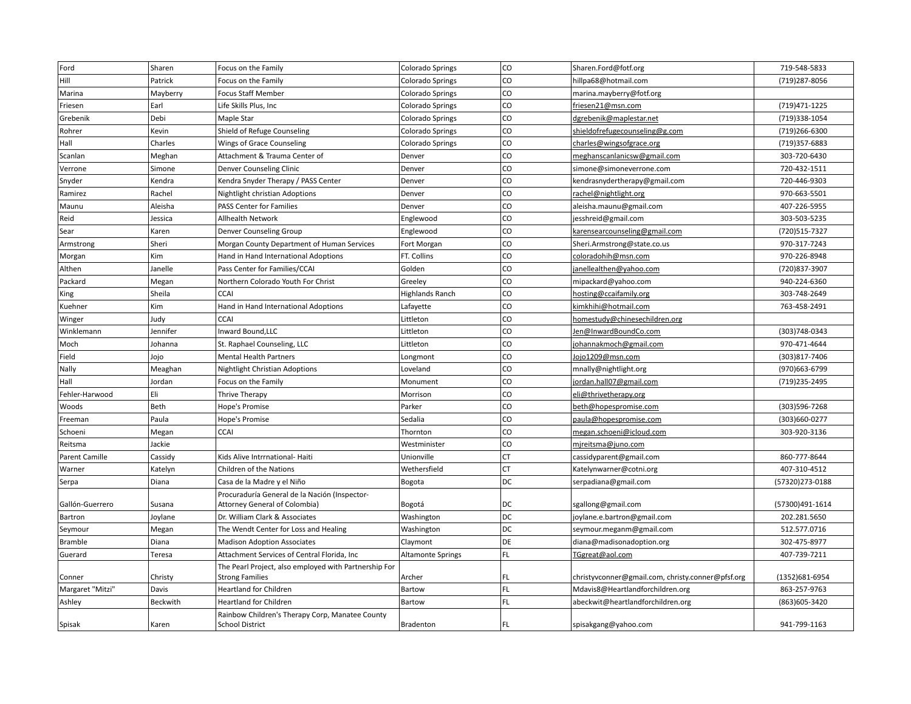| Ford | Sharen | Focus on the Family | Colorado Springs | CO | Sharen.Ford@fotf.org | 719-548-5833 |
|---|---|---|---|---|---|---|
| Hill | Patrick | Focus on the Family | Colorado Springs | CO | hillpa68@hotmail.com | (719)287-8056 |
| Marina | Mayberry | Focus Staff Member | Colorado Springs | CO | marina.mayberry@fotf.org | |
| Friesen | Earl | Life Skills Plus, Inc | Colorado Springs | CO | friesen21@msn.com | (719)471-1225 |
| Grebenik | Debi | Maple Star | Colorado Springs | CO | dgrebenik@maplestar.net | (719)338-1054 |
| Rohrer | Kevin | Shield of Refuge Counseling | Colorado Springs | CO | shieldofrefugecounseling@g.com | (719)266-6300 |
| Hall | Charles | Wings of Grace Counseling | Colorado Springs | CO | charles@wingsofgrace.org | (719)357-6883 |
| Scanlan | Meghan | Attachment & Trauma Center of | Denver | CO | meghanscanlanicsw@gmail.com | 303-720-6430 |
| Verrone | Simone | Denver Counseling Clinic | Denver | CO | simone@simoneverrone.com | 720-432-1511 |
| Snyder | Kendra | Kendra Snyder Therapy / PASS Center | Denver | CO | kendrasnydertherapy@gmail.com | 720-446-9303 |
| Ramirez | Rachel | Nightlight christian Adoptions | Denver | CO | rachel@nightlight.org | 970-663-5501 |
| Maunu | Aleisha | PASS Center for Families | Denver | CO | aleisha.maunu@gmail.com | 407-226-5955 |
| Reid | Jessica | Allhealth Network | Englewood | CO | jesshreid@gmail.com | 303-503-5235 |
| Sear | Karen | Denver Counseling Group | Englewood | CO | karensearcounseling@gmail.com | (720)515-7327 |
| Armstrong | Sheri | Morgan County Department of Human Services | Fort Morgan | CO | Sheri.Armstrong@state.co.us | 970-317-7243 |
| Morgan | Kim | Hand in Hand International Adoptions | FT. Collins | CO | coloradohih@msn.com | 970-226-8948 |
| Althen | Janelle | Pass Center for Families/CCAI | Golden | CO | janellealthen@yahoo.com | (720)837-3907 |
| Packard | Megan | Northern Colorado Youth For Christ | Greeley | CO | mipackard@yahoo.com | 940-224-6360 |
| King | Sheila | CCAI | Highlands Ranch | CO | hosting@ccaifamily.org | 303-748-2649 |
| Kuehner | Kim | Hand in Hand International Adoptions | Lafayette | CO | kimkhihi@hotmail.com | 763-458-2491 |
| Winger | Judy | CCAI | Littleton | CO | homestudy@chinesechildren.org | |
| Winklemann | Jennifer | Inward Bound,LLC | Littleton | CO | Jen@InwardBoundCo.com | (303)748-0343 |
| Moch | Johanna | St. Raphael Counseling, LLC | Littleton | CO | johannakmoch@gmail.com | 970-471-4644 |
| Field | Jojo | Mental Health Partners | Longmont | CO | Jojo1209@msn.com | (303)817-7406 |
| Nally | Meaghan | Nightlight Christian Adoptions | Loveland | CO | mnally@nightlight.org | (970)663-6799 |
| Hall | Jordan | Focus on the Family | Monument | CO | jordan.hall07@gmail.com | (719)235-2495 |
| Fehler-Harwood | Eli | Thrive Therapy | Morrison | CO | eli@thrivetherapy.org | |
| Woods | Beth | Hope's Promise | Parker | CO | beth@hopespromise.com | (303)596-7268 |
| Freeman | Paula | Hope's Promise | Sedalia | CO | paula@hopespromise.com | (303)660-0277 |
| Schoeni | Megan | CCAI | Thornton | CO | megan.schoeni@icloud.com | 303-920-3136 |
| Reitsma | Jackie | | Westminister | CO | mjreitsma@juno.com | |
| Parent Camille | Cassidy | Kids Alive Intrrnational- Haiti | Unionville | CT | cassidyparent@gmail.com | 860-777-8644 |
| Warner | Katelyn | Children of the Nations | Wethersfield | CT | Katelynwarner@cotni.org | 407-310-4512 |
| Serpa | Diana | Casa de la Madre y el Niño | Bogota | DC | serpadiana@gmail.com | (57320)273-0188 |
| Gallón-Guerrero | Susana | Procuraduría General de la Nación (Inspector-Attorney General of Colombia) | Bogotá | DC | sgallong@gmail.com | (57300)491-1614 |
| Bartron | Joylane | Dr. William Clark & Associates | Washington | DC | joylane.e.bartron@gmail.com | 202.281.5650 |
| Seymour | Megan | The Wendt Center for Loss and Healing | Washington | DC | seymour.meganm@gmail.com | 512.577.0716 |
| Bramble | Diana | Madison Adoption Associates | Claymont | DE | diana@madisonadoption.org | 302-475-8977 |
| Guerard | Teresa | Attachment Services of Central Florida, Inc | Altamonte Springs | FL | TGgreat@aol.com | 407-739-7211 |
| Conner | Christy | The Pearl Project, also employed with Partnership For Strong Families | Archer | FL | christyvconner@gmail.com, christy.conner@pfsf.org | (1352)681-6954 |
| Margaret "Mitzi" | Davis | Heartland for Children | Bartow | FL | Mdavis8@Heartlandforchildren.org | 863-257-9763 |
| Ashley | Beckwith | Heartland for Children | Bartow | FL | abeckwit@heartlandforchildren.org | (863)605-3420 |
| Spisak | Karen | Rainbow Children's Therapy Corp, Manatee County School District | Bradenton | FL | spisakgang@yahoo.com | 941-799-1163 |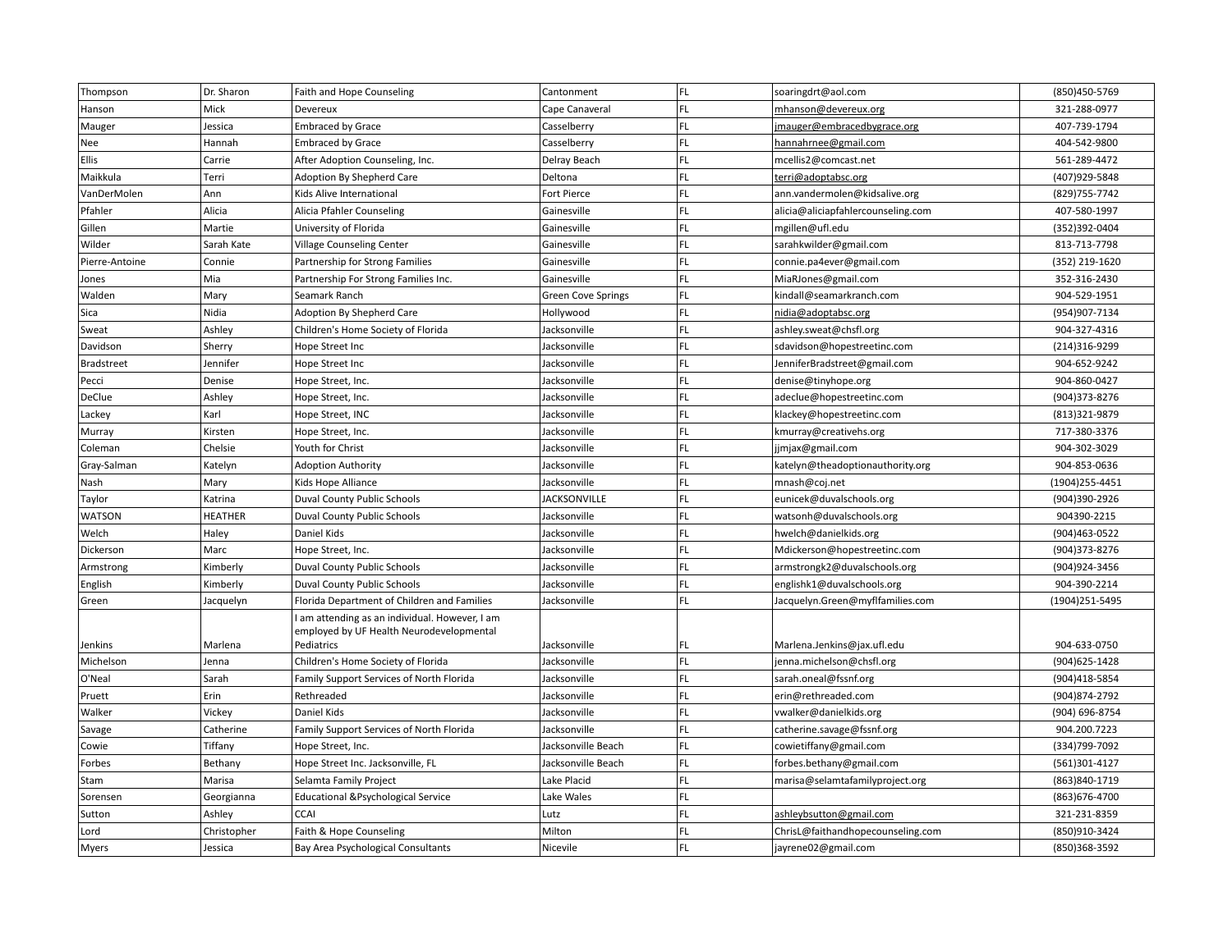| Thompson | Dr. Sharon | Faith and Hope Counseling | Cantonment | FL | soaringdrt@aol.com | (850)450-5769 |
|---|---|---|---|---|---|---|
| Hanson | Mick | Devereux | Cape Canaveral | FL | mhanson@devereux.org | 321-288-0977 |
| Mauger | Jessica | Embraced by Grace | Casselberry | FL | jmauger@embracedbygrace.org | 407-739-1794 |
| Nee | Hannah | Embraced by Grace | Casselberry | FL | hannahrnee@gmail.com | 404-542-9800 |
| Ellis | Carrie | After Adoption Counseling, Inc. | Delray Beach | FL | mcellis2@comcast.net | 561-289-4472 |
| Maikkula | Terri | Adoption By Shepherd Care | Deltona | FL | terri@adoptabsc.org | (407)929-5848 |
| VanDerMolen | Ann | Kids Alive International | Fort Pierce | FL | ann.vandermolen@kidsalive.org | (829)755-7742 |
| Pfahler | Alicia | Alicia Pfahler Counseling | Gainesville | FL | alicia@aliciapfahlercounseling.com | 407-580-1997 |
| Gillen | Martie | University of Florida | Gainesville | FL | mgillen@ufl.edu | (352)392-0404 |
| Wilder | Sarah Kate | Village Counseling Center | Gainesville | FL | sarahkwilder@gmail.com | 813-713-7798 |
| Pierre-Antoine | Connie | Partnership for Strong Families | Gainesville | FL | connie.pa4ever@gmail.com | (352) 219-1620 |
| Jones | Mia | Partnership For Strong Families Inc. | Gainesville | FL | MiaRJones@gmail.com | 352-316-2430 |
| Walden | Mary | Seamark Ranch | Green Cove Springs | FL | kindall@seamarkranch.com | 904-529-1951 |
| Sica | Nidia | Adoption By Shepherd Care | Hollywood | FL | nidia@adoptabsc.org | (954)907-7134 |
| Sweat | Ashley | Children's Home Society of Florida | Jacksonville | FL | ashley.sweat@chsfl.org | 904-327-4316 |
| Davidson | Sherry | Hope Street Inc | Jacksonville | FL | sdavidson@hopestreetinc.com | (214)316-9299 |
| Bradstreet | Jennifer | Hope Street Inc | Jacksonville | FL | JenniferBradstreet@gmail.com | 904-652-9242 |
| Pecci | Denise | Hope Street, Inc. | Jacksonville | FL | denise@tinyhope.org | 904-860-0427 |
| DeClue | Ashley | Hope Street, Inc. | Jacksonville | FL | adeclue@hopestreetinc.com | (904)373-8276 |
| Lackey | Karl | Hope Street, INC | Jacksonville | FL | klackey@hopestreetinc.com | (813)321-9879 |
| Murray | Kirsten | Hope Street, Inc. | Jacksonville | FL | kmurray@creativehs.org | 717-380-3376 |
| Coleman | Chelsie | Youth for Christ | Jacksonville | FL | jjmjax@gmail.com | 904-302-3029 |
| Gray-Salman | Katelyn | Adoption Authority | Jacksonville | FL | katelyn@theadoptionauthority.org | 904-853-0636 |
| Nash | Mary | Kids Hope Alliance | Jacksonville | FL | mnash@coj.net | (1904)255-4451 |
| Taylor | Katrina | Duval County Public Schools | JACKSONVILLE | FL | eunicek@duvalschools.org | (904)390-2926 |
| WATSON | HEATHER | Duval County Public Schools | Jacksonville | FL | watsonh@duvalschools.org | 904390-2215 |
| Welch | Haley | Daniel Kids | Jacksonville | FL | hwelch@danielkids.org | (904)463-0522 |
| Dickerson | Marc | Hope Street, Inc. | Jacksonville | FL | Mdickerson@hopestreetinc.com | (904)373-8276 |
| Armstrong | Kimberly | Duval County Public Schools | Jacksonville | FL | armstrongk2@duvalschools.org | (904)924-3456 |
| English | Kimberly | Duval County Public Schools | Jacksonville | FL | englishk1@duvalschools.org | 904-390-2214 |
| Green | Jacquelyn | Florida Department of Children and Families | Jacksonville | FL | Jacquelyn.Green@myflfamilies.com | (1904)251-5495 |
| Jenkins | Marlena | I am attending as an individual. However, I am employed by UF Health Neurodevelopmental Pediatrics | Jacksonville | FL | Marlena.Jenkins@jax.ufl.edu | 904-633-0750 |
| Michelson | Jenna | Children's Home Society of Florida | Jacksonville | FL | jenna.michelson@chsfl.org | (904)625-1428 |
| O'Neal | Sarah | Family Support Services of North Florida | Jacksonville | FL | sarah.oneal@fssnf.org | (904)418-5854 |
| Pruett | Erin | Rethreaded | Jacksonville | FL | erin@rethreaded.com | (904)874-2792 |
| Walker | Vickey | Daniel Kids | Jacksonville | FL | vwalker@danielkids.org | (904) 696-8754 |
| Savage | Catherine | Family Support Services of North Florida | Jacksonville | FL | catherine.savage@fssnf.org | 904.200.7223 |
| Cowie | Tiffany | Hope Street, Inc. | Jacksonville Beach | FL | cowietiffany@gmail.com | (334)799-7092 |
| Forbes | Bethany | Hope Street Inc. Jacksonville, FL | Jacksonville Beach | FL | forbes.bethany@gmail.com | (561)301-4127 |
| Stam | Marisa | Selamta Family Project | Lake Placid | FL | marisa@selamtafamilyproject.org | (863)840-1719 |
| Sorensen | Georgianna | Educational &Psychological Service | Lake Wales | FL | | (863)676-4700 |
| Sutton | Ashley | CCAI | Lutz | FL | ashleybsutton@gmail.com | 321-231-8359 |
| Lord | Christopher | Faith & Hope Counseling | Milton | FL | ChrisL@faithandhopecounseling.com | (850)910-3424 |
| Myers | Jessica | Bay Area Psychological Consultants | Nicevile | FL | jayrene02@gmail.com | (850)368-3592 |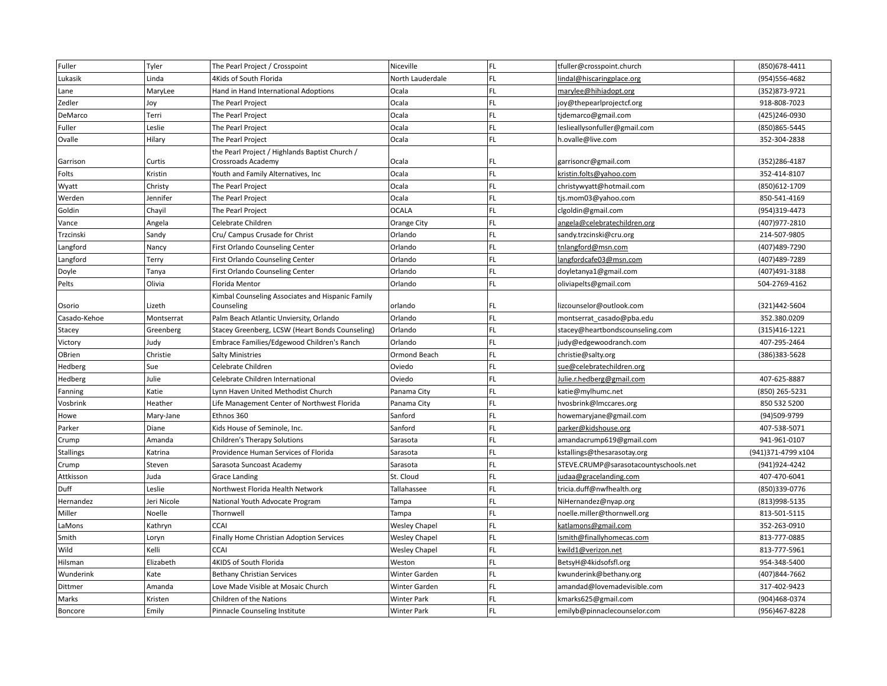| Fuller | Tyler | The Pearl Project / Crosspoint | Niceville | FL | tfuller@crosspoint.church | (850)678-4411 |
|---|---|---|---|---|---|---|
| Lukasik | Linda | 4Kids of South Florida | North Lauderdale | FL | lindal@hiscaringplace.org | (954)556-4682 |
| Lane | MaryLee | Hand in Hand International Adoptions | Ocala | FL | marylee@hihiadopt.org | (352)873-9721 |
| Zedler | Joy | The Pearl Project | Ocala | FL | joy@thepearlprojectcf.org | 918-808-7023 |
| DeMarco | Terri | The Pearl Project | Ocala | FL | tjdemarco@gmail.com | (425)246-0930 |
| Fuller | Leslie | The Pearl Project | Ocala | FL | leslieallysonfuller@gmail.com | (850)865-5445 |
| Ovalle | Hilary | The Pearl Project | Ocala | FL | h.ovalle@live.com | 352-304-2838 |
| Garrison | Curtis | the Pearl Project / Highlands Baptist Church / Crossroads Academy | Ocala | FL | garrisoncr@gmail.com | (352)286-4187 |
| Folts | Kristin | Youth and Family Alternatives, Inc | Ocala | FL | kristin.folts@yahoo.com | 352-414-8107 |
| Wyatt | Christy | The Pearl Project | Ocala | FL | christywyatt@hotmail.com | (850)612-1709 |
| Werden | Jennifer | The Pearl Project | Ocala | FL | tjs.mom03@yahoo.com | 850-541-4169 |
| Goldin | Chayil | The Pearl Project | OCALA | FL | clgoldin@gmail.com | (954)319-4473 |
| Vance | Angela | Celebrate Children | Orange City | FL | angela@celebratechildren.org | (407)977-2810 |
| Trzcinski | Sandy | Cru/ Campus Crusade for Christ | Orlando | FL | sandy.trzcinski@cru.org | 214-507-9805 |
| Langford | Nancy | First Orlando Counseling Center | Orlando | FL | tnlangford@msn.com | (407)489-7290 |
| Langford | Terry | First Orlando Counseling Center | Orlando | FL | langfordcafe03@msn.com | (407)489-7289 |
| Doyle | Tanya | First Orlando Counseling Center | Orlando | FL | doyletanya1@gmail.com | (407)491-3188 |
| Pelts | Olivia | Florida Mentor | Orlando | FL | oliviapelts@gmail.com | 504-2769-4162 |
| Osorio | Lizeth | Kimbal Counseling Associates and Hispanic Family Counseling | orlando | FL | lizcounselor@outlook.com | (321)442-5604 |
| Casado-Kehoe | Montserrat | Palm Beach Atlantic Unviersity, Orlando | Orlando | FL | montserrat_casado@pba.edu | 352.380.0209 |
| Stacey | Greenberg | Stacey Greenberg, LCSW (Heart Bonds Counseling) | Orlando | FL | stacey@heartbondscounseling.com | (315)416-1221 |
| Victory | Judy | Embrace Families/Edgewood Children's Ranch | Orlando | FL | judy@edgewoodranch.com | 407-295-2464 |
| OBrien | Christie | Salty Ministries | Ormond Beach | FL | christie@salty.org | (386)383-5628 |
| Hedberg | Sue | Celebrate Children | Oviedo | FL | sue@celebratechildren.org | |
| Hedberg | Julie | Celebrate Children International | Oviedo | FL | Julie.r.hedberg@gmail.com | 407-625-8887 |
| Fanning | Katie | Lynn Haven United Methodist Church | Panama City | FL | katie@mylhumc.net | (850) 265-5231 |
| Vosbrink | Heather | Life Management Center of Northwest Florida | Panama City | FL | hvosbrink@lmccares.org | 850 532 5200 |
| Howe | Mary-Jane | Ethnos 360 | Sanford | FL | howemaryjane@gmail.com | (94)509-9799 |
| Parker | Diane | Kids House of Seminole, Inc. | Sanford | FL | parker@kidshouse.org | 407-538-5071 |
| Crump | Amanda | Children's Therapy Solutions | Sarasota | FL | amandacrump619@gmail.com | 941-961-0107 |
| Stallings | Katrina | Providence Human Services of Florida | Sarasota | FL | kstallings@thesarasotay.org | (941)371-4799 x104 |
| Crump | Steven | Sarasota Suncoast Academy | Sarasota | FL | STEVE.CRUMP@sarasotacountyschools.net | (941)924-4242 |
| Attkisson | Juda | Grace Landing | St. Cloud | FL | judaa@gracelanding.com | 407-470-6041 |
| Duff | Leslie | Northwest Florida Health Network | Tallahassee | FL | tricia.duff@nwfhealth.org | (850)339-0776 |
| Hernandez | Jeri Nicole | National Youth Advocate Program | Tampa | FL | NiHernandez@nyap.org | (813)998-5135 |
| Miller | Noelle | Thornwell | Tampa | FL | noelle.miller@thornwell.org | 813-501-5115 |
| LaMons | Kathryn | CCAI | Wesley Chapel | FL | katlamons@gmail.com | 352-263-0910 |
| Smith | Loryn | Finally Home Christian Adoption Services | Wesley Chapel | FL | lsmith@finallyhomecas.com | 813-777-0885 |
| Wild | Kelli | CCAI | Wesley Chapel | FL | kwild1@verizon.net | 813-777-5961 |
| Hilsman | Elizabeth | 4KIDS of South Florida | Weston | FL | BetsyH@4kidsofsfl.org | 954-348-5400 |
| Wunderink | Kate | Bethany Christian Services | Winter Garden | FL | kwunderink@bethany.org | (407)844-7662 |
| Dittmer | Amanda | Love Made Visible at Mosaic Church | Winter Garden | FL | amandad@lovemadevisible.com | 317-402-9423 |
| Marks | Kristen | Children of the Nations | Winter Park | FL | kmarks625@gmail.com | (904)468-0374 |
| Boncore | Emily | Pinnacle Counseling Institute | Winter Park | FL | emilyb@pinnaclecounselor.com | (956)467-8228 |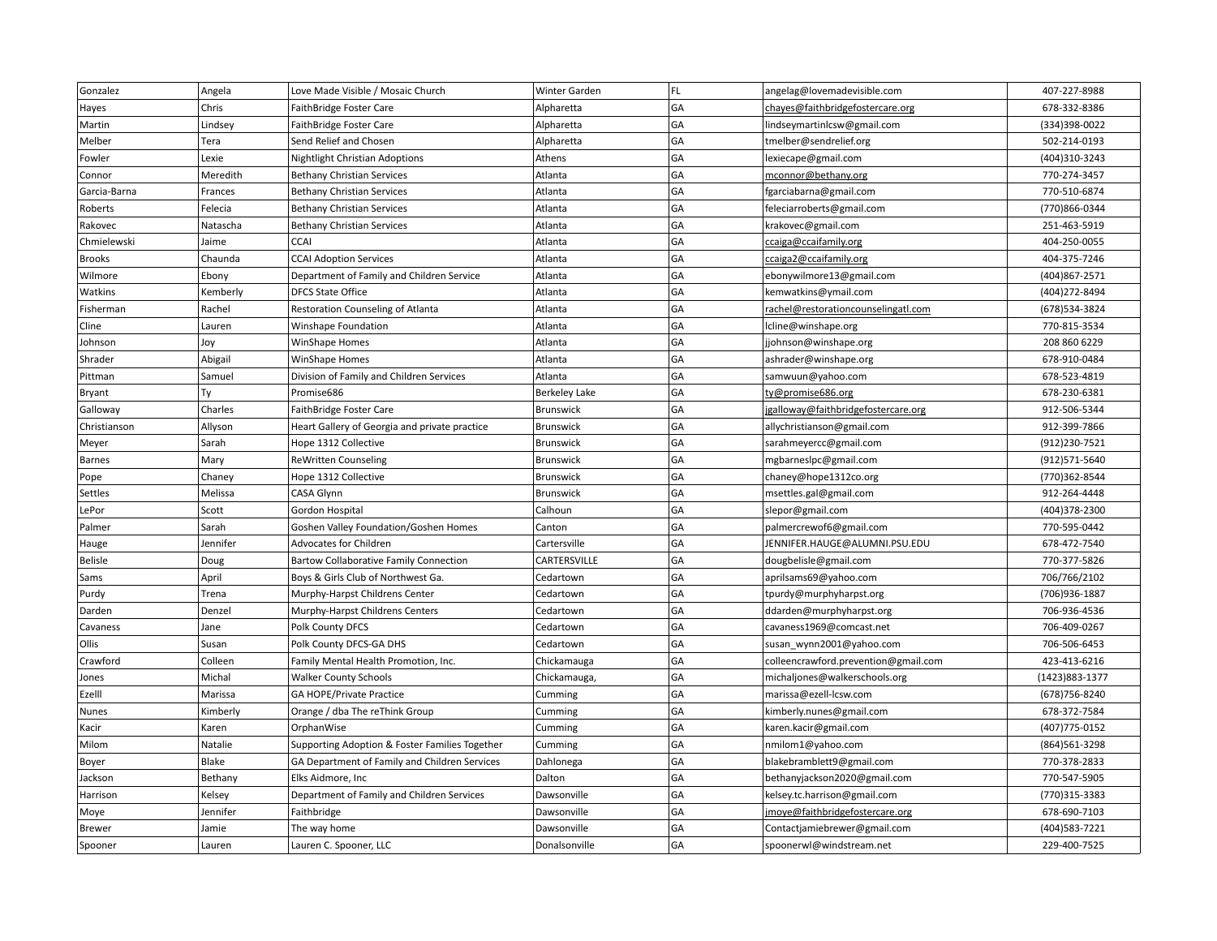| Gonzalez | Angela | Love Made Visible / Mosaic Church | Winter Garden | FL | angelag@lovemadevisible.com | 407-227-8988 |
|---|---|---|---|---|---|---|
| Hayes | Chris | FaithBridge Foster Care | Alpharetta | GA | chayes@faithbridgefostercare.org | 678-332-8386 |
| Martin | Lindsey | FaithBridge Foster Care | Alpharetta | GA | lindseymartinlcsw@gmail.com | (334)398-0022 |
| Melber | Tera | Send Relief and Chosen | Alpharetta | GA | tmelber@sendrelief.org | 502-214-0193 |
| Fowler | Lexie | Nightlight Christian Adoptions | Athens | GA | lexiecape@gmail.com | (404)310-3243 |
| Connor | Meredith | Bethany Christian Services | Atlanta | GA | mconnor@bethany.org | 770-274-3457 |
| Garcia-Barna | Frances | Bethany Christian Services | Atlanta | GA | fgarciabarna@gmail.com | 770-510-6874 |
| Roberts | Felecia | Bethany Christian Services | Atlanta | GA | feleciarroberts@gmail.com | (770)866-0344 |
| Rakovec | Natascha | Bethany Christian Services | Atlanta | GA | krakovec@gmail.com | 251-463-5919 |
| Chmielewski | Jaime | CCAI | Atlanta | GA | ccaiga@ccaifamily.org | 404-250-0055 |
| Brooks | Chaunda | CCAI Adoption Services | Atlanta | GA | ccaiga2@ccaifamily.org | 404-375-7246 |
| Wilmore | Ebony | Department of Family and Children Service | Atlanta | GA | ebonywilmore13@gmail.com | (404)867-2571 |
| Watkins | Kemberly | DFCS State Office | Atlanta | GA | kemwatkins@ymail.com | (404)272-8494 |
| Fisherman | Rachel | Restoration Counseling of Atlanta | Atlanta | GA | rachel@restorationcounselingatl.com | (678)534-3824 |
| Cline | Lauren | Winshape Foundation | Atlanta | GA | lcline@winshape.org | 770-815-3534 |
| Johnson | Joy | WinShape Homes | Atlanta | GA | jjohnson@winshape.org | 208 860 6229 |
| Shrader | Abigail | WinShape Homes | Atlanta | GA | ashrader@winshape.org | 678-910-0484 |
| Pittman | Samuel | Division of Family and Children Services | Atlanta | GA | samwuun@yahoo.com | 678-523-4819 |
| Bryant | Ty | Promise686 | Berkeley Lake | GA | ty@promise686.org | 678-230-6381 |
| Galloway | Charles | FaithBridge Foster Care | Brunswick | GA | jgalloway@faithbridgefostercare.org | 912-506-5344 |
| Christianson | Allyson | Heart Gallery of Georgia and private practice | Brunswick | GA | allychristianson@gmail.com | 912-399-7866 |
| Meyer | Sarah | Hope 1312 Collective | Brunswick | GA | sarahmeyercc@gmail.com | (912)230-7521 |
| Barnes | Mary | ReWritten Counseling | Brunswick | GA | mgbarneslpc@gmail.com | (912)571-5640 |
| Pope | Chaney | Hope 1312 Collective | Brunswick | GA | chaney@hope1312co.org | (770)362-8544 |
| Settles | Melissa | CASA Glynn | Brunswick | GA | msettles.gal@gmail.com | 912-264-4448 |
| LePor | Scott | Gordon Hospital | Calhoun | GA | slepor@gmail.com | (404)378-2300 |
| Palmer | Sarah | Goshen Valley Foundation/Goshen Homes | Canton | GA | palmercrewof6@gmail.com | 770-595-0442 |
| Hauge | Jennifer | Advocates for Children | Cartersville | GA | JENNIFER.HAUGE@ALUMNI.PSU.EDU | 678-472-7540 |
| Belisle | Doug | Bartow Collaborative Family Connection | CARTERSVILLE | GA | dougbelisle@gmail.com | 770-377-5826 |
| Sams | April | Boys & Girls Club of Northwest Ga. | Cedartown | GA | aprilsams69@yahoo.com | 706/766/2102 |
| Purdy | Trena | Murphy-Harpst Childrens Center | Cedartown | GA | tpurdy@murphyharpst.org | (706)936-1887 |
| Darden | Denzel | Murphy-Harpst Childrens Centers | Cedartown | GA | ddarden@murphyharpst.org | 706-936-4536 |
| Cavaness | Jane | Polk County DFCS | Cedartown | GA | cavaness1969@comcast.net | 706-409-0267 |
| Ollis | Susan | Polk County DFCS-GA DHS | Cedartown | GA | susan_wynn2001@yahoo.com | 706-506-6453 |
| Crawford | Colleen | Family Mental Health Promotion, Inc. | Chickamauga | GA | colleencrawford.prevention@gmail.com | 423-413-6216 |
| Jones | Michal | Walker County Schools | Chickamauga, | GA | michaljones@walkerschools.org | (1423)883-1377 |
| Ezelll | Marissa | GA HOPE/Private Practice | Cumming | GA | marissa@ezell-lcsw.com | (678)756-8240 |
| Nunes | Kimberly | Orange / dba The reThink Group | Cumming | GA | kimberly.nunes@gmail.com | 678-372-7584 |
| Kacir | Karen | OrphanWise | Cumming | GA | karen.kacir@gmail.com | (407)775-0152 |
| Milom | Natalie | Supporting Adoption & Foster Families Together | Cumming | GA | nmilom1@yahoo.com | (864)561-3298 |
| Boyer | Blake | GA Department of Family and Children Services | Dahlonega | GA | blakebramblett9@gmail.com | 770-378-2833 |
| Jackson | Bethany | Elks Aidmore, Inc | Dalton | GA | bethanyjackson2020@gmail.com | 770-547-5905 |
| Harrison | Kelsey | Department of Family and Children Services | Dawsonville | GA | kelsey.tc.harrison@gmail.com | (770)315-3383 |
| Moye | Jennifer | Faithbridge | Dawsonville | GA | jmoye@faithbridgefostercare.org | 678-690-7103 |
| Brewer | Jamie | The way home | Dawsonville | GA | Contactjamiebrewer@gmail.com | (404)583-7221 |
| Spooner | Lauren | Lauren C. Spooner, LLC | Donalsonville | GA | spoonerwl@windstream.net | 229-400-7525 |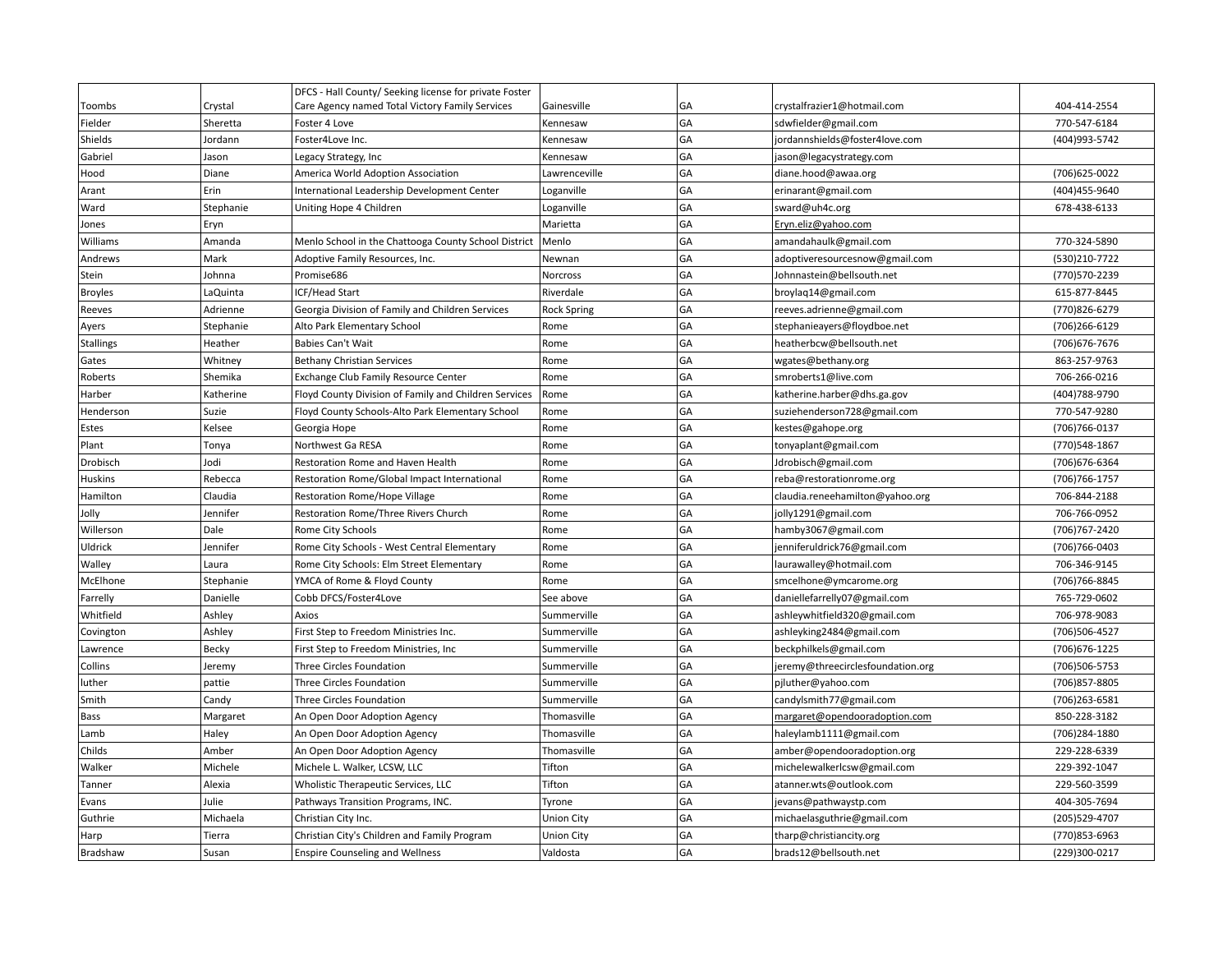| | | | | | | |
|---|---|---|---|---|---|---|
| Toombs | Crystal | DFCS - Hall County/ Seeking license for private Foster Care Agency named Total Victory Family Services | Gainesville | GA | crystalfrazier1@hotmail.com | 404-414-2554 |
| Fielder | Sheretta | Foster 4 Love | Kennesaw | GA | sdwfielder@gmail.com | 770-547-6184 |
| Shields | Jordann | Foster4Love Inc. | Kennesaw | GA | jordannshields@foster4love.com | (404)993-5742 |
| Gabriel | Jason | Legacy Strategy, Inc | Kennesaw | GA | jason@legacystrategy.com | |
| Hood | Diane | America World Adoption Association | Lawrenceville | GA | diane.hood@awaa.org | (706)625-0022 |
| Arant | Erin | International Leadership Development Center | Loganville | GA | erinarant@gmail.com | (404)455-9640 |
| Ward | Stephanie | Uniting Hope 4 Children | Loganville | GA | sward@uh4c.org | 678-438-6133 |
| Jones | Eryn | | Marietta | GA | Eryn.eliz@yahoo.com | |
| Williams | Amanda | Menlo School in the Chattooga County School District | Menlo | GA | amandahaulk@gmail.com | 770-324-5890 |
| Andrews | Mark | Adoptive Family Resources, Inc. | Newnan | GA | adoptiveresourcesnow@gmail.com | (530)210-7722 |
| Stein | Johnna | Promise686 | Norcross | GA | Johnnastein@bellsouth.net | (770)570-2239 |
| Broyles | LaQuinta | ICF/Head Start | Riverdale | GA | broylaq14@gmail.com | 615-877-8445 |
| Reeves | Adrienne | Georgia Division of Family and Children Services | Rock Spring | GA | reeves.adrienne@gmail.com | (770)826-6279 |
| Ayers | Stephanie | Alto Park Elementary School | Rome | GA | stephanieayers@floydboe.net | (706)266-6129 |
| Stallings | Heather | Babies Can't Wait | Rome | GA | heatherbcw@bellsouth.net | (706)676-7676 |
| Gates | Whitney | Bethany Christian Services | Rome | GA | wgates@bethany.org | 863-257-9763 |
| Roberts | Shemika | Exchange Club Family Resource Center | Rome | GA | smroberts1@live.com | 706-266-0216 |
| Harber | Katherine | Floyd County Division of Family and Children Services | Rome | GA | katherine.harber@dhs.ga.gov | (404)788-9790 |
| Henderson | Suzie | Floyd County Schools-Alto Park Elementary School | Rome | GA | suziehenderson728@gmail.com | 770-547-9280 |
| Estes | Kelsee | Georgia Hope | Rome | GA | kestes@gahope.org | (706)766-0137 |
| Plant | Tonya | Northwest Ga RESA | Rome | GA | tonyaplant@gmail.com | (770)548-1867 |
| Drobisch | Jodi | Restoration Rome and Haven Health | Rome | GA | Jdrobisch@gmail.com | (706)676-6364 |
| Huskins | Rebecca | Restoration Rome/Global Impact International | Rome | GA | reba@restorationrome.org | (706)766-1757 |
| Hamilton | Claudia | Restoration Rome/Hope Village | Rome | GA | claudia.reneehamilton@yahoo.org | 706-844-2188 |
| Jolly | Jennifer | Restoration Rome/Three Rivers Church | Rome | GA | jolly1291@gmail.com | 706-766-0952 |
| Willerson | Dale | Rome City Schools | Rome | GA | hamby3067@gmail.com | (706)767-2420 |
| Uldrick | Jennifer | Rome City Schools - West Central Elementary | Rome | GA | jenniferuldrick76@gmail.com | (706)766-0403 |
| Walley | Laura | Rome City Schools: Elm Street Elementary | Rome | GA | laurawalley@hotmail.com | 706-346-9145 |
| McElhone | Stephanie | YMCA of Rome & Floyd County | Rome | GA | smcelhone@ymcarome.org | (706)766-8845 |
| Farrelly | Danielle | Cobb DFCS/Foster4Love | See above | GA | daniellefarrelly07@gmail.com | 765-729-0602 |
| Whitfield | Ashley | Axios | Summerville | GA | ashleywhitfield320@gmail.com | 706-978-9083 |
| Covington | Ashley | First Step to Freedom Ministries Inc. | Summerville | GA | ashleyking2484@gmail.com | (706)506-4527 |
| Lawrence | Becky | First Step to Freedom Ministries, Inc | Summerville | GA | beckphilkels@gmail.com | (706)676-1225 |
| Collins | Jeremy | Three Circles Foundation | Summerville | GA | jeremy@threecirclesfoundation.org | (706)506-5753 |
| luther | pattie | Three Circles Foundation | Summerville | GA | pjluther@yahoo.com | (706)857-8805 |
| Smith | Candy | Three Circles Foundation | Summerville | GA | candylsmith77@gmail.com | (706)263-6581 |
| Bass | Margaret | An Open Door Adoption Agency | Thomasville | GA | margaret@opendooradoption.com | 850-228-3182 |
| Lamb | Haley | An Open Door Adoption Agency | Thomasville | GA | haleylamb1111@gmail.com | (706)284-1880 |
| Childs | Amber | An Open Door Adoption Agency | Thomasville | GA | amber@opendooradoption.org | 229-228-6339 |
| Walker | Michele | Michele L. Walker, LCSW, LLC | Tifton | GA | michelewalkerlcsw@gmail.com | 229-392-1047 |
| Tanner | Alexia | Wholistic Therapeutic Services, LLC | Tifton | GA | atanner.wts@outlook.com | 229-560-3599 |
| Evans | Julie | Pathways Transition Programs, INC. | Tyrone | GA | jevans@pathwaystp.com | 404-305-7694 |
| Guthrie | Michaela | Christian City Inc. | Union City | GA | michaelasguthrie@gmail.com | (205)529-4707 |
| Harp | Tierra | Christian City's Children and Family Program | Union City | GA | tharp@christiancity.org | (770)853-6963 |
| Bradshaw | Susan | Enspire Counseling and Wellness | Valdosta | GA | brads12@bellsouth.net | (229)300-0217 |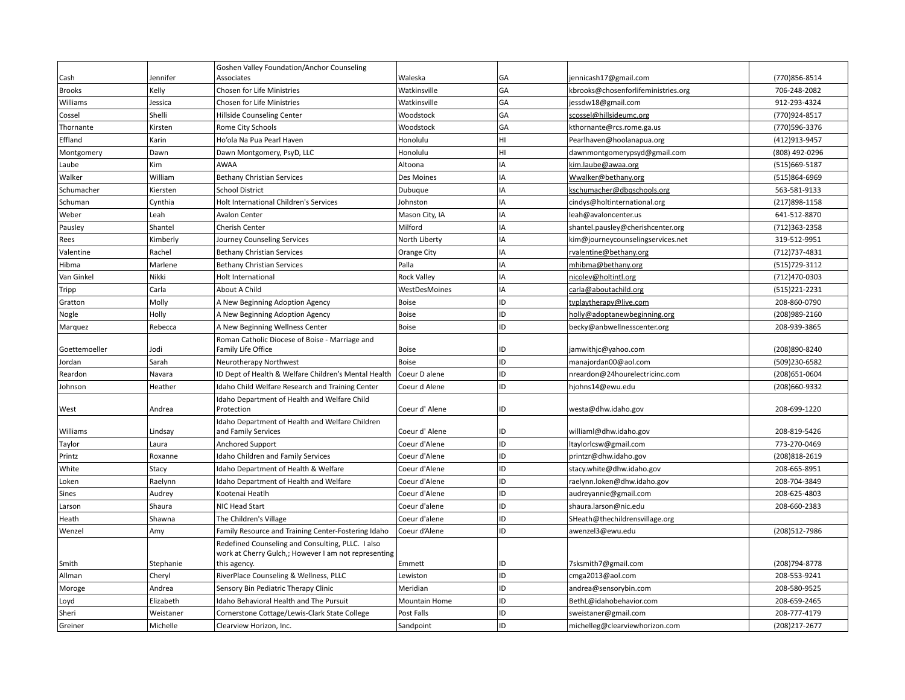| | | | | | | |
|---|---|---|---|---|---|---|
| Cash | Jennifer | Goshen Valley Foundation/Anchor Counseling Associates | Waleska | GA | jennicash17@gmail.com | (770)856-8514 |
| Brooks | Kelly | Chosen for Life Ministries | Watkinsville | GA | kbrooks@chosenforlifeministries.org | 706-248-2082 |
| Williams | Jessica | Chosen for Life Ministries | Watkinsville | GA | jessdw18@gmail.com | 912-293-4324 |
| Cossel | Shelli | Hillside Counseling Center | Woodstock | GA | scossel@hillsideumc.org | (770)924-8517 |
| Thornante | Kirsten | Rome City Schools | Woodstock | GA | kthornante@rcs.rome.ga.us | (770)596-3376 |
| Effland | Karin | Ho'ola Na Pua Pearl Haven | Honolulu | HI | Pearlhaven@hoolanapua.org | (412)913-9457 |
| Montgomery | Dawn | Dawn Montgomery, PsyD, LLC | Honolulu | HI | dawnmontgomerypsyd@gmail.com | (808) 492-0296 |
| Laube | Kim | AWAA | Altoona | IA | kim.laube@awaa.org | (515)669-5187 |
| Walker | William | Bethany Christian Services | Des Moines | IA | Wwalker@bethany.org | (515)864-6969 |
| Schumacher | Kiersten | School District | Dubuque | IA | kschumacher@dbqschools.org | 563-581-9133 |
| Schuman | Cynthia | Holt International Children's Services | Johnston | IA | cindys@holtinternational.org | (217)898-1158 |
| Weber | Leah | Avalon Center | Mason City, IA | IA | leah@avaloncenter.us | 641-512-8870 |
| Pausley | Shantel | Cherish Center | Milford | IA | shantel.pausley@cherishcenter.org | (712)363-2358 |
| Rees | Kimberly | Journey Counseling Services | North Liberty | IA | kim@journeycounselingservices.net | 319-512-9951 |
| Valentine | Rachel | Bethany Christian Services | Orange City | IA | rvalentine@bethany.org | (712)737-4831 |
| Hibma | Marlene | Bethany Christian Services | Palla | IA | mhibma@bethany.org | (515)729-3112 |
| Van Ginkel | Nikki | Holt International | Rock Valley | IA | nicolev@holtintl.org | (712)470-0303 |
| Tripp | Carla | About A Child | WestDesMoines | IA | carla@aboutachild.org | (515)221-2231 |
| Gratton | Molly | A New Beginning Adoption Agency | Boise | ID | tvplaytherapy@live.com | 208-860-0790 |
| Nogle | Holly | A New Beginning Adoption Agency | Boise | ID | holly@adoptanewbeginning.org | (208)989-2160 |
| Marquez | Rebecca | A New Beginning Wellness Center | Boise | ID | becky@anbwellnesscenter.org | 208-939-3865 |
| Goettemoeller | Jodi | Roman Catholic Diocese of Boise - Marriage and Family Life Office | Boise | ID | jamwithjc@yahoo.com | (208)890-8240 |
| Jordan | Sarah | Neurotherapy Northwest | Boise | ID | manajordan00@aol.com | (509)230-6582 |
| Reardon | Navara | ID Dept of Health & Welfare Children's Mental Health | Coeur D alene | ID | nreardon@24hourelectricinc.com | (208)651-0604 |
| Johnson | Heather | Idaho Child Welfare Research and Training Center | Coeur d Alene | ID | hjohns14@ewu.edu | (208)660-9332 |
| West | Andrea | Idaho Department of Health and Welfare Child Protection | Coeur d' Alene | ID | westa@dhw.idaho.gov | 208-699-1220 |
| Williams | Lindsay | Idaho Department of Health and Welfare Children and Family Services | Coeur d' Alene | ID | williaml@dhw.idaho.gov | 208-819-5426 |
| Taylor | Laura | Anchored Support | Coeur d'Alene | ID | ltaylorlcsw@gmail.com | 773-270-0469 |
| Printz | Roxanne | Idaho Children and Family Services | Coeur d'Alene | ID | printzr@dhw.idaho.gov | (208)818-2619 |
| White | Stacy | Idaho Department of Health & Welfare | Coeur d'Alene | ID | stacy.white@dhw.idaho.gov | 208-665-8951 |
| Loken | Raelynn | Idaho Department of Health and Welfare | Coeur d'Alene | ID | raelynn.loken@dhw.idaho.gov | 208-704-3849 |
| Sines | Audrey | Kootenai Heatlh | Coeur d'Alene | ID | audreyannie@gmail.com | 208-625-4803 |
| Larson | Shaura | NIC Head Start | Coeur d'alene | ID | shaura.larson@nic.edu | 208-660-2383 |
| Heath | Shawna | The Children's Village | Coeur d'alene | ID | SHeath@thechildrensvillage.org | |
| Wenzel | Amy | Family Resource and Training Center-Fostering Idaho | Coeur d'Alene | ID | awenzel3@ewu.edu | (208)512-7986 |
| Smith | Stephanie | Redefined Counseling and Consulting, PLLC. I also work at Cherry Gulch,; However I am not representing this agency. | Emmett | ID | 7sksmith7@gmail.com | (208)794-8778 |
| Allman | Cheryl | RiverPlace Counseling & Wellness, PLLC | Lewiston | ID | cmga2013@aol.com | 208-553-9241 |
| Moroge | Andrea | Sensory Bin Pediatric Therapy Clinic | Meridian | ID | andrea@sensorybin.com | 208-580-9525 |
| Loyd | Elizabeth | Idaho Behavioral Health and The Pursuit | Mountain Home | ID | BethL@idahobehavior.com | 208-659-2465 |
| Sheri | Weistaner | Cornerstone Cottage/Lewis-Clark State College | Post Falls | ID | sweistaner@gmail.com | 208-777-4179 |
| Greiner | Michelle | Clearview Horizon, Inc. | Sandpoint | ID | michelleg@clearviewhorizon.com | (208)217-2677 |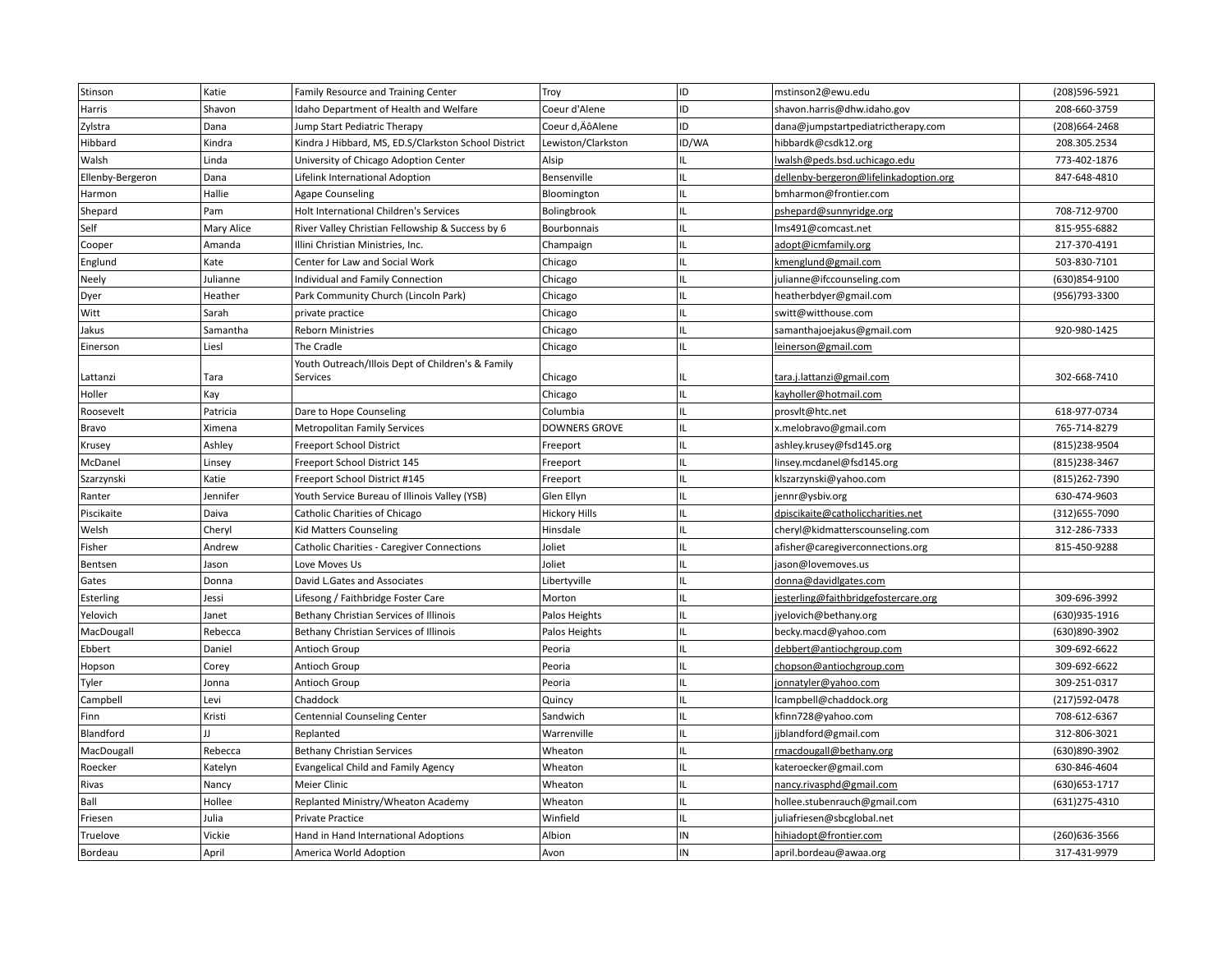| | | | | | | |
|---|---|---|---|---|---|---|
| Stinson | Katie | Family Resource and Training Center | Troy | ID | mstinson2@ewu.edu | (208)596-5921 |
| Harris | Shavon | Idaho Department of Health and Welfare | Coeur d'Alene | ID | shavon.harris@dhw.idaho.gov | 208-660-3759 |
| Zylstra | Dana | Jump Start Pediatric Therapy | Coeur d‚ÄôAlene | ID | dana@jumpstartpediatrictherapy.com | (208)664-2468 |
| Hibbard | Kindra | Kindra J Hibbard, MS, ED.S/Clarkston School District | Lewiston/Clarkston | ID/WA | hibbardk@csdk12.org | 208.305.2534 |
| Walsh | Linda | University of Chicago Adoption Center | Alsip | IL | lwalsh@peds.bsd.uchicago.edu | 773-402-1876 |
| Ellenby-Bergeron | Dana | Lifelink International Adoption | Bensenville | IL | dellenby-bergeron@lifelinkadoption.org | 847-648-4810 |
| Harmon | Hallie | Agape Counseling | Bloomington | IL | bmharmon@frontier.com | |
| Shepard | Pam | Holt International Children's Services | Bolingbrook | IL | pshepard@sunnyridge.org | 708-712-9700 |
| Self | Mary Alice | River Valley Christian Fellowship & Success by 6 | Bourbonnais | IL | lms491@comcast.net | 815-955-6882 |
| Cooper | Amanda | Illini Christian Ministries, Inc. | Champaign | IL | adopt@icmfamily.org | 217-370-4191 |
| Englund | Kate | Center for Law and Social Work | Chicago | IL | kmenglund@gmail.com | 503-830-7101 |
| Neely | Julianne | Individual and Family Connection | Chicago | IL | julianne@ifccounseling.com | (630)854-9100 |
| Dyer | Heather | Park Community Church (Lincoln Park) | Chicago | IL | heatherbdyer@gmail.com | (956)793-3300 |
| Witt | Sarah | private practice | Chicago | IL | switt@witthouse.com | |
| Jakus | Samantha | Reborn Ministries | Chicago | IL | samanthajoejakus@gmail.com | 920-980-1425 |
| Einerson | Liesl | The Cradle | Chicago | IL | leinerson@gmail.com | |
| Lattanzi | Tara | Youth Outreach/Illois Dept of Children's & Family Services | Chicago | IL | tara.j.lattanzi@gmail.com | 302-668-7410 |
| Holler | Kay | | Chicago | IL | kayholler@hotmail.com | |
| Roosevelt | Patricia | Dare to Hope Counseling | Columbia | IL | prosvlt@htc.net | 618-977-0734 |
| Bravo | Ximena | Metropolitan Family Services | DOWNERS GROVE | IL | x.melobravo@gmail.com | 765-714-8279 |
| Krusey | Ashley | Freeport School District | Freeport | IL | ashley.krusey@fsd145.org | (815)238-9504 |
| McDanel | Linsey | Freeport School District 145 | Freeport | IL | linsey.mcdanel@fsd145.org | (815)238-3467 |
| Szarzynski | Katie | Freeport School District #145 | Freeport | IL | klszarzynski@yahoo.com | (815)262-7390 |
| Ranter | Jennifer | Youth Service Bureau of Illinois Valley (YSB) | Glen Ellyn | IL | jennr@ysbiv.org | 630-474-9603 |
| Piscikaite | Daiva | Catholic Charities of Chicago | Hickory Hills | IL | dpiscikaite@catholiccharities.net | (312)655-7090 |
| Welsh | Cheryl | Kid Matters Counseling | Hinsdale | IL | cheryl@kidmatterscounseling.com | 312-286-7333 |
| Fisher | Andrew | Catholic Charities - Caregiver Connections | Joliet | IL | afisher@caregiverconnections.org | 815-450-9288 |
| Bentsen | Jason | Love Moves Us | Joliet | IL | jason@lovemoves.us | |
| Gates | Donna | David L.Gates and Associates | Libertyville | IL | donna@davidlgates.com | |
| Esterling | Jessi | Lifesong / Faithbridge Foster Care | Morton | IL | jesterling@faithbridgefostercare.org | 309-696-3992 |
| Yelovich | Janet | Bethany Christian Services of Illinois | Palos Heights | IL | jyelovich@bethany.org | (630)935-1916 |
| MacDougall | Rebecca | Bethany Christian Services of Illinois | Palos Heights | IL | becky.macd@yahoo.com | (630)890-3902 |
| Ebbert | Daniel | Antioch Group | Peoria | IL | debbert@antiochgroup.com | 309-692-6622 |
| Hopson | Corey | Antioch Group | Peoria | IL | chopson@antiochgroup.com | 309-692-6622 |
| Tyler | Jonna | Antioch Group | Peoria | IL | jonnatyler@yahoo.com | 309-251-0317 |
| Campbell | Levi | Chaddock | Quincy | IL | lcampbell@chaddock.org | (217)592-0478 |
| Finn | Kristi | Centennial Counseling Center | Sandwich | IL | kfinn728@yahoo.com | 708-612-6367 |
| Blandford | JJ | Replanted | Warrenville | IL | jjblandford@gmail.com | 312-806-3021 |
| MacDougall | Rebecca | Bethany Christian Services | Wheaton | IL | rmacdougall@bethany.org | (630)890-3902 |
| Roecker | Katelyn | Evangelical Child and Family Agency | Wheaton | IL | kateroecker@gmail.com | 630-846-4604 |
| Rivas | Nancy | Meier Clinic | Wheaton | IL | nancy.rivasphd@gmail.com | (630)653-1717 |
| Ball | Hollee | Replanted Ministry/Wheaton Academy | Wheaton | IL | hollee.stubenrauch@gmail.com | (631)275-4310 |
| Friesen | Julia | Private Practice | Winfield | IL | juliafriesen@sbcglobal.net | |
| Truelove | Vickie | Hand in Hand International Adoptions | Albion | IN | hihiadopt@frontier.com | (260)636-3566 |
| Bordeau | April | America World Adoption | Avon | IN | april.bordeau@awaa.org | 317-431-9979 |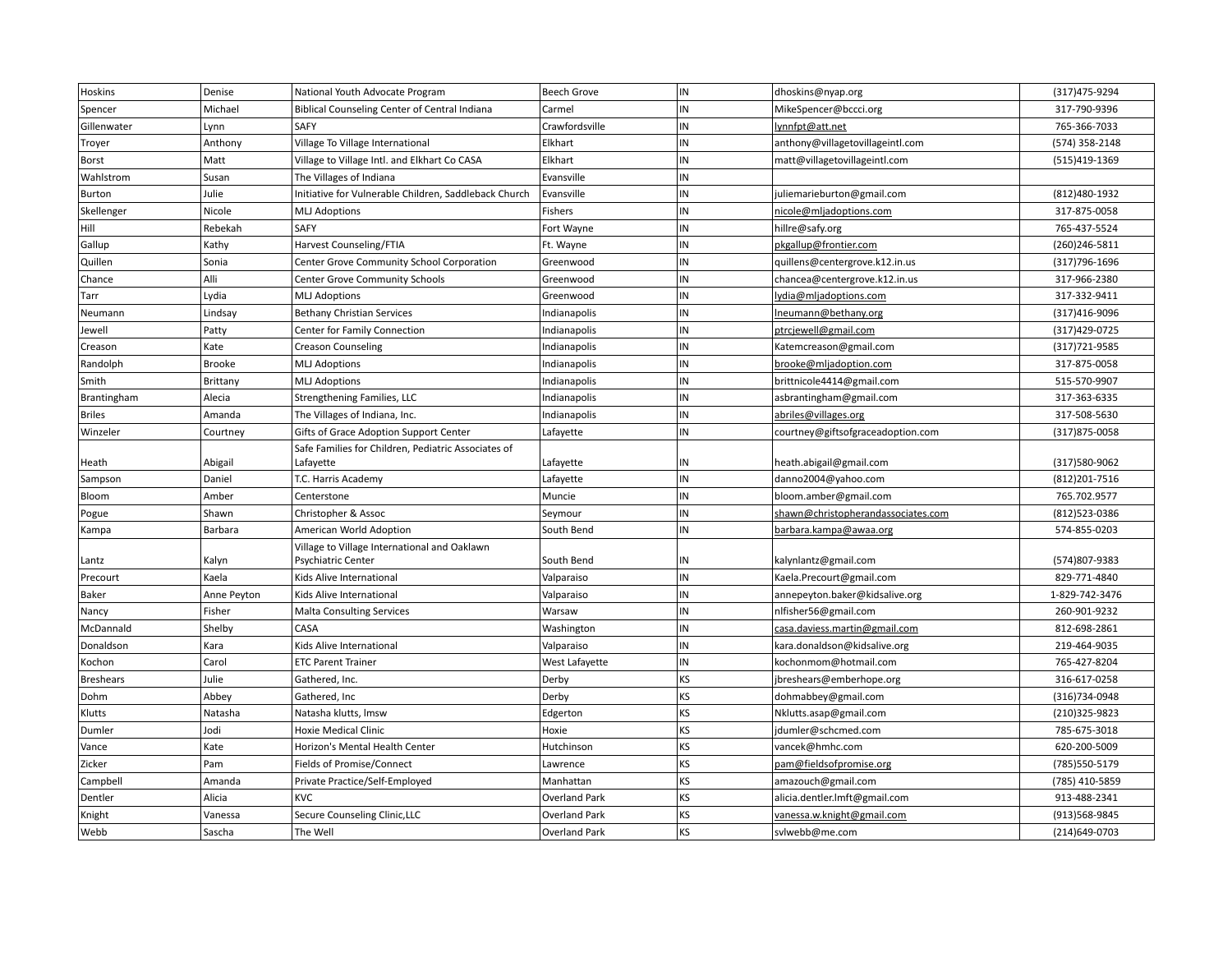| Hoskins | Denise | National Youth Advocate Program | Beech Grove | IN | dhoskins@nyap.org | (317)475-9294 |
|---|---|---|---|---|---|---|
| Spencer | Michael | Biblical Counseling Center of Central Indiana | Carmel | IN | MikeSpencer@bccci.org | 317-790-9396 |
| Gillenwater | Lynn | SAFY | Crawfordsville | IN | lynnfpt@att.net | 765-366-7033 |
| Troyer | Anthony | Village To Village International | Elkhart | IN | anthony@villagetovillageintl.com | (574) 358-2148 |
| Borst | Matt | Village to Village Intl. and Elkhart Co CASA | Elkhart | IN | matt@villagetovillageintl.com | (515)419-1369 |
| Wahlstrom | Susan | The Villages of Indiana | Evansville | IN | | |
| Burton | Julie | Initiative for Vulnerable Children, Saddleback Church | Evansville | IN | juliemarieburton@gmail.com | (812)480-1932 |
| Skellenger | Nicole | MLJ Adoptions | Fishers | IN | nicole@mljadoptions.com | 317-875-0058 |
| Hill | Rebekah | SAFY | Fort Wayne | IN | hillre@safy.org | 765-437-5524 |
| Gallup | Kathy | Harvest Counseling/FTIA | Ft. Wayne | IN | pkgallup@frontier.com | (260)246-5811 |
| Quillen | Sonia | Center Grove Community School Corporation | Greenwood | IN | quillens@centergrove.k12.in.us | (317)796-1696 |
| Chance | Alli | Center Grove Community Schools | Greenwood | IN | chancea@centergrove.k12.in.us | 317-966-2380 |
| Tarr | Lydia | MLJ Adoptions | Greenwood | IN | lydia@mljadoptions.com | 317-332-9411 |
| Neumann | Lindsay | Bethany Christian Services | Indianapolis | IN | lneumann@bethany.org | (317)416-9096 |
| Jewell | Patty | Center for Family Connection | Indianapolis | IN | ptrcjewell@gmail.com | (317)429-0725 |
| Creason | Kate | Creason Counseling | Indianapolis | IN | Katemcreason@gmail.com | (317)721-9585 |
| Randolph | Brooke | MLJ Adoptions | Indianapolis | IN | brooke@mljadoption.com | 317-875-0058 |
| Smith | Brittany | MLJ Adoptions | Indianapolis | IN | brittnicole4414@gmail.com | 515-570-9907 |
| Brantingham | Alecia | Strengthening Families, LLC | Indianapolis | IN | asbrantingham@gmail.com | 317-363-6335 |
| Briles | Amanda | The Villages of Indiana, Inc. | Indianapolis | IN | abriles@villages.org | 317-508-5630 |
| Winzeler | Courtney | Gifts of Grace Adoption Support Center | Lafayette | IN | courtney@giftsofgraceadoption.com | (317)875-0058 |
| Heath | Abigail | Safe Families for Children, Pediatric Associates of Lafayette | Lafayette | IN | heath.abigail@gmail.com | (317)580-9062 |
| Sampson | Daniel | T.C. Harris Academy | Lafayette | IN | danno2004@yahoo.com | (812)201-7516 |
| Bloom | Amber | Centerstone | Muncie | IN | bloom.amber@gmail.com | 765.702.9577 |
| Pogue | Shawn | Christopher & Assoc | Seymour | IN | shawn@christopherandassociates.com | (812)523-0386 |
| Kampa | Barbara | American World Adoption | South Bend | IN | barbara.kampa@awaa.org | 574-855-0203 |
| Lantz | Kalyn | Village to Village International and Oaklawn Psychiatric Center | South Bend | IN | kalynlantz@gmail.com | (574)807-9383 |
| Precourt | Kaela | Kids Alive International | Valparaiso | IN | Kaela.Precourt@gmail.com | 829-771-4840 |
| Baker | Anne Peyton | Kids Alive International | Valparaiso | IN | annepeyton.baker@kidsalive.org | 1-829-742-3476 |
| Nancy | Fisher | Malta Consulting Services | Warsaw | IN | nlfisher56@gmail.com | 260-901-9232 |
| McDannald | Shelby | CASA | Washington | IN | casa.daviess.martin@gmail.com | 812-698-2861 |
| Donaldson | Kara | Kids Alive International | Valparaiso | IN | kara.donaldson@kidsalive.org | 219-464-9035 |
| Kochon | Carol | ETC Parent Trainer | West Lafayette | IN | kochonmom@hotmail.com | 765-427-8204 |
| Breshears | Julie | Gathered, Inc. | Derby | KS | jbreshears@emberhope.org | 316-617-0258 |
| Dohm | Abbey | Gathered, Inc | Derby | KS | dohmabbey@gmail.com | (316)734-0948 |
| Klutts | Natasha | Natasha klutts, lmsw | Edgerton | KS | Nklutts.asap@gmail.com | (210)325-9823 |
| Dumler | Jodi | Hoxie Medical Clinic | Hoxie | KS | jdumler@schcmed.com | 785-675-3018 |
| Vance | Kate | Horizon's Mental Health Center | Hutchinson | KS | vancek@hmhc.com | 620-200-5009 |
| Zicker | Pam | Fields of Promise/Connect | Lawrence | KS | pam@fieldsofpromise.org | (785)550-5179 |
| Campbell | Amanda | Private Practice/Self-Employed | Manhattan | KS | amazouch@gmail.com | (785) 410-5859 |
| Dentler | Alicia | KVC | Overland Park | KS | alicia.dentler.lmft@gmail.com | 913-488-2341 |
| Knight | Vanessa | Secure Counseling Clinic,LLC | Overland Park | KS | vanessa.w.knight@gmail.com | (913)568-9845 |
| Webb | Sascha | The Well | Overland Park | KS | svlwebb@me.com | (214)649-0703 |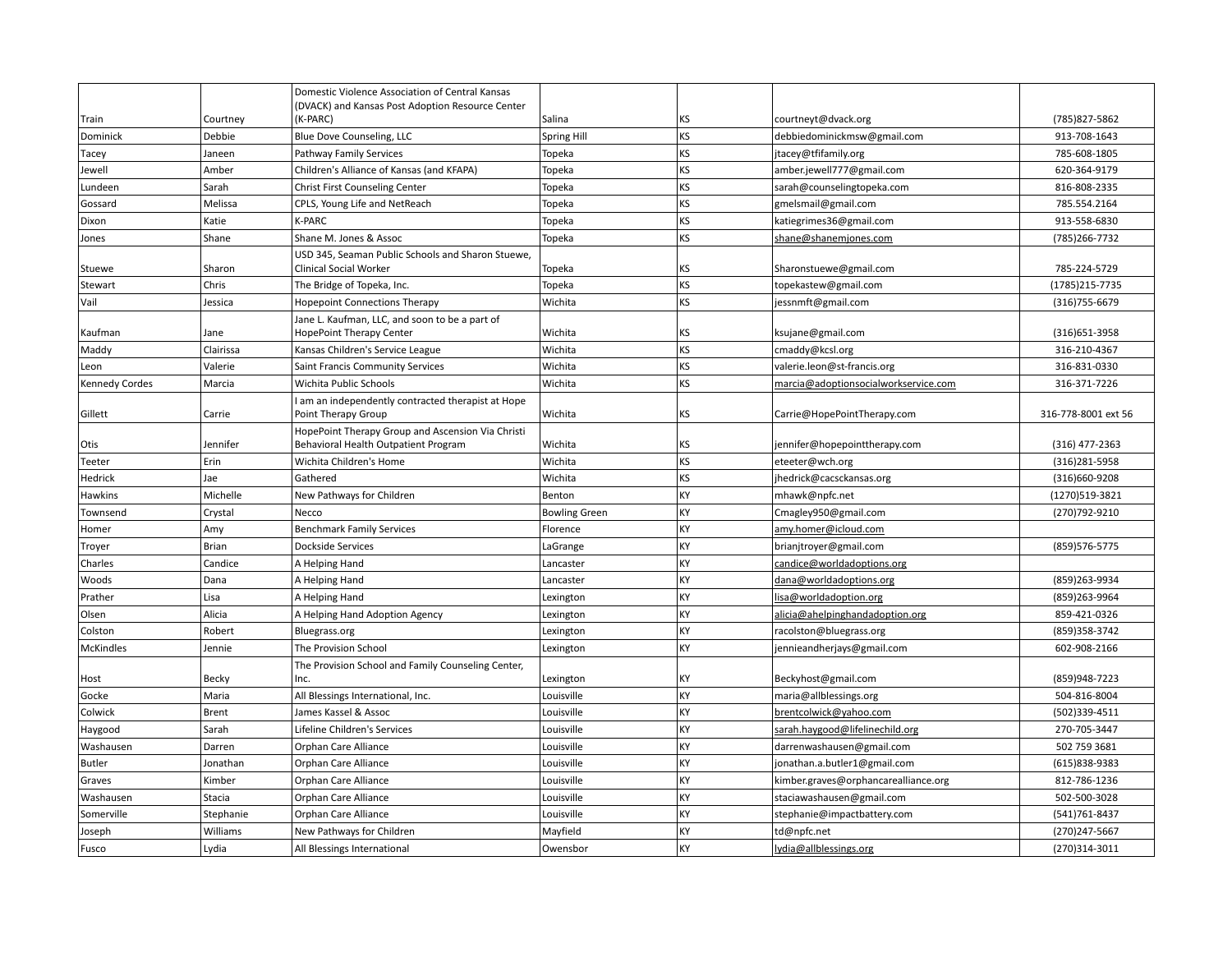| | | | | | | |
|---|---|---|---|---|---|---|
| Train | Courtney | Domestic Violence Association of Central Kansas (DVACK) and Kansas Post Adoption Resource Center (K-PARC) | Salina | KS | courtneyt@dvack.org | (785)827-5862 |
| Dominick | Debbie | Blue Dove Counseling, LLC | Spring Hill | KS | debbiedominickmsw@gmail.com | 913-708-1643 |
| Tacey | Janeen | Pathway Family Services | Topeka | KS | jtacey@tfifamily.org | 785-608-1805 |
| Jewell | Amber | Children's Alliance of Kansas (and KFAPA) | Topeka | KS | amber.jewell777@gmail.com | 620-364-9179 |
| Lundeen | Sarah | Christ First Counseling Center | Topeka | KS | sarah@counselingtopeka.com | 816-808-2335 |
| Gossard | Melissa | CPLS, Young Life and NetReach | Topeka | KS | gmelsmail@gmail.com | 785.554.2164 |
| Dixon | Katie | K-PARC | Topeka | KS | katiegrimes36@gmail.com | 913-558-6830 |
| Jones | Shane | Shane M. Jones & Assoc | Topeka | KS | shane@shanemjones.com | (785)266-7732 |
| Stuewe | Sharon | USD 345, Seaman Public Schools and Sharon Stuewe, Clinical Social Worker | Topeka | KS | Sharonstuewe@gmail.com | 785-224-5729 |
| Stewart | Chris | The Bridge of Topeka, Inc. | Topeka | KS | topekastew@gmail.com | (1785)215-7735 |
| Vail | Jessica | Hopepoint Connections Therapy | Wichita | KS | jessnmft@gmail.com | (316)755-6679 |
| Kaufman | Jane | Jane L. Kaufman, LLC, and soon to be a part of HopePoint Therapy Center | Wichita | KS | ksujane@gmail.com | (316)651-3958 |
| Maddy | Clairissa | Kansas Children's Service League | Wichita | KS | cmaddy@kcsl.org | 316-210-4367 |
| Leon | Valerie | Saint Francis Community Services | Wichita | KS | valerie.leon@st-francis.org | 316-831-0330 |
| Kennedy Cordes | Marcia | Wichita Public Schools | Wichita | KS | marcia@adoptionsocialworkservice.com | 316-371-7226 |
| Gillett | Carrie | I am an independently contracted therapist at Hope Point Therapy Group | Wichita | KS | Carrie@HopePointTherapy.com | 316-778-8001 ext 56 |
| Otis | Jennifer | HopePoint Therapy Group and Ascension Via Christi Behavioral Health Outpatient Program | Wichita | KS | jennifer@hopepointtherapy.com | (316) 477-2363 |
| Teeter | Erin | Wichita Children's Home | Wichita | KS | eteeter@wch.org | (316)281-5958 |
| Hedrick | Jae | Gathered | Wichita | KS | jhedrick@cacsckansas.org | (316)660-9208 |
| Hawkins | Michelle | New Pathways for Children | Benton | KY | mhawk@npfc.net | (1270)519-3821 |
| Townsend | Crystal | Necco | Bowling Green | KY | Cmagley950@gmail.com | (270)792-9210 |
| Homer | Amy | Benchmark Family Services | Florence | KY | amy.homer@icloud.com | |
| Troyer | Brian | Dockside Services | LaGrange | KY | brianjtroyer@gmail.com | (859)576-5775 |
| Charles | Candice | A Helping Hand | Lancaster | KY | candice@worldadoptions.org | |
| Woods | Dana | A Helping Hand | Lancaster | KY | dana@worldadoptions.org | (859)263-9934 |
| Prather | Lisa | A Helping Hand | Lexington | KY | lisa@worldadoption.org | (859)263-9964 |
| Olsen | Alicia | A Helping Hand Adoption Agency | Lexington | KY | alicia@ahelpinghandadoption.org | 859-421-0326 |
| Colston | Robert | Bluegrass.org | Lexington | KY | racolston@bluegrass.org | (859)358-3742 |
| McKindles | Jennie | The Provision School | Lexington | KY | jennieandherjays@gmail.com | 602-908-2166 |
| Host | Becky | The Provision School and Family Counseling Center, Inc. | Lexington | KY | Beckyhost@gmail.com | (859)948-7223 |
| Gocke | Maria | All Blessings International, Inc. | Louisville | KY | maria@allblessings.org | 504-816-8004 |
| Colwick | Brent | James Kassel & Assoc | Louisville | KY | brentcolwick@yahoo.com | (502)339-4511 |
| Haygood | Sarah | Lifeline Children's Services | Louisville | KY | sarah.haygood@lifelinechild.org | 270-705-3447 |
| Washausen | Darren | Orphan Care Alliance | Louisville | KY | darrenwashausen@gmail.com | 502 759 3681 |
| Butler | Jonathan | Orphan Care Alliance | Louisville | KY | jonathan.a.butler1@gmail.com | (615)838-9383 |
| Graves | Kimber | Orphan Care Alliance | Louisville | KY | kimber.graves@orphancarealliance.org | 812-786-1236 |
| Washausen | Stacia | Orphan Care Alliance | Louisville | KY | staciawashausen@gmail.com | 502-500-3028 |
| Somerville | Stephanie | Orphan Care Alliance | Louisville | KY | stephanie@impactbattery.com | (541)761-8437 |
| Joseph | Williams | New Pathways for Children | Mayfield | KY | td@npfc.net | (270)247-5667 |
| Fusco | Lydia | All Blessings International | Owensbor | KY | lydia@allblessings.org | (270)314-3011 |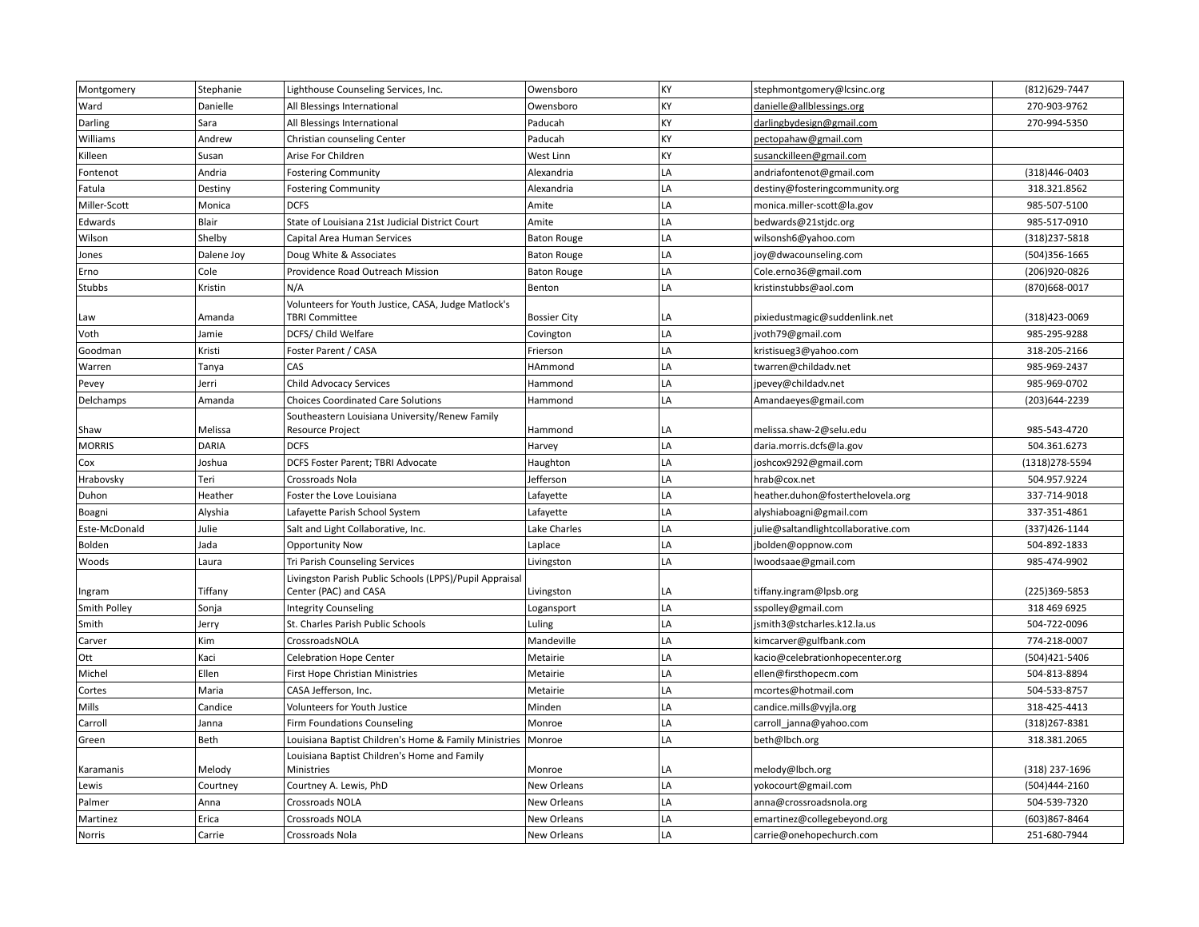| Montgomery | Stephanie | Lighthouse Counseling Services, Inc. | Owensboro | KY | stephmontgomery@lcsinc.org | (812)629-7447 |
|---|---|---|---|---|---|---|
| Ward | Danielle | All Blessings International | Owensboro | KY | danielle@allblessings.org | 270-903-9762 |
| Darling | Sara | All Blessings International | Paducah | KY | darlingbydesign@gmail.com | 270-994-5350 |
| Williams | Andrew | Christian counseling Center | Paducah | KY | pectopahaw@gmail.com | |
| Killeen | Susan | Arise For Children | West Linn | KY | susanckilleen@gmail.com | |
| Fontenot | Andria | Fostering Community | Alexandria | LA | andriafontenot@gmail.com | (318)446-0403 |
| Fatula | Destiny | Fostering Community | Alexandria | LA | destiny@fosteringcommunity.org | 318.321.8562 |
| Miller-Scott | Monica | DCFS | Amite | LA | monica.miller-scott@la.gov | 985-507-5100 |
| Edwards | Blair | State of Louisiana 21st Judicial District Court | Amite | LA | bedwards@21stjdc.org | 985-517-0910 |
| Wilson | Shelby | Capital Area Human Services | Baton Rouge | LA | wilsonsh6@yahoo.com | (318)237-5818 |
| Jones | Dalene Joy | Doug White & Associates | Baton Rouge | LA | joy@dwacounseling.com | (504)356-1665 |
| Erno | Cole | Providence Road Outreach Mission | Baton Rouge | LA | Cole.erno36@gmail.com | (206)920-0826 |
| Stubbs | Kristin | N/A | Benton | LA | kristinstubbs@aol.com | (870)668-0017 |
| Law | Amanda | Volunteers for Youth Justice, CASA, Judge Matlock's TBRI Committee | Bossier City | LA | pixiedustmagic@suddenlink.net | (318)423-0069 |
| Voth | Jamie | DCFS/ Child Welfare | Covington | LA | jvoth79@gmail.com | 985-295-9288 |
| Goodman | Kristi | Foster Parent / CASA | Frierson | LA | kristisueg3@yahoo.com | 318-205-2166 |
| Warren | Tanya | CAS | HAmmond | LA | twarren@childadv.net | 985-969-2437 |
| Pevey | Jerri | Child Advocacy Services | Hammond | LA | jpevey@childadv.net | 985-969-0702 |
| Delchamps | Amanda | Choices Coordinated Care Solutions | Hammond | LA | Amandaeyes@gmail.com | (203)644-2239 |
| Shaw | Melissa | Southeastern Louisiana University/Renew Family Resource Project | Hammond | LA | melissa.shaw-2@selu.edu | 985-543-4720 |
| MORRIS | DARIA | DCFS | Harvey | LA | daria.morris.dcfs@la.gov | 504.361.6273 |
| Cox | Joshua | DCFS Foster Parent; TBRI Advocate | Haughton | LA | joshcox9292@gmail.com | (1318)278-5594 |
| Hrabovsky | Teri | Crossroads Nola | Jefferson | LA | hrab@cox.net | 504.957.9224 |
| Duhon | Heather | Foster the Love Louisiana | Lafayette | LA | heather.duhon@fosterthelovela.org | 337-714-9018 |
| Boagni | Alyshia | Lafayette Parish School System | Lafayette | LA | alyshiaboagni@gmail.com | 337-351-4861 |
| Este-McDonald | Julie | Salt and Light Collaborative, Inc. | Lake Charles | LA | julie@saltandlightcollaborative.com | (337)426-1144 |
| Bolden | Jada | Opportunity Now | Laplace | LA | jbolden@oppnow.com | 504-892-1833 |
| Woods | Laura | Tri Parish Counseling Services | Livingston | LA | lwoodsaae@gmail.com | 985-474-9902 |
| Ingram | Tiffany | Livingston Parish Public Schools (LPPS)/Pupil Appraisal Center (PAC) and CASA | Livingston | LA | tiffany.ingram@lpsb.org | (225)369-5853 |
| Smith Polley | Sonja | Integrity Counseling | Logansport | LA | sspolley@gmail.com | 318 469 6925 |
| Smith | Jerry | St. Charles Parish Public Schools | Luling | LA | jsmith3@stcharles.k12.la.us | 504-722-0096 |
| Carver | Kim | CrossroadsNOLA | Mandeville | LA | kimcarver@gulfbank.com | 774-218-0007 |
| Ott | Kaci | Celebration Hope Center | Metairie | LA | kacio@celebrationhopecenter.org | (504)421-5406 |
| Michel | Ellen | First Hope Christian Ministries | Metairie | LA | ellen@firsthopecm.com | 504-813-8894 |
| Cortes | Maria | CASA Jefferson, Inc. | Metairie | LA | mcortes@hotmail.com | 504-533-8757 |
| Mills | Candice | Volunteers for Youth Justice | Minden | LA | candice.mills@vyjla.org | 318-425-4413 |
| Carroll | Janna | Firm Foundations Counseling | Monroe | LA | carroll_janna@yahoo.com | (318)267-8381 |
| Green | Beth | Louisiana Baptist Children's Home & Family Ministries | Monroe | LA | beth@lbch.org | 318.381.2065 |
| Karamanis | Melody | Louisiana Baptist Children's Home and Family Ministries | Monroe | LA | melody@lbch.org | (318) 237-1696 |
| Lewis | Courtney | Courtney A. Lewis, PhD | New Orleans | LA | yokocourt@gmail.com | (504)444-2160 |
| Palmer | Anna | Crossroads NOLA | New Orleans | LA | anna@crossroadsnola.org | 504-539-7320 |
| Martinez | Erica | Crossroads NOLA | New Orleans | LA | emartinez@collegebeyond.org | (603)867-8464 |
| Norris | Carrie | Crossroads Nola | New Orleans | LA | carrie@onehopechurch.com | 251-680-7944 |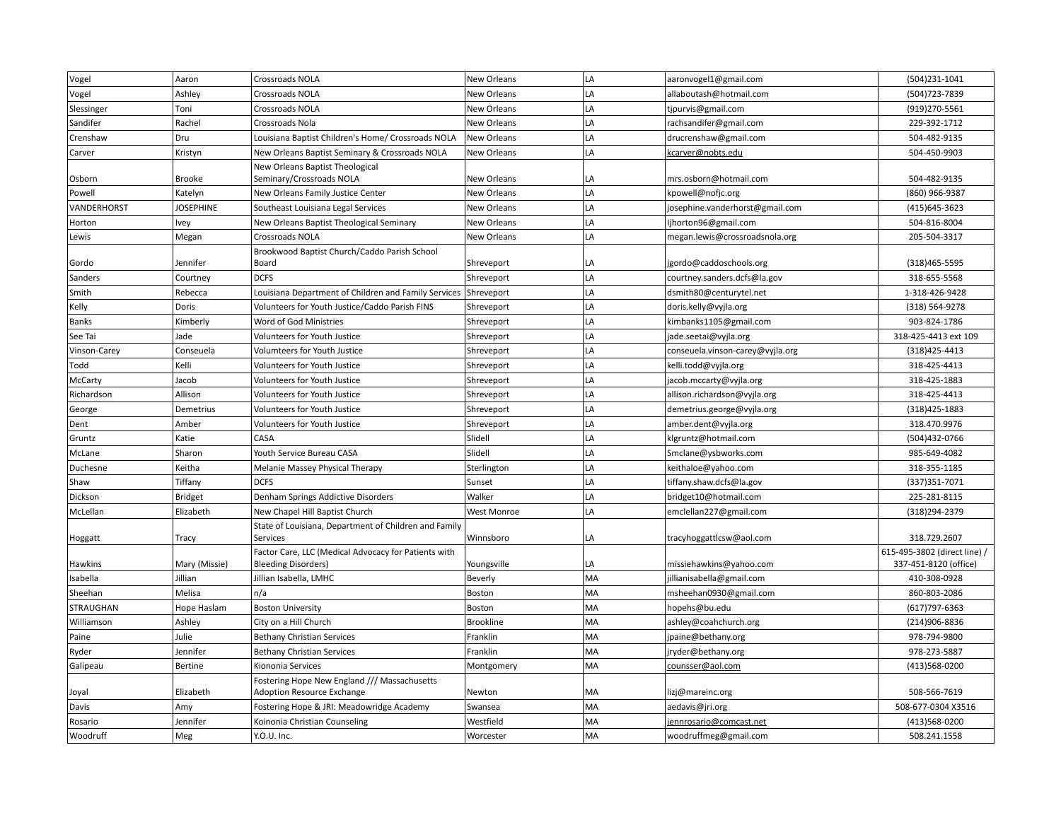| Vogel | Aaron | Crossroads NOLA | New Orleans | LA | aaronvogel1@gmail.com | (504)231-1041 |
|---|---|---|---|---|---|---|
| Vogel | Ashley | Crossroads NOLA | New Orleans | LA | allaboutash@hotmail.com | (504)723-7839 |
| Slessinger | Toni | Crossroads NOLA | New Orleans | LA | tjpurvis@gmail.com | (919)270-5561 |
| Sandifer | Rachel | Crossroads Nola | New Orleans | LA | rachsandifer@gmail.com | 229-392-1712 |
| Crenshaw | Dru | Louisiana Baptist Children's Home/ Crossroads NOLA | New Orleans | LA | drucrenshaw@gmail.com | 504-482-9135 |
| Carver | Kristyn | New Orleans Baptist Seminary & Crossroads NOLA | New Orleans | LA | kcarver@nobts.edu | 504-450-9903 |
| Osborn | Brooke | New Orleans Baptist Theological Seminary/Crossroads NOLA | New Orleans | LA | mrs.osborn@hotmail.com | 504-482-9135 |
| Powell | Katelyn | New Orleans Family Justice Center | New Orleans | LA | kpowell@nofjc.org | (860) 966-9387 |
| VANDERHORST | JOSEPHINE | Southeast Louisiana Legal Services | New Orleans | LA | josephine.vanderhorst@gmail.com | (415)645-3623 |
| Horton | Ivey | New Orleans Baptist Theological Seminary | New Orleans | LA | ljhorton96@gmail.com | 504-816-8004 |
| Lewis | Megan | Crossroads NOLA | New Orleans | LA | megan.lewis@crossroadsnola.org | 205-504-3317 |
| Gordo | Jennifer | Brookwood Baptist Church/Caddo Parish School Board | Shreveport | LA | jgordo@caddoschools.org | (318)465-5595 |
| Sanders | Courtney | DCFS | Shreveport | LA | courtney.sanders.dcfs@la.gov | 318-655-5568 |
| Smith | Rebecca | Louisiana Department of Children and Family Services | Shreveport | LA | dsmith80@centurytel.net | 1-318-426-9428 |
| Kelly | Doris | Volunteers for Youth Justice/Caddo Parish FINS | Shreveport | LA | doris.kelly@vyjla.org | (318) 564-9278 |
| Banks | Kimberly | Word of God Ministries | Shreveport | LA | kimbanks1105@gmail.com | 903-824-1786 |
| See Tai | Jade | Volunteers for Youth Justice | Shreveport | LA | jade.seetai@vyjla.org | 318-425-4413 ext 109 |
| Vinson-Carey | Conseuela | Volumteers for Youth Justice | Shreveport | LA | conseuela.vinson-carey@vyjla.org | (318)425-4413 |
| Todd | Kelli | Volunteers for Youth Justice | Shreveport | LA | kelli.todd@vyjla.org | 318-425-4413 |
| McCarty | Jacob | Volunteers for Youth Justice | Shreveport | LA | jacob.mccarty@vyjla.org | 318-425-1883 |
| Richardson | Allison | Volunteers for Youth Justice | Shreveport | LA | allison.richardson@vyjla.org | 318-425-4413 |
| George | Demetrius | Volunteers for Youth Justice | Shreveport | LA | demetrius.george@vyjla.org | (318)425-1883 |
| Dent | Amber | Volunteers for Youth Justice | Shreveport | LA | amber.dent@vyjla.org | 318.470.9976 |
| Gruntz | Katie | CASA | Slidell | LA | klgruntz@hotmail.com | (504)432-0766 |
| McLane | Sharon | Youth Service Bureau CASA | Slidell | LA | Smclane@ysbworks.com | 985-649-4082 |
| Duchesne | Keitha | Melanie Massey Physical Therapy | Sterlington | LA | keithaloe@yahoo.com | 318-355-1185 |
| Shaw | Tiffany | DCFS | Sunset | LA | tiffany.shaw.dcfs@la.gov | (337)351-7071 |
| Dickson | Bridget | Denham Springs Addictive Disorders | Walker | LA | bridget10@hotmail.com | 225-281-8115 |
| McLellan | Elizabeth | New Chapel Hill Baptist Church | West Monroe | LA | emclellan227@gmail.com | (318)294-2379 |
| Hoggatt | Tracy | State of Louisiana, Department of Children and Family Services | Winnsboro | LA | tracyhoggattlcsw@aol.com | 318.729.2607 |
| Hawkins | Mary (Missie) | Factor Care, LLC (Medical Advocacy for Patients with Bleeding Disorders) | Youngsville | LA | missiehawkins@yahoo.com | 615-495-3802 (direct line) / 337-451-8120 (office) |
| Isabella | Jillian | Jillian Isabella, LMHC | Beverly | MA | jillianisabella@gmail.com | 410-308-0928 |
| Sheehan | Melisa | n/a | Boston | MA | msheehan0930@gmail.com | 860-803-2086 |
| STRAUGHAN | Hope Haslam | Boston University | Boston | MA | hopehs@bu.edu | (617)797-6363 |
| Williamson | Ashley | City on a Hill Church | Brookline | MA | ashley@coahchurch.org | (214)906-8836 |
| Paine | Julie | Bethany Christian Services | Franklin | MA | jpaine@bethany.org | 978-794-9800 |
| Ryder | Jennifer | Bethany Christian Services | Franklin | MA | jryder@bethany.org | 978-273-5887 |
| Galipeau | Bertine | Kiononia Services | Montgomery | MA | counsser@aol.com | (413)568-0200 |
| Joyal | Elizabeth | Fostering Hope New England /// Massachusetts Adoption Resource Exchange | Newton | MA | lizj@mareinc.org | 508-566-7619 |
| Davis | Amy | Fostering Hope & JRI: Meadowridge Academy | Swansea | MA | aedavis@jri.org | 508-677-0304 X3516 |
| Rosario | Jennifer | Koinonia Christian Counseling | Westfield | MA | jennrosario@comcast.net | (413)568-0200 |
| Woodruff | Meg | Y.O.U. Inc. | Worcester | MA | woodruffmeg@gmail.com | 508.241.1558 |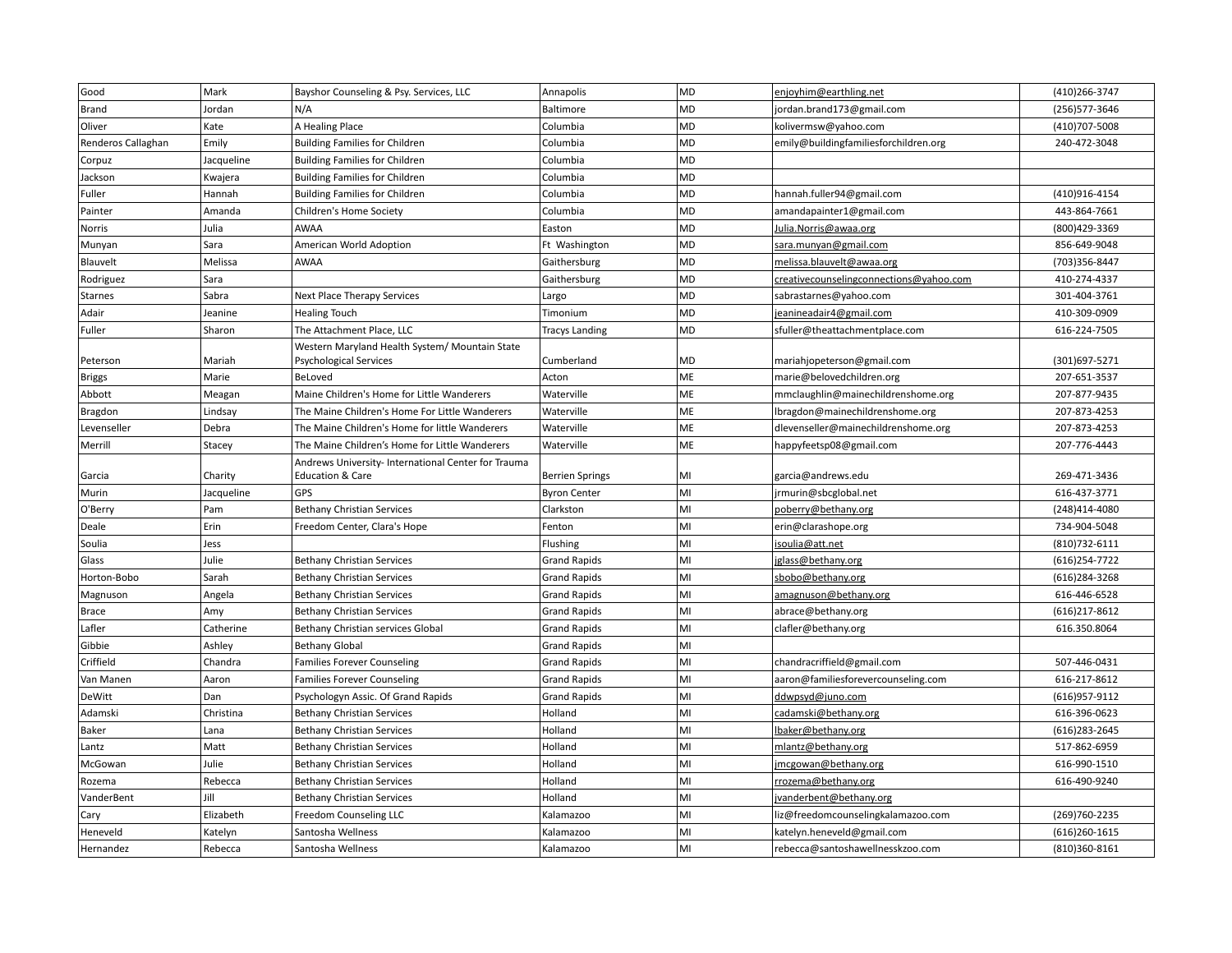| | | | | | | |
|---|---|---|---|---|---|---|
| Good | Mark | Bayshor Counseling & Psy. Services, LLC | Annapolis | MD | enjoyhim@earthling.net | (410)266-3747 |
| Brand | Jordan | N/A | Baltimore | MD | jordan.brand173@gmail.com | (256)577-3646 |
| Oliver | Kate | A Healing Place | Columbia | MD | kolivermsw@yahoo.com | (410)707-5008 |
| Renderos Callaghan | Emily | Building Families for Children | Columbia | MD | emily@buildingfamiliesforchildren.org | 240-472-3048 |
| Corpuz | Jacqueline | Building Families for Children | Columbia | MD | | |
| Jackson | Kwajera | Building Families for Children | Columbia | MD | | |
| Fuller | Hannah | Building Families for Children | Columbia | MD | hannah.fuller94@gmail.com | (410)916-4154 |
| Painter | Amanda | Children's Home Society | Columbia | MD | amandapainter1@gmail.com | 443-864-7661 |
| Norris | Julia | AWAA | Easton | MD | Julia.Norris@awaa.org | (800)429-3369 |
| Munyan | Sara | American World Adoption | Ft Washington | MD | sara.munyan@gmail.com | 856-649-9048 |
| Blauvelt | Melissa | AWAA | Gaithersburg | MD | melissa.blauvelt@awaa.org | (703)356-8447 |
| Rodriguez | Sara | | Gaithersburg | MD | creativecounselingconnections@yahoo.com | 410-274-4337 |
| Starnes | Sabra | Next Place Therapy Services | Largo | MD | sabrastarnes@yahoo.com | 301-404-3761 |
| Adair | Jeanine | Healing Touch | Timonium | MD | jeanineadair4@gmail.com | 410-309-0909 |
| Fuller | Sharon | The Attachment Place, LLC | Tracys Landing | MD | sfuller@theattachmentplace.com | 616-224-7505 |
| Peterson | Mariah | Western Maryland Health System/ Mountain State Psychological Services | Cumberland | MD | mariahjopeterson@gmail.com | (301)697-5271 |
| Briggs | Marie | BeLoved | Acton | ME | marie@belovedchildren.org | 207-651-3537 |
| Abbott | Meagan | Maine Children's Home for Little Wanderers | Waterville | ME | mmclaughlin@mainechildrenshome.org | 207-877-9435 |
| Bragdon | Lindsay | The Maine Children's Home For Little Wanderers | Waterville | ME | lbragdon@mainechildrenshome.org | 207-873-4253 |
| Levenseller | Debra | The Maine Children's Home for little Wanderers | Waterville | ME | dlevenseller@mainechildrenshome.org | 207-873-4253 |
| Merrill | Stacey | The Maine Children's Home for Little Wanderers | Waterville | ME | happyfeetsp08@gmail.com | 207-776-4443 |
| Garcia | Charity | Andrews University- International Center for Trauma Education & Care | Berrien Springs | MI | garcia@andrews.edu | 269-471-3436 |
| Murin | Jacqueline | GPS | Byron Center | MI | jrmurin@sbcglobal.net | 616-437-3771 |
| O'Berry | Pam | Bethany Christian Services | Clarkston | MI | poberry@bethany.org | (248)414-4080 |
| Deale | Erin | Freedom Center, Clara's Hope | Fenton | MI | erin@clarashope.org | 734-904-5048 |
| Soulia | Jess | | Flushing | MI | jsoulia@att.net | (810)732-6111 |
| Glass | Julie | Bethany Christian Services | Grand Rapids | MI | jglass@bethany.org | (616)254-7722 |
| Horton-Bobo | Sarah | Bethany Christian Services | Grand Rapids | MI | sbobo@bethany.org | (616)284-3268 |
| Magnuson | Angela | Bethany Christian Services | Grand Rapids | MI | amagnuson@bethany.org | 616-446-6528 |
| Brace | Amy | Bethany Christian Services | Grand Rapids | MI | abrace@bethany.org | (616)217-8612 |
| Lafler | Catherine | Bethany Christian services Global | Grand Rapids | MI | clafler@bethany.org | 616.350.8064 |
| Gibbie | Ashley | Bethany Global | Grand Rapids | MI | | |
| Criffield | Chandra | Families Forever Counseling | Grand Rapids | MI | chandracriffield@gmail.com | 507-446-0431 |
| Van Manen | Aaron | Families Forever Counseling | Grand Rapids | MI | aaron@familiesforevercounseling.com | 616-217-8612 |
| DeWitt | Dan | Psychologyn Assic. Of Grand Rapids | Grand Rapids | MI | ddwpsyd@juno.com | (616)957-9112 |
| Adamski | Christina | Bethany Christian Services | Holland | MI | cadamski@bethany.org | 616-396-0623 |
| Baker | Lana | Bethany Christian Services | Holland | MI | lbaker@bethany.org | (616)283-2645 |
| Lantz | Matt | Bethany Christian Services | Holland | MI | mlantz@bethany.org | 517-862-6959 |
| McGowan | Julie | Bethany Christian Services | Holland | MI | jmcgowan@bethany.org | 616-990-1510 |
| Rozema | Rebecca | Bethany Christian Services | Holland | MI | rrozema@bethany.org | 616-490-9240 |
| VanderBent | Jill | Bethany Christian Services | Holland | MI | jvanderbent@bethany.org | |
| Cary | Elizabeth | Freedom Counseling LLC | Kalamazoo | MI | liz@freedomcounselingkalamazoo.com | (269)760-2235 |
| Heneveld | Katelyn | Santosha Wellness | Kalamazoo | MI | katelyn.heneveld@gmail.com | (616)260-1615 |
| Hernandez | Rebecca | Santosha Wellness | Kalamazoo | MI | rebecca@santoshawellnesskzoo.com | (810)360-8161 |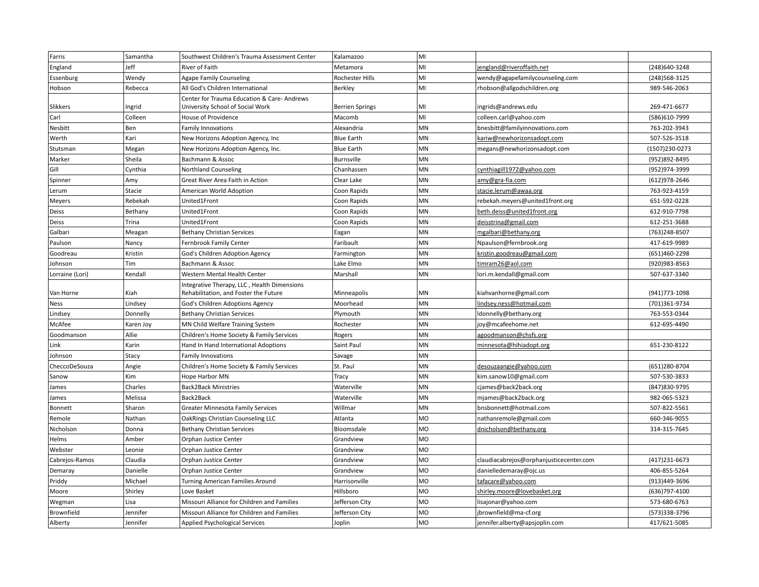| | | | | | | |
|---|---|---|---|---|---|---|
| Farris | Samantha | Southwest Children's Trauma Assessment Center | Kalamazoo | MI | | |
| England | Jeff | River of Faith | Metamora | MI | jengland@riveroffaith.net | (248)640-3248 |
| Essenburg | Wendy | Agape Family Counseling | Rochester Hills | MI | wendy@agapefamilycounseling.com | (248)568-3125 |
| Hobson | Rebecca | All God's Children International | Berkley | MI | rhobson@allgodschildren.org | 989-546-2063 |
| Slikkers | Ingrid | Center for Trauma Education & Care- Andrews University School of Social Work | Berrien Springs | MI | ingrids@andrews.edu | 269-471-6677 |
| Carl | Colleen | House of Providence | Macomb | MI | colleen.carl@yahoo.com | (586)610-7999 |
| Nesbitt | Ben | Family Innovations | Alexandria | MN | bnesbitt@familyinnovations.com | 763-202-3943 |
| Werth | Kari | New Horizons Adoption Agency, Inc | Blue Earth | MN | kariw@newhorizonsadopt.com | 507-526-3518 |
| Stutsman | Megan | New Horizons Adoption Agency, Inc. | Blue Earth | MN | megans@newhorizonsadopt.com | (1507)230-0273 |
| Marker | Sheila | Bachmann & Assoc | Burnsville | MN | | (952)892-8495 |
| Gill | Cynthia | Northland Counseling | Chanhassen | MN | cynthiagill1972@yahoo.com | (952)974-3999 |
| Spinner | Amy | Great River Area Faith in Action | Clear Lake | MN | amy@gra-fia.com | (612)978-2646 |
| Lerum | Stacie | American World Adoption | Coon Rapids | MN | stacie.lerum@awaa.org | 763-923-4159 |
| Meyers | Rebekah | United1Front | Coon Rapids | MN | rebekah.meyers@united1front.org | 651-592-0228 |
| Deiss | Bethany | United1Front | Coon Rapids | MN | beth.deiss@united1front.org | 612-910-7798 |
| Deiss | Trina | United1Front | Coon Rapids | MN | deisstrina@gmail.com | 612-251-3688 |
| Galbari | Meagan | Bethany Christian Services | Eagan | MN | mgalbari@bethany.org | (763)248-8507 |
| Paulson | Nancy | Fernbrook Family Center | Faribault | MN | Npaulson@fernbrook.org | 417-619-9989 |
| Goodreau | Kristin | God's Children Adoption Agency | Farmington | MN | kristin.goodreau@gmail.com | (651)460-2298 |
| Johnson | Tim | Bachmann & Assoc | Lake Elmo | MN | timram26@aol.com | (920)983-8563 |
| Lorraine (Lori) | Kendall | Western Mental Health Center | Marshall | MN | lori.m.kendall@gmail.com | 507-637-3340 |
| Van Horne | Kiah | Integrative Therapy, LLC , Health Dimensions Rehabilitation, and Foster the Future | Minneapolis | MN | kiahvanhorne@gmail.com | (941)773-1098 |
| Ness | Lindsey | God's Children Adoptions Agency | Moorhead | MN | lindsey.ness@hotmail.com | (701)361-9734 |
| Lindsey | Donnelly | Bethany Christian Services | Plymouth | MN | ldonnelly@bethany.org | 763-553-0344 |
| McAfee | Karen Joy | MN Child Welfare Training System | Rochester | MN | joy@mcafeehome.net | 612-695-4490 |
| Goodmanson | Allie | Children's Home Society & Family Services | Rogers | MN | agoodmanson@chsfs.org | |
| Link | Karin | Hand In Hand International Adoptions | Saint Paul | MN | minnesota@hihiadopt.org | 651-230-8122 |
| Johnson | Stacy | Family Innovations | Savage | MN | | |
| CheccoDeSouza | Angie | Children's Home Society & Family Services | St. Paul | MN | desouzaangie@yahoo.com | (651)280-8704 |
| Sanow | Kim | Hope Harbor MN | Tracy | MN | kim.sanow10@gmail.com | 507-530-3833 |
| James | Charles | Back2Back Ministries | Waterville | MN | cjames@back2back.org | (847)830-9795 |
| James | Melissa | Back2Back | Waterville | MN | mjames@back2back.org | 982-065-5323 |
| Bonnett | Sharon | Greater Minnesota Family Services | Willmar | MN | bnsbonnett@hotmail.com | 507-822-5561 |
| Remole | Nathan | OakRings Christian Counseling LLC | Atlanta | MO | nathanremole@gmail.com | 660-346-9055 |
| Nicholson | Donna | Bethany Christian Services | Bloomsdale | MO | dnicholson@bethany.org | 314-315-7645 |
| Helms | Amber | Orphan Justice Center | Grandview | MO | | |
| Webster | Leonie | Orphan Justice Center | Grandview | MO | | |
| Cabrejos-Ramos | Claudia | Orphan Justice Center | Grandview | MO | claudiacabrejos@orphanjusticecenter.com | (417)231-6673 |
| Demaray | Danielle | Orphan Justice Center | Grandview | MO | danielledemaray@ojc.us | 406-855-5264 |
| Priddy | Michael | Turning American Families Around | Harrisonville | MO | tafacare@yahoo.com | (913)449-3696 |
| Moore | Shirley | Love Basket | Hillsboro | MO | shirley.moore@lovebasket.org | (636)797-4100 |
| Wegman | Lisa | Missouri Alliance for Children and Families | Jefferson City | MO | lisajonar@yahoo.com | 573-680-6763 |
| Brownfield | Jennifer | Missouri Alliance for Children and Families | Jefferson City | MO | jbrownfield@ma-cf.org | (573)338-3796 |
| Alberty | Jennifer | Applied Psychological Services | Joplin | MO | jennifer.alberty@apsjoplin.com | 417/621-5085 |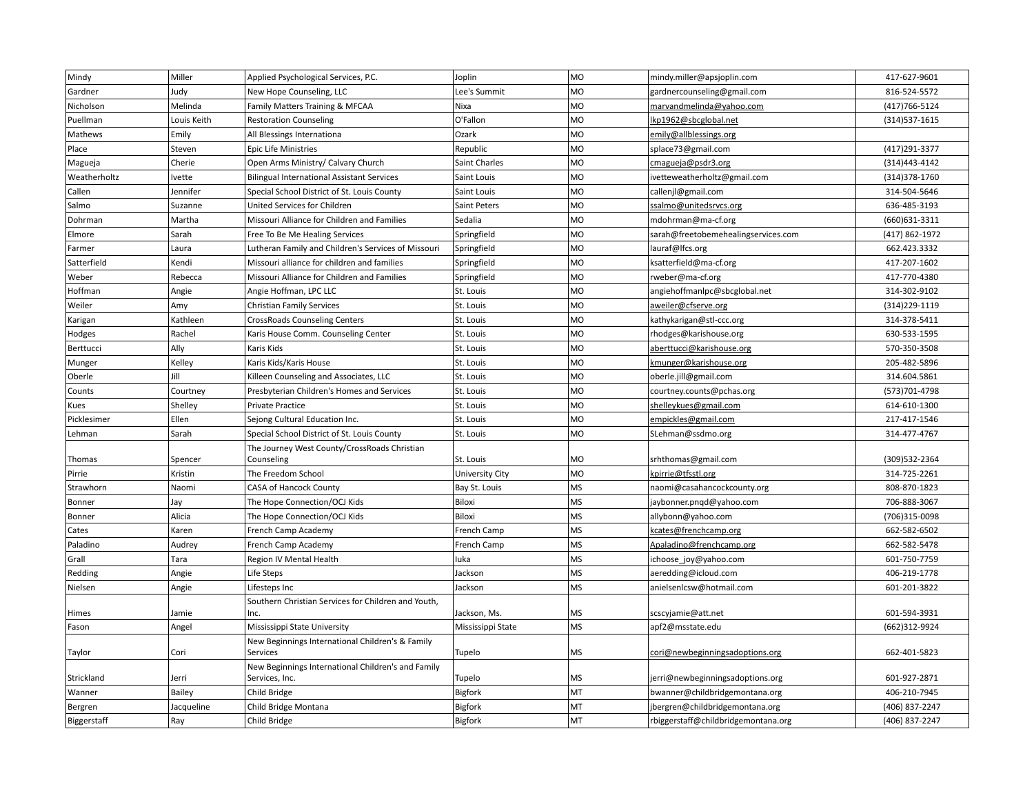| Mindy | Miller | Applied Psychological Services, P.C. | Joplin | MO | mindy.miller@apsjoplin.com | 417-627-9601 |
|---|---|---|---|---|---|---|
| Gardner | Judy | New Hope Counseling, LLC | Lee's Summit | MO | gardnercounseling@gmail.com | 816-524-5572 |
| Nicholson | Melinda | Family Matters Training & MFCAA | Nixa | MO | marvandmelinda@yahoo.com | (417)766-5124 |
| Puellman | Louis Keith | Restoration Counseling | O'Fallon | MO | lkp1962@sbcglobal.net | (314)537-1615 |
| Mathews | Emily | All Blessings Internationa | Ozark | MO | emily@allblessings.org | |
| Place | Steven | Epic Life Ministries | Republic | MO | splace73@gmail.com | (417)291-3377 |
| Magueja | Cherie | Open Arms Ministry/ Calvary Church | Saint Charles | MO | cmagueja@psdr3.org | (314)443-4142 |
| Weatherholtz | Ivette | Bilingual International Assistant Services | Saint Louis | MO | ivetteweatherholtz@gmail.com | (314)378-1760 |
| Callen | Jennifer | Special School District of St. Louis County | Saint Louis | MO | callenjl@gmail.com | 314-504-5646 |
| Salmo | Suzanne | United Services for Children | Saint Peters | MO | ssalmo@unitedsrvcs.org | 636-485-3193 |
| Dohrman | Martha | Missouri Alliance for Children and Families | Sedalia | MO | mdohrman@ma-cf.org | (660)631-3311 |
| Elmore | Sarah | Free To Be Me Healing Services | Springfield | MO | sarah@freetobemehealingservices.com | (417) 862-1972 |
| Farmer | Laura | Lutheran Family and Children's Services of Missouri | Springfield | MO | lauraf@lfcs.org | 662.423.3332 |
| Satterfield | Kendi | Missouri alliance for children and families | Springfield | MO | ksatterfield@ma-cf.org | 417-207-1602 |
| Weber | Rebecca | Missouri Alliance for Children and Families | Springfield | MO | rweber@ma-cf.org | 417-770-4380 |
| Hoffman | Angie | Angie Hoffman, LPC LLC | St. Louis | MO | angiehoffmanlpc@sbcglobal.net | 314-302-9102 |
| Weiler | Amy | Christian Family Services | St. Louis | MO | aweiler@cfserve.org | (314)229-1119 |
| Karigan | Kathleen | CrossRoads Counseling Centers | St. Louis | MO | kathykarigan@stl-ccc.org | 314-378-5411 |
| Hodges | Rachel | Karis House Comm. Counseling Center | St. Louis | MO | rhodges@karishouse.org | 630-533-1595 |
| Berttucci | Ally | Karis Kids | St. Louis | MO | aberttucci@karishouse.org | 570-350-3508 |
| Munger | Kelley | Karis Kids/Karis House | St. Louis | MO | kmunger@karishouse.org | 205-482-5896 |
| Oberle | Jill | Killeen Counseling and Associates, LLC | St. Louis | MO | oberle.jill@gmail.com | 314.604.5861 |
| Counts | Courtney | Presbyterian Children's Homes and Services | St. Louis | MO | courtney.counts@pchas.org | (573)701-4798 |
| Kues | Shelley | Private Practice | St. Louis | MO | shelleykues@gmail.com | 614-610-1300 |
| Picklesimer | Ellen | Sejong Cultural Education Inc. | St. Louis | MO | empickles@gmail.com | 217-417-1546 |
| Lehman | Sarah | Special School District of St. Louis County | St. Louis | MO | SLehman@ssdmo.org | 314-477-4767 |
| Thomas | Spencer | The Journey West County/CrossRoads Christian Counseling | St. Louis | MO | srhthomas@gmail.com | (309)532-2364 |
| Pirrie | Kristin | The Freedom School | University City | MO | kpirrie@tfsstl.org | 314-725-2261 |
| Strawhorn | Naomi | CASA of Hancock County | Bay St. Louis | MS | naomi@casahancockcounty.org | 808-870-1823 |
| Bonner | Jay | The Hope Connection/OCJ Kids | Biloxi | MS | jaybonner.pnqd@yahoo.com | 706-888-3067 |
| Bonner | Alicia | The Hope Connection/OCJ Kids | Biloxi | MS | allybonn@yahoo.com | (706)315-0098 |
| Cates | Karen | French Camp Academy | French Camp | MS | kcates@frenchcamp.org | 662-582-6502 |
| Paladino | Audrey | French Camp Academy | French Camp | MS | Apaladino@frenchcamp.org | 662-582-5478 |
| Grall | Tara | Region IV Mental Health | Iuka | MS | ichoose_joy@yahoo.com | 601-750-7759 |
| Redding | Angie | Life Steps | Jackson | MS | aeredding@icloud.com | 406-219-1778 |
| Nielsen | Angie | Lifesteps Inc | Jackson | MS | anielsenlcsw@hotmail.com | 601-201-3822 |
| Himes | Jamie | Southern Christian Services for Children and Youth, Inc. | Jackson, Ms. | MS | scscyjamie@att.net | 601-594-3931 |
| Fason | Angel | Mississippi State University | Mississippi State | MS | apf2@msstate.edu | (662)312-9924 |
| Taylor | Cori | New Beginnings International Children's & Family Services | Tupelo | MS | cori@newbeginningsadoptions.org | 662-401-5823 |
| Strickland | Jerri | New Beginnings International Children's and Family Services, Inc. | Tupelo | MS | jerri@newbeginningsadoptions.org | 601-927-2871 |
| Wanner | Bailey | Child Bridge | Bigfork | MT | bwanner@childbridgemontana.org | 406-210-7945 |
| Bergren | Jacqueline | Child Bridge Montana | Bigfork | MT | jbergren@childbridgemontana.org | (406) 837-2247 |
| Biggerstaff | Ray | Child Bridge | Bigfork | MT | rbiggerstaff@childbridgemontana.org | (406) 837-2247 |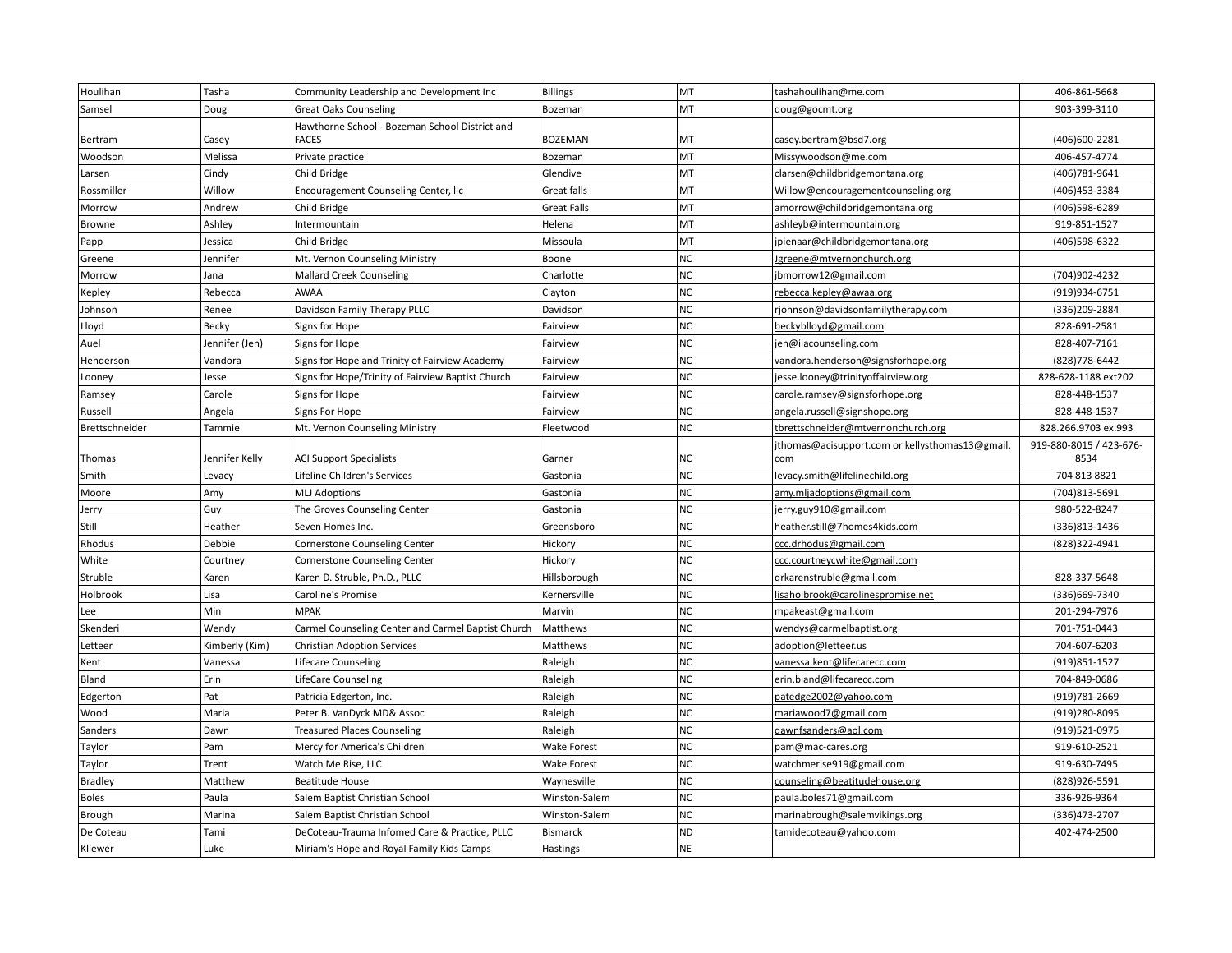| Houlihan | Tasha | Community Leadership and Development Inc | Billings | MT | tashahoulihan@me.com | 406-861-5668 |
|---|---|---|---|---|---|---|
| Samsel | Doug | Great Oaks Counseling | Bozeman | MT | doug@gocmt.org | 903-399-3110 |
| Bertram | Casey | Hawthorne School - Bozeman School District and FACES | BOZEMAN | MT | casey.bertram@bsd7.org | (406)600-2281 |
| Woodson | Melissa | Private practice | Bozeman | MT | Missywoodson@me.com | 406-457-4774 |
| Larsen | Cindy | Child Bridge | Glendive | MT | clarsen@childbridgemontana.org | (406)781-9641 |
| Rossmiller | Willow | Encouragement Counseling Center, llc | Great falls | MT | Willow@encouragementcounseling.org | (406)453-3384 |
| Morrow | Andrew | Child Bridge | Great Falls | MT | amorrow@childbridgemontana.org | (406)598-6289 |
| Browne | Ashley | Intermountain | Helena | MT | ashleyb@intermountain.org | 919-851-1527 |
| Papp | Jessica | Child Bridge | Missoula | MT | jpienaar@childbridgemontana.org | (406)598-6322 |
| Greene | Jennifer | Mt. Vernon Counseling Ministry | Boone | NC | Jgreene@mtvernonchurch.org | |
| Morrow | Jana | Mallard Creek Counseling | Charlotte | NC | jbmorrow12@gmail.com | (704)902-4232 |
| Kepley | Rebecca | AWAA | Clayton | NC | rebecca.kepley@awaa.org | (919)934-6751 |
| Johnson | Renee | Davidson Family Therapy PLLC | Davidson | NC | rjohnson@davidsonfamilytherapy.com | (336)209-2884 |
| Lloyd | Becky | Signs for Hope | Fairview | NC | beckyblloyd@gmail.com | 828-691-2581 |
| Auel | Jennifer (Jen) | Signs for Hope | Fairview | NC | jen@ilacounseling.com | 828-407-7161 |
| Henderson | Vandora | Signs for Hope and Trinity of Fairview Academy | Fairview | NC | vandora.henderson@signsforhope.org | (828)778-6442 |
| Looney | Jesse | Signs for Hope/Trinity of Fairview Baptist Church | Fairview | NC | jesse.looney@trinityoffairview.org | 828-628-1188 ext202 |
| Ramsey | Carole | Signs for Hope | Fairview | NC | carole.ramsey@signsforhope.org | 828-448-1537 |
| Russell | Angela | Signs For Hope | Fairview | NC | angela.russell@signshope.org | 828-448-1537 |
| Brettschneider | Tammie | Mt. Vernon Counseling Ministry | Fleetwood | NC | tbrettschneider@mtvernonchurch.org | 828.266.9703 ex.993 |
| Thomas | Jennifer Kelly | ACI Support Specialists | Garner | NC | jthomas@acisupport.com or kellysthomas13@gmail.com | 919-880-8015 / 423-676-8534 |
| Smith | Levacy | Lifeline Children's Services | Gastonia | NC | levacy.smith@lifelinechild.org | 704 813 8821 |
| Moore | Amy | MLJ Adoptions | Gastonia | NC | amy.mljadoptions@gmail.com | (704)813-5691 |
| Jerry | Guy | The Groves Counseling Center | Gastonia | NC | jerry.guy910@gmail.com | 980-522-8247 |
| Still | Heather | Seven Homes Inc. | Greensboro | NC | heather.still@7homes4kids.com | (336)813-1436 |
| Rhodus | Debbie | Cornerstone Counseling Center | Hickory | NC | ccc.drhodus@gmail.com | (828)322-4941 |
| White | Courtney | Cornerstone Counseling Center | Hickory | NC | ccc.courtneycwhite@gmail.com | |
| Struble | Karen | Karen D. Struble, Ph.D., PLLC | Hillsborough | NC | drkarenstruble@gmail.com | 828-337-5648 |
| Holbrook | Lisa | Caroline's Promise | Kernersville | NC | lisaholbrook@carolinespromise.net | (336)669-7340 |
| Lee | Min | MPAK | Marvin | NC | mpakeast@gmail.com | 201-294-7976 |
| Skenderi | Wendy | Carmel Counseling Center and Carmel Baptist Church | Matthews | NC | wendys@carmelbaptist.org | 701-751-0443 |
| Letteer | Kimberly (Kim) | Christian Adoption Services | Matthews | NC | adoption@letteer.us | 704-607-6203 |
| Kent | Vanessa | Lifecare Counseling | Raleigh | NC | vanessa.kent@lifecarecc.com | (919)851-1527 |
| Bland | Erin | LifeCare Counseling | Raleigh | NC | erin.bland@lifecarecc.com | 704-849-0686 |
| Edgerton | Pat | Patricia Edgerton, Inc. | Raleigh | NC | patedge2002@yahoo.com | (919)781-2669 |
| Wood | Maria | Peter B. VanDyck MD& Assoc | Raleigh | NC | mariawood7@gmail.com | (919)280-8095 |
| Sanders | Dawn | Treasured Places Counseling | Raleigh | NC | dawnfsanders@aol.com | (919)521-0975 |
| Taylor | Pam | Mercy for America's Children | Wake Forest | NC | pam@mac-cares.org | 919-610-2521 |
| Taylor | Trent | Watch Me Rise, LLC | Wake Forest | NC | watchmerise919@gmail.com | 919-630-7495 |
| Bradley | Matthew | Beatitude House | Waynesville | NC | counseling@beatitudehouse.org | (828)926-5591 |
| Boles | Paula | Salem Baptist Christian School | Winston-Salem | NC | paula.boles71@gmail.com | 336-926-9364 |
| Brough | Marina | Salem Baptist Christian School | Winston-Salem | NC | marinabrough@salemvikings.org | (336)473-2707 |
| De Coteau | Tami | DeCoteau-Trauma Infomed Care & Practice, PLLC | Bismarck | ND | tamidecoteau@yahoo.com | 402-474-2500 |
| Kliewer | Luke | Miriam's Hope and Royal Family Kids Camps | Hastings | NE | | |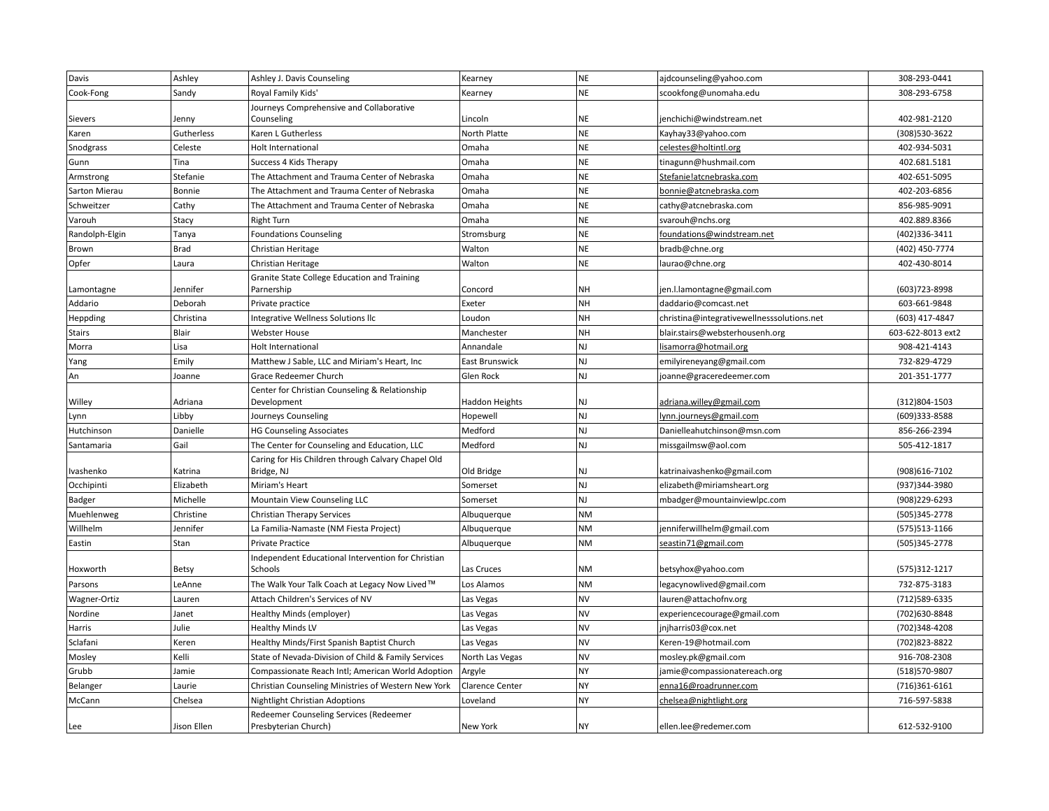| | | | | | | |
|---|---|---|---|---|---|---|
| Davis | Ashley | Ashley J. Davis Counseling | Kearney | NE | ajdcounseling@yahoo.com | 308-293-0441 |
| Cook-Fong | Sandy | Royal Family Kids' | Kearney | NE | scookfong@unomaha.edu | 308-293-6758 |
| Sievers | Jenny | Journeys Comprehensive and Collaborative Counseling | Lincoln | NE | jenchichi@windstream.net | 402-981-2120 |
| Karen | Gutherless | Karen L Gutherless | North Platte | NE | Kayhay33@yahoo.com | (308)530-3622 |
| Snodgrass | Celeste | Holt International | Omaha | NE | celestes@holtintl.org | 402-934-5031 |
| Gunn | Tina | Success 4 Kids Therapy | Omaha | NE | tinagunn@hushmail.com | 402.681.5181 |
| Armstrong | Stefanie | The Attachment and Trauma Center of Nebraska | Omaha | NE | Stefanie!atcnebraska.com | 402-651-5095 |
| Sarton Mierau | Bonnie | The Attachment and Trauma Center of Nebraska | Omaha | NE | bonnie@atcnebraska.com | 402-203-6856 |
| Schweitzer | Cathy | The Attachment and Trauma Center of Nebraska | Omaha | NE | cathy@atcnebraska.com | 856-985-9091 |
| Varouh | Stacy | Right Turn | Omaha | NE | svarouh@nchs.org | 402.889.8366 |
| Randolph-Elgin | Tanya | Foundations Counseling | Stromsburg | NE | foundations@windstream.net | (402)336-3411 |
| Brown | Brad | Christian Heritage | Walton | NE | bradb@chne.org | (402) 450-7774 |
| Opfer | Laura | Christian Heritage | Walton | NE | laurao@chne.org | 402-430-8014 |
| Lamontagne | Jennifer | Granite State College Education and Training Parnership | Concord | NH | jen.l.lamontagne@gmail.com | (603)723-8998 |
| Addario | Deborah | Private practice | Exeter | NH | daddario@comcast.net | 603-661-9848 |
| Heppding | Christina | Integrative Wellness Solutions llc | Loudon | NH | christina@integrativewellnesssolutions.net | (603) 417-4847 |
| Stairs | Blair | Webster House | Manchester | NH | blair.stairs@websterhousenh.org | 603-622-8013 ext2 |
| Morra | Lisa | Holt International | Annandale | NJ | lisamorra@hotmail.org | 908-421-4143 |
| Yang | Emily | Matthew J Sable, LLC and Miriam's Heart, Inc | East Brunswick | NJ | emilyireneyang@gmail.com | 732-829-4729 |
| An | Joanne | Grace Redeemer Church | Glen Rock | NJ | joanne@graceredeemer.com | 201-351-1777 |
| Willey | Adriana | Center for Christian Counseling & Relationship Development | Haddon Heights | NJ | adriana.willey@gmail.com | (312)804-1503 |
| Lynn | Libby | Journeys Counseling | Hopewell | NJ | lynn.journeys@gmail.com | (609)333-8588 |
| Hutchinson | Danielle | HG Counseling Associates | Medford | NJ | Danielleahutchinson@msn.com | 856-266-2394 |
| Santamaria | Gail | The Center for Counseling and Education, LLC | Medford | NJ | missgailmsw@aol.com | 505-412-1817 |
| Ivashenko | Katrina | Caring for His Children through Calvary Chapel Old Bridge, NJ | Old Bridge | NJ | katrinaivashenko@gmail.com | (908)616-7102 |
| Occhipinti | Elizabeth | Miriam's Heart | Somerset | NJ | elizabeth@miriamsheart.org | (937)344-3980 |
| Badger | Michelle | Mountain View Counseling LLC | Somerset | NJ | mbadger@mountainviewlpc.com | (908)229-6293 |
| Muehlenweg | Christine | Christian Therapy Services | Albuquerque | NM | | (505)345-2778 |
| Willhelm | Jennifer | La Familia-Namaste (NM Fiesta Project) | Albuquerque | NM | jenniferwillhelm@gmail.com | (575)513-1166 |
| Eastin | Stan | Private Practice | Albuquerque | NM | seastin71@gmail.com | (505)345-2778 |
| Hoxworth | Betsy | Independent Educational Intervention for Christian Schools | Las Cruces | NM | betsyhox@yahoo.com | (575)312-1217 |
| Parsons | LeAnne | The Walk Your Talk Coach at Legacy Now Lived™ | Los Alamos | NM | legacynowlived@gmail.com | 732-875-3183 |
| Wagner-Ortiz | Lauren | Attach Children's Services of NV | Las Vegas | NV | lauren@attachofnv.org | (712)589-6335 |
| Nordine | Janet | Healthy Minds (employer) | Las Vegas | NV | experiencecourage@gmail.com | (702)630-8848 |
| Harris | Julie | Healthy Minds LV | Las Vegas | NV | jnjharris03@cox.net | (702)348-4208 |
| Sclafani | Keren | Healthy Minds/First Spanish Baptist Church | Las Vegas | NV | Keren-19@hotmail.com | (702)823-8822 |
| Mosley | Kelli | State of Nevada-Division of Child & Family Services | North Las Vegas | NV | mosley.pk@gmail.com | 916-708-2308 |
| Grubb | Jamie | Compassionate Reach Intl; American World Adoption | Argyle | NY | jamie@compassionatereach.org | (518)570-9807 |
| Belanger | Laurie | Christian Counseling Ministries of Western New York | Clarence Center | NY | enna16@roadrunner.com | (716)361-6161 |
| McCann | Chelsea | Nightlight Christian Adoptions | Loveland | NY | chelsea@nightlight.org | 716-597-5838 |
| Lee | Jison Ellen | Redeemer Counseling Services (Redeemer Presbyterian Church) | New York | NY | ellen.lee@redemer.com | 612-532-9100 |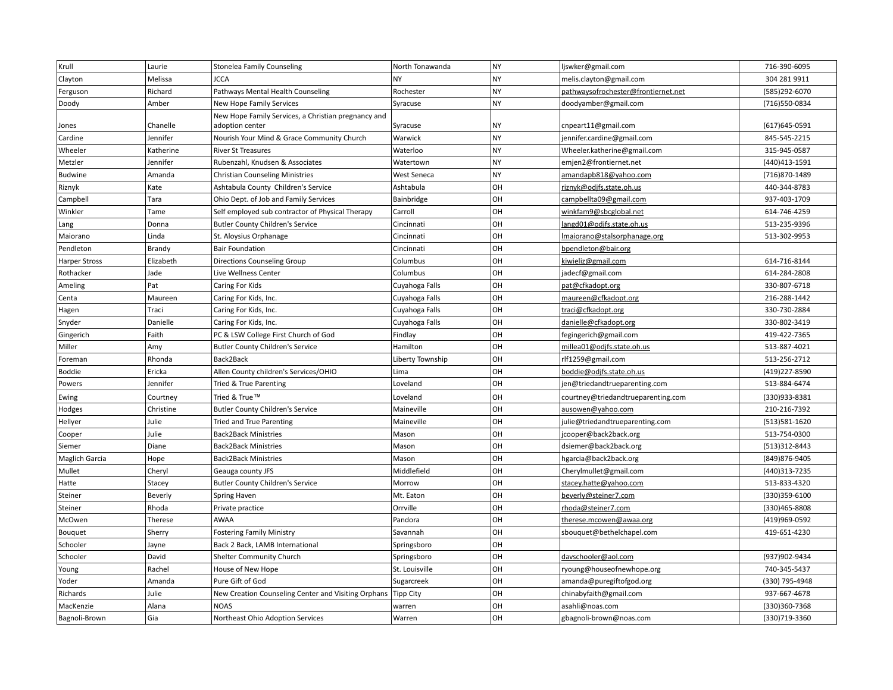| | | | | | | |
|---|---|---|---|---|---|---|
| Krull | Laurie | Stonelea Family Counseling | North Tonawanda | NY | ljswker@gmail.com | 716-390-6095 |
| Clayton | Melissa | JCCA | NY | NY | melis.clayton@gmail.com | 304 281 9911 |
| Ferguson | Richard | Pathways Mental Health Counseling | Rochester | NY | pathwaysofrochester@frontiernet.net | (585)292-6070 |
| Doody | Amber | New Hope Family Services | Syracuse | NY | doodyamber@gmail.com | (716)550-0834 |
| Jones | Chanelle | New Hope Family Services, a Christian pregnancy and adoption center | Syracuse | NY | cnpeart11@gmail.com | (617)645-0591 |
| Cardine | Jennifer | Nourish Your Mind & Grace Community Church | Warwick | NY | jennifer.cardine@gmail.com | 845-545-2215 |
| Wheeler | Katherine | River St Treasures | Waterloo | NY | Wheeler.katherine@gmail.com | 315-945-0587 |
| Metzler | Jennifer | Rubenzahl, Knudsen & Associates | Watertown | NY | emjen2@frontiernet.net | (440)413-1591 |
| Budwine | Amanda | Christian Counseling Ministries | West Seneca | NY | amandapb818@yahoo.com | (716)870-1489 |
| Riznyk | Kate | Ashtabula County Children's Service | Ashtabula | OH | riznyk@odjfs.state.oh.us | 440-344-8783 |
| Campbell | Tara | Ohio Dept. of Job and Family Services | Bainbridge | OH | campbellta09@gmail.com | 937-403-1709 |
| Winkler | Tame | Self employed sub contractor of Physical Therapy | Carroll | OH | winkfam9@sbcglobal.net | 614-746-4259 |
| Lang | Donna | Butler County Children's Service | Cincinnati | OH | langd01@odjfs.state.oh.us | 513-235-9396 |
| Maiorano | Linda | St. Aloysius Orphanage | Cincinnati | OH | lmaiorano@stalsorphanage.org | 513-302-9953 |
| Pendleton | Brandy | Bair Foundation | Cincinnati | OH | bpendleton@bair.org | |
| Harper Stross | Elizabeth | Directions Counseling Group | Columbus | OH | kiwieliz@gmail.com | 614-716-8144 |
| Rothacker | Jade | Live Wellness Center | Columbus | OH | jadecf@gmail.com | 614-284-2808 |
| Ameling | Pat | Caring For Kids | Cuyahoga Falls | OH | pat@cfkadopt.org | 330-807-6718 |
| Centa | Maureen | Caring For Kids, Inc. | Cuyahoga Falls | OH | maureen@cfkadopt.org | 216-288-1442 |
| Hagen | Traci | Caring For Kids, Inc. | Cuyahoga Falls | OH | traci@cfkadopt.org | 330-730-2884 |
| Snyder | Danielle | Caring For Kids, Inc. | Cuyahoga Falls | OH | danielle@cfkadopt.org | 330-802-3419 |
| Gingerich | Faith | PC & LSW College First Church of God | Findlay | OH | fegingerich@gmail.com | 419-422-7365 |
| Miller | Amy | Butler County Children's Service | Hamilton | OH | millea01@odjfs.state.oh.us | 513-887-4021 |
| Foreman | Rhonda | Back2Back | Liberty Township | OH | rlf1259@gmail.com | 513-256-2712 |
| Boddie | Ericka | Allen County children's Services/OHIO | Lima | OH | boddie@odjfs.state.oh.us | (419)227-8590 |
| Powers | Jennifer | Tried & True Parenting | Loveland | OH | jen@triedandtrueparenting.com | 513-884-6474 |
| Ewing | Courtney | Tried & True™ | Loveland | OH | courtney@triedandtrueparenting.com | (330)933-8381 |
| Hodges | Christine | Butler County Children's Service | Maineville | OH | ausowen@yahoo.com | 210-216-7392 |
| Hellyer | Julie | Tried and True Parenting | Maineville | OH | julie@triedandtrueparenting.com | (513)581-1620 |
| Cooper | Julie | Back2Back Ministries | Mason | OH | jcooper@back2back.org | 513-754-0300 |
| Siemer | Diane | Back2Back Ministries | Mason | OH | dsiemer@back2back.org | (513)312-8443 |
| Maglich Garcia | Hope | Back2Back Ministries | Mason | OH | hgarcia@back2back.org | (849)876-9405 |
| Mullet | Cheryl | Geauga county JFS | Middlefield | OH | Cherylmullet@gmail.com | (440)313-7235 |
| Hatte | Stacey | Butler County Children's Service | Morrow | OH | stacey.hatte@yahoo.com | 513-833-4320 |
| Steiner | Beverly | Spring Haven | Mt. Eaton | OH | beverly@steiner7.com | (330)359-6100 |
| Steiner | Rhoda | Private practice | Orrville | OH | rhoda@steiner7.com | (330)465-8808 |
| McOwen | Therese | AWAA | Pandora | OH | therese.mcowen@awaa.org | (419)969-0592 |
| Bouquet | Sherry | Fostering Family Ministry | Savannah | OH | sbouquet@bethelchapel.com | 419-651-4230 |
| Schooler | Jayne | Back 2 Back, LAMB International | Springsboro | OH | | |
| Schooler | David | Shelter Community Church | Springsboro | OH | davschooler@aol.com | (937)902-9434 |
| Young | Rachel | House of New Hope | St. Louisville | OH | ryoung@houseofnewhope.org | 740-345-5437 |
| Yoder | Amanda | Pure Gift of God | Sugarcreek | OH | amanda@puregiftofgod.org | (330) 795-4948 |
| Richards | Julie | New Creation Counseling Center and Visiting Orphans | Tipp City | OH | chinabyfaith@gmail.com | 937-667-4678 |
| MacKenzie | Alana | NOAS | warren | OH | asahli@noas.com | (330)360-7368 |
| Bagnoli-Brown | Gia | Northeast Ohio Adoption Services | Warren | OH | gbagnoli-brown@noas.com | (330)719-3360 |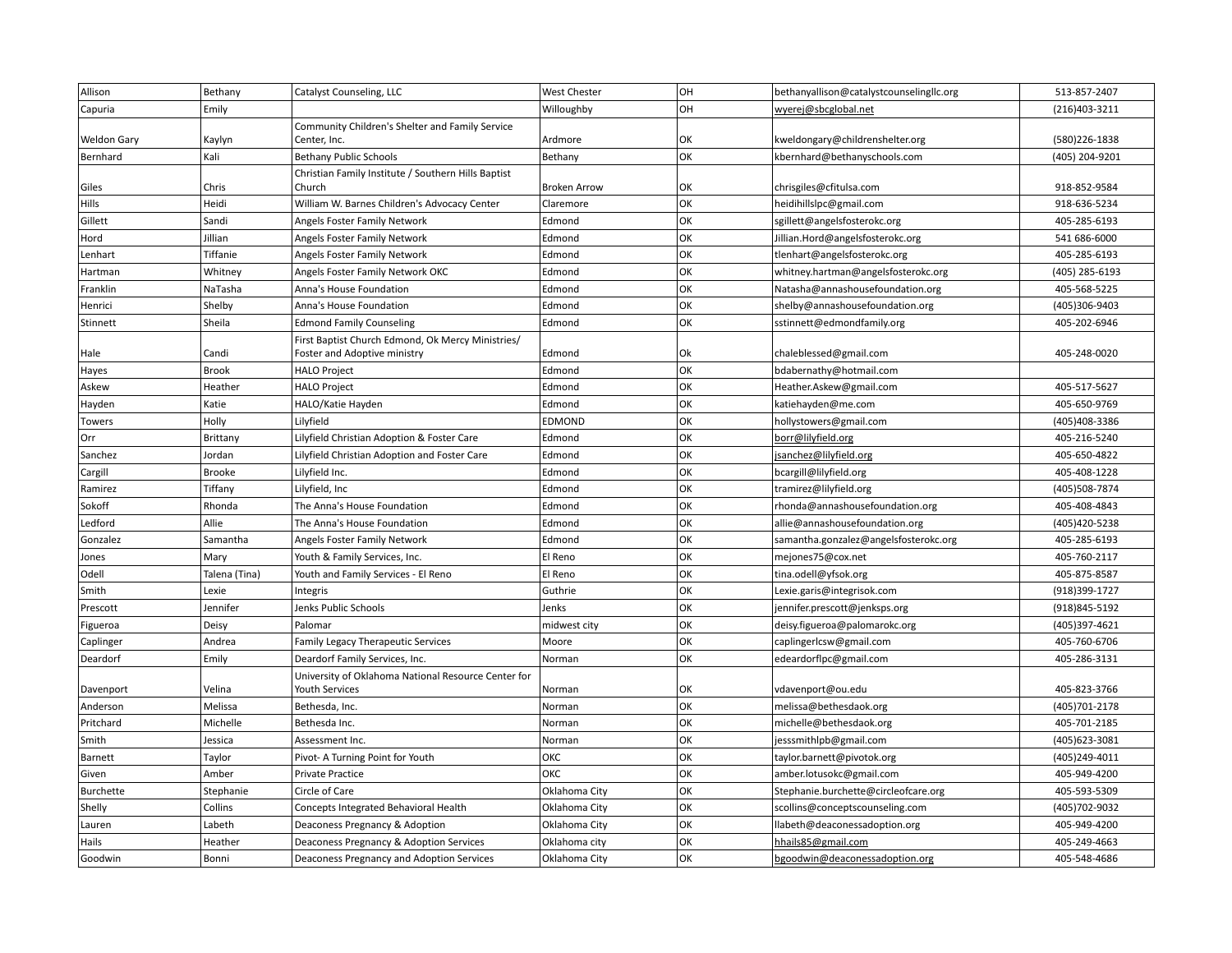| | | | | | | |
|---|---|---|---|---|---|---|
| Allison | Bethany | Catalyst Counseling, LLC | West Chester | OH | bethanyallison@catalystcounselingllc.org | 513-857-2407 |
| Capuria | Emily | | Willoughby | OH | wyerej@sbcglobal.net | (216)403-3211 |
| Weldon Gary | Kaylyn | Community Children's Shelter and Family Service Center, Inc. | Ardmore | OK | kweldongary@childrenshelter.org | (580)226-1838 |
| Bernhard | Kali | Bethany Public Schools | Bethany | OK | kbernhard@bethanyschools.com | (405) 204-9201 |
| Giles | Chris | Christian Family Institute / Southern Hills Baptist Church | Broken Arrow | OK | chrisgiles@cfitulsa.com | 918-852-9584 |
| Hills | Heidi | William W. Barnes Children's Advocacy Center | Claremore | OK | heidihillslpc@gmail.com | 918-636-5234 |
| Gillett | Sandi | Angels Foster Family Network | Edmond | OK | sgillett@angelsfosterokc.org | 405-285-6193 |
| Hord | Jillian | Angels Foster Family Network | Edmond | OK | Jillian.Hord@angelsfosterokc.org | 541 686-6000 |
| Lenhart | Tiffanie | Angels Foster Family Network | Edmond | OK | tlenhart@angelsfosterokc.org | 405-285-6193 |
| Hartman | Whitney | Angels Foster Family Network OKC | Edmond | OK | whitney.hartman@angelsfosterokc.org | (405) 285-6193 |
| Franklin | NaTasha | Anna's House Foundation | Edmond | OK | Natasha@annashousefoundation.org | 405-568-5225 |
| Henrici | Shelby | Anna's House Foundation | Edmond | OK | shelby@annashousefoundation.org | (405)306-9403 |
| Stinnett | Sheila | Edmond Family Counseling | Edmond | OK | sstinnett@edmondfamily.org | 405-202-6946 |
| Hale | Candi | First Baptist Church Edmond, Ok Mercy Ministries/ Foster and Adoptive ministry | Edmond | Ok | chaleblessed@gmail.com | 405-248-0020 |
| Hayes | Brook | HALO Project | Edmond | OK | bdabernathy@hotmail.com | |
| Askew | Heather | HALO Project | Edmond | OK | Heather.Askew@gmail.com | 405-517-5627 |
| Hayden | Katie | HALO/Katie Hayden | Edmond | OK | katiehayden@me.com | 405-650-9769 |
| Towers | Holly | Lilyfield | EDMOND | OK | hollystowers@gmail.com | (405)408-3386 |
| Orr | Brittany | Lilyfield Christian Adoption & Foster Care | Edmond | OK | borr@lilyfield.org | 405-216-5240 |
| Sanchez | Jordan | Lilyfield Christian Adoption and Foster Care | Edmond | OK | jsanchez@lilyfield.org | 405-650-4822 |
| Cargill | Brooke | Lilyfield Inc. | Edmond | OK | bcargill@lilyfield.org | 405-408-1228 |
| Ramirez | Tiffany | Lilyfield, Inc | Edmond | OK | tramirez@lilyfield.org | (405)508-7874 |
| Sokoff | Rhonda | The Anna's House Foundation | Edmond | OK | rhonda@annashousefoundation.org | 405-408-4843 |
| Ledford | Allie | The Anna's House Foundation | Edmond | OK | allie@annashousefoundation.org | (405)420-5238 |
| Gonzalez | Samantha | Angels Foster Family Network | Edmond | OK | samantha.gonzalez@angelsfosterokc.org | 405-285-6193 |
| Jones | Mary | Youth & Family Services, Inc. | El Reno | OK | mejones75@cox.net | 405-760-2117 |
| Odell | Talena (Tina) | Youth and Family Services - El Reno | El Reno | OK | tina.odell@yfsok.org | 405-875-8587 |
| Smith | Lexie | Integris | Guthrie | OK | Lexie.garis@integrisok.com | (918)399-1727 |
| Prescott | Jennifer | Jenks Public Schools | Jenks | OK | jennifer.prescott@jenksps.org | (918)845-5192 |
| Figueroa | Deisy | Palomar | midwest city | OK | deisy.figueroa@palomarokc.org | (405)397-4621 |
| Caplinger | Andrea | Family Legacy Therapeutic Services | Moore | OK | caplingerlcsw@gmail.com | 405-760-6706 |
| Deardorf | Emily | Deardorf Family Services, Inc. | Norman | OK | edeardorflpc@gmail.com | 405-286-3131 |
| Davenport | Velina | University of Oklahoma National Resource Center for Youth Services | Norman | OK | vdavenport@ou.edu | 405-823-3766 |
| Anderson | Melissa | Bethesda, Inc. | Norman | OK | melissa@bethesdaok.org | (405)701-2178 |
| Pritchard | Michelle | Bethesda Inc. | Norman | OK | michelle@bethesdaok.org | 405-701-2185 |
| Smith | Jessica | Assessment Inc. | Norman | OK | jesssmithlpb@gmail.com | (405)623-3081 |
| Barnett | Taylor | Pivot- A Turning Point for Youth | OKC | OK | taylor.barnett@pivotok.org | (405)249-4011 |
| Given | Amber | Private Practice | OKC | OK | amber.lotusokc@gmail.com | 405-949-4200 |
| Burchette | Stephanie | Circle of Care | Oklahoma City | OK | Stephanie.burchette@circleofcare.org | 405-593-5309 |
| Shelly | Collins | Concepts Integrated Behavioral Health | Oklahoma City | OK | scollins@conceptscounseling.com | (405)702-9032 |
| Lauren | Labeth | Deaconess Pregnancy & Adoption | Oklahoma City | OK | llabeth@deaconessadoption.org | 405-949-4200 |
| Hails | Heather | Deaconess Pregnancy & Adoption Services | Oklahoma city | OK | hhails85@gmail.com | 405-249-4663 |
| Goodwin | Bonni | Deaconess Pregnancy and Adoption Services | Oklahoma City | OK | bgoodwin@deaconessadoption.org | 405-548-4686 |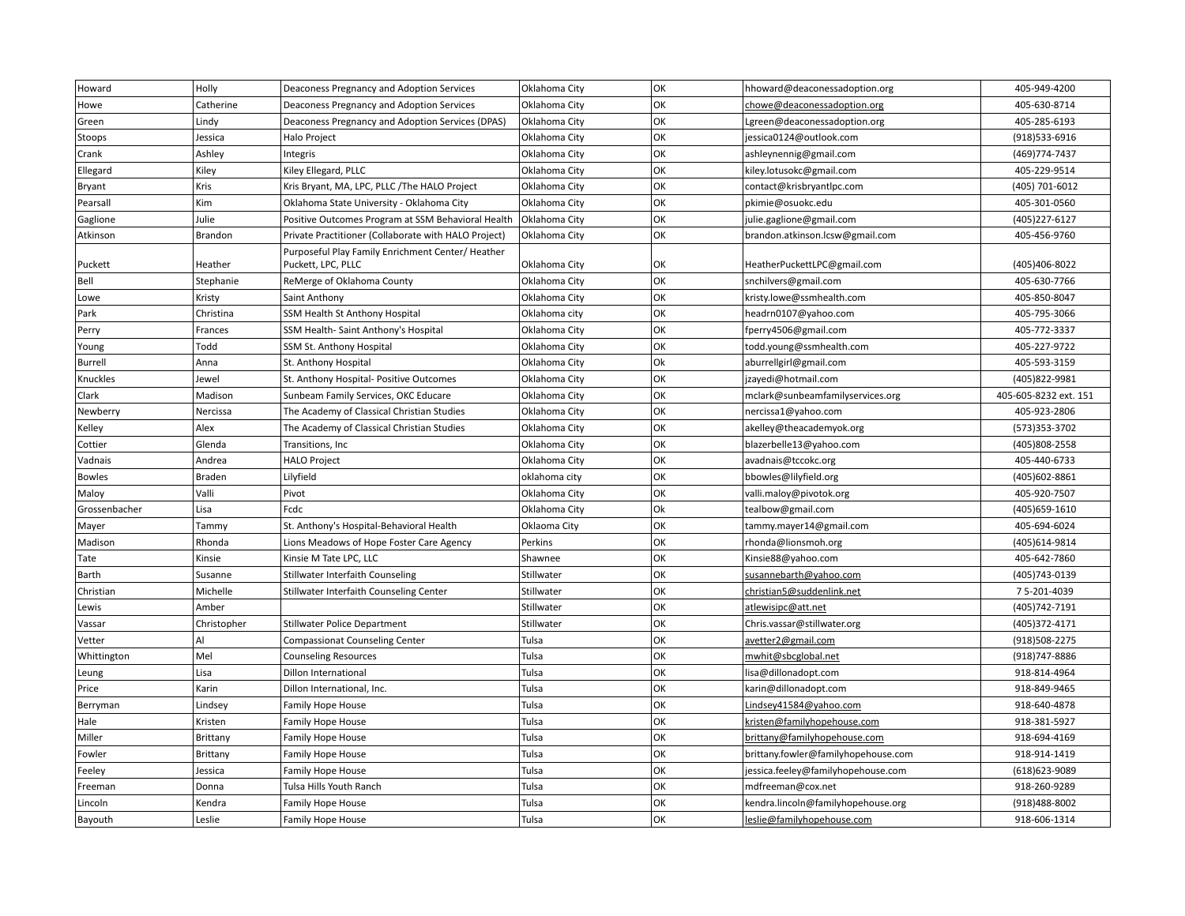| Howard | Holly | Deaconess Pregnancy and Adoption Services | Oklahoma City | OK | hhoward@deaconessadoption.org | 405-949-4200 |
|---|---|---|---|---|---|---|
| Howe | Catherine | Deaconess Pregnancy and Adoption Services | Oklahoma City | OK | chowe@deaconessadoption.org | 405-630-8714 |
| Green | Lindy | Deaconess Pregnancy and Adoption Services (DPAS) | Oklahoma City | OK | Lgreen@deaconessadoption.org | 405-285-6193 |
| Stoops | Jessica | Halo Project | Oklahoma City | OK | jessica0124@outlook.com | (918)533-6916 |
| Crank | Ashley | Integris | Oklahoma City | OK | ashleynennig@gmail.com | (469)774-7437 |
| Ellegard | Kiley | Kiley Ellegard, PLLC | Oklahoma City | OK | kiley.lotusokc@gmail.com | 405-229-9514 |
| Bryant | Kris | Kris Bryant, MA, LPC, PLLC /The HALO Project | Oklahoma City | OK | contact@krisbryantlpc.com | (405) 701-6012 |
| Pearsall | Kim | Oklahoma State University - Oklahoma City | Oklahoma City | OK | pkimie@osuokc.edu | 405-301-0560 |
| Gaglione | Julie | Positive Outcomes Program at SSM Behavioral Health | Oklahoma City | OK | julie.gaglione@gmail.com | (405)227-6127 |
| Atkinson | Brandon | Private Practitioner (Collaborate with HALO Project) | Oklahoma City | OK | brandon.atkinson.lcsw@gmail.com | 405-456-9760 |
| Puckett | Heather | Purposeful Play Family Enrichment Center/ Heather Puckett, LPC, PLLC | Oklahoma City | OK | HeatherPuckettLPC@gmail.com | (405)406-8022 |
| Bell | Stephanie | ReMerge of Oklahoma County | Oklahoma City | OK | snchilvers@gmail.com | 405-630-7766 |
| Lowe | Kristy | Saint Anthony | Oklahoma City | OK | kristy.lowe@ssmhealth.com | 405-850-8047 |
| Park | Christina | SSM Health St Anthony Hospital | Oklahoma city | OK | headrn0107@yahoo.com | 405-795-3066 |
| Perry | Frances | SSM Health- Saint Anthony's Hospital | Oklahoma City | OK | fperry4506@gmail.com | 405-772-3337 |
| Young | Todd | SSM St. Anthony Hospital | Oklahoma City | OK | todd.young@ssmhealth.com | 405-227-9722 |
| Burrell | Anna | St. Anthony Hospital | Oklahoma City | Ok | aburrellgirl@gmail.com | 405-593-3159 |
| Knuckles | Jewel | St. Anthony Hospital- Positive Outcomes | Oklahoma City | OK | jzayedi@hotmail.com | (405)822-9981 |
| Clark | Madison | Sunbeam Family Services, OKC Educare | Oklahoma City | OK | mclark@sunbeamfamilyservices.org | 405-605-8232 ext. 151 |
| Newberry | Nercissa | The Academy of Classical Christian Studies | Oklahoma City | OK | nercissa1@yahoo.com | 405-923-2806 |
| Kelley | Alex | The Academy of Classical Christian Studies | Oklahoma City | OK | akelley@theacademyok.org | (573)353-3702 |
| Cottier | Glenda | Transitions, Inc | Oklahoma City | OK | blazerbelle13@yahoo.com | (405)808-2558 |
| Vadnais | Andrea | HALO Project | Oklahoma City | OK | avadnais@tccokc.org | 405-440-6733 |
| Bowles | Braden | Lilyfield | oklahoma city | OK | bbowles@lilyfield.org | (405)602-8861 |
| Maloy | Valli | Pivot | Oklahoma City | OK | valli.maloy@pivotok.org | 405-920-7507 |
| Grossenbacher | Lisa | Fcdc | Oklahoma City | Ok | tealbow@gmail.com | (405)659-1610 |
| Mayer | Tammy | St. Anthony's Hospital-Behavioral Health | Oklaoma City | OK | tammy.mayer14@gmail.com | 405-694-6024 |
| Madison | Rhonda | Lions Meadows of Hope Foster Care Agency | Perkins | OK | rhonda@lionsmoh.org | (405)614-9814 |
| Tate | Kinsie | Kinsie M Tate LPC, LLC | Shawnee | OK | Kinsie88@yahoo.com | 405-642-7860 |
| Barth | Susanne | Stillwater Interfaith Counseling | Stillwater | OK | susannebarth@yahoo.com | (405)743-0139 |
| Christian | Michelle | Stillwater Interfaith Counseling Center | Stillwater | OK | christian5@suddenlink.net | 7 5-201-4039 |
| Lewis | Amber | | Stillwater | OK | atlewisipc@att.net | (405)742-7191 |
| Vassar | Christopher | Stillwater Police Department | Stillwater | OK | Chris.vassar@stillwater.org | (405)372-4171 |
| Vetter | Al | Compassionat Counseling Center | Tulsa | OK | avetter2@gmail.com | (918)508-2275 |
| Whittington | Mel | Counseling Resources | Tulsa | OK | mwhit@sbcglobal.net | (918)747-8886 |
| Leung | Lisa | Dillon International | Tulsa | OK | lisa@dillonadopt.com | 918-814-4964 |
| Price | Karin | Dillon International, Inc. | Tulsa | OK | karin@dillonadopt.com | 918-849-9465 |
| Berryman | Lindsey | Family Hope House | Tulsa | OK | Lindsey41584@yahoo.com | 918-640-4878 |
| Hale | Kristen | Family Hope House | Tulsa | OK | kristen@familyhopehouse.com | 918-381-5927 |
| Miller | Brittany | Family Hope House | Tulsa | OK | brittany@familyhopehouse.com | 918-694-4169 |
| Fowler | Brittany | Family Hope House | Tulsa | OK | brittany.fowler@familyhopehouse.com | 918-914-1419 |
| Feeley | Jessica | Family Hope House | Tulsa | OK | jessica.feeley@familyhopehouse.com | (618)623-9089 |
| Freeman | Donna | Tulsa Hills Youth Ranch | Tulsa | OK | mdfreeman@cox.net | 918-260-9289 |
| Lincoln | Kendra | Family Hope House | Tulsa | OK | kendra.lincoln@familyhopehouse.com | (918)488-8002 |
| Bayouth | Leslie | Family Hope House | Tulsa | OK | leslie@familyhopehouse.com | 918-606-1314 |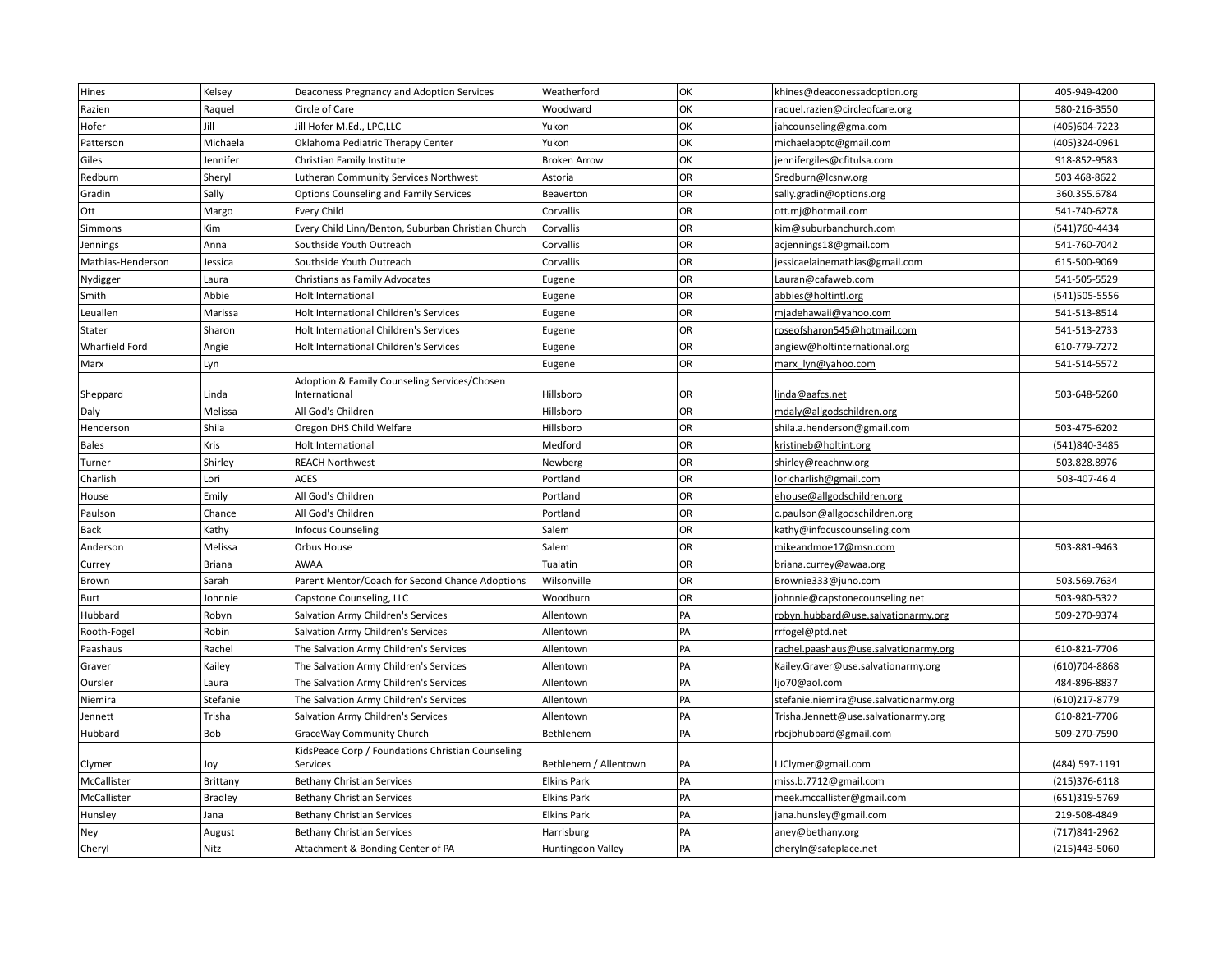| | | | | | | |
|---|---|---|---|---|---|---|
| Hines | Kelsey | Deaconess Pregnancy and Adoption Services | Weatherford | OK | khines@deaconessadoption.org | 405-949-4200 |
| Razien | Raquel | Circle of Care | Woodward | OK | raquel.razien@circleofcare.org | 580-216-3550 |
| Hofer | Jill | Jill Hofer M.Ed., LPC,LLC | Yukon | OK | jahcounseling@gma.com | (405)604-7223 |
| Patterson | Michaela | Oklahoma Pediatric Therapy Center | Yukon | OK | michaelaoptc@gmail.com | (405)324-0961 |
| Giles | Jennifer | Christian Family Institute | Broken Arrow | OK | jennifergiles@cfitulsa.com | 918-852-9583 |
| Redburn | Sheryl | Lutheran Community Services Northwest | Astoria | OR | Sredburn@lcsnw.org | 503 468-8622 |
| Gradin | Sally | Options Counseling and Family Services | Beaverton | OR | sally.gradin@options.org | 360.355.6784 |
| Ott | Margo | Every Child | Corvallis | OR | ott.mj@hotmail.com | 541-740-6278 |
| Simmons | Kim | Every Child Linn/Benton, Suburban Christian Church | Corvallis | OR | kim@suburbanchurch.com | (541)760-4434 |
| Jennings | Anna | Southside Youth Outreach | Corvallis | OR | acjennings18@gmail.com | 541-760-7042 |
| Mathias-Henderson | Jessica | Southside Youth Outreach | Corvallis | OR | jessicaelainemathias@gmail.com | 615-500-9069 |
| Nydigger | Laura | Christians as Family Advocates | Eugene | OR | Lauran@cafaweb.com | 541-505-5529 |
| Smith | Abbie | Holt International | Eugene | OR | abbies@holtintl.org | (541)505-5556 |
| Leuallen | Marissa | Holt International Children's Services | Eugene | OR | mjadehawaii@yahoo.com | 541-513-8514 |
| Stater | Sharon | Holt International Children's Services | Eugene | OR | roseofsharon545@hotmail.com | 541-513-2733 |
| Wharfield Ford | Angie | Holt International Children's Services | Eugene | OR | angiew@holtinternational.org | 610-779-7272 |
| Marx | Lyn | | Eugene | OR | marx_lyn@yahoo.com | 541-514-5572 |
| Sheppard | Linda | Adoption & Family Counseling Services/Chosen International | Hillsboro | OR | linda@aafcs.net | 503-648-5260 |
| Daly | Melissa | All God's Children | Hillsboro | OR | mdaly@allgodschildren.org | |
| Henderson | Shila | Oregon DHS Child Welfare | Hillsboro | OR | shila.a.henderson@gmail.com | 503-475-6202 |
| Bales | Kris | Holt International | Medford | OR | kristineb@holtint.org | (541)840-3485 |
| Turner | Shirley | REACH Northwest | Newberg | OR | shirley@reachnw.org | 503.828.8976 |
| Charlish | Lori | ACES | Portland | OR | loricharlish@gmail.com | 503-407-46 4 |
| House | Emily | All God's Children | Portland | OR | ehouse@allgodschildren.org | |
| Paulson | Chance | All God's Children | Portland | OR | c.paulson@allgodschildren.org | |
| Back | Kathy | Infocus Counseling | Salem | OR | kathy@infocuscounseling.com | |
| Anderson | Melissa | Orbus House | Salem | OR | mikeandmoe17@msn.com | 503-881-9463 |
| Currey | Briana | AWAA | Tualatin | OR | briana.currey@awaa.org | |
| Brown | Sarah | Parent Mentor/Coach for Second Chance Adoptions | Wilsonville | OR | Brownie333@juno.com | 503.569.7634 |
| Burt | Johnnie | Capstone Counseling, LLC | Woodburn | OR | johnnie@capstonecounseling.net | 503-980-5322 |
| Hubbard | Robyn | Salvation Army Children's Services | Allentown | PA | robyn.hubbard@use.salvationarmy.org | 509-270-9374 |
| Rooth-Fogel | Robin | Salvation Army Children's Services | Allentown | PA | rrfogel@ptd.net | |
| Paashaus | Rachel | The Salvation Army Children's Services | Allentown | PA | rachel.paashaus@use.salvationarmy.org | 610-821-7706 |
| Graver | Kailey | The Salvation Army Children's Services | Allentown | PA | Kailey.Graver@use.salvationarmy.org | (610)704-8868 |
| Oursler | Laura | The Salvation Army Children's Services | Allentown | PA | ljo70@aol.com | 484-896-8837 |
| Niemira | Stefanie | The Salvation Army Children's Services | Allentown | PA | stefanie.niemira@use.salvationarmy.org | (610)217-8779 |
| Jennett | Trisha | Salvation Army Children's Services | Allentown | PA | Trisha.Jennett@use.salvationarmy.org | 610-821-7706 |
| Hubbard | Bob | GraceWay Community Church | Bethlehem | PA | rbcjbhubbard@gmail.com | 509-270-7590 |
| Clymer | Joy | KidsPeace Corp / Foundations Christian Counseling Services | Bethlehem / Allentown | PA | LJClymer@gmail.com | (484) 597-1191 |
| McCallister | Brittany | Bethany Christian Services | Elkins Park | PA | miss.b.7712@gmail.com | (215)376-6118 |
| McCallister | Bradley | Bethany Christian Services | Elkins Park | PA | meek.mccallister@gmail.com | (651)319-5769 |
| Hunsley | Jana | Bethany Christian Services | Elkins Park | PA | jana.hunsley@gmail.com | 219-508-4849 |
| Ney | August | Bethany Christian Services | Harrisburg | PA | aney@bethany.org | (717)841-2962 |
| Cheryl | Nitz | Attachment & Bonding Center of PA | Huntingdon Valley | PA | cheryln@safeplace.net | (215)443-5060 |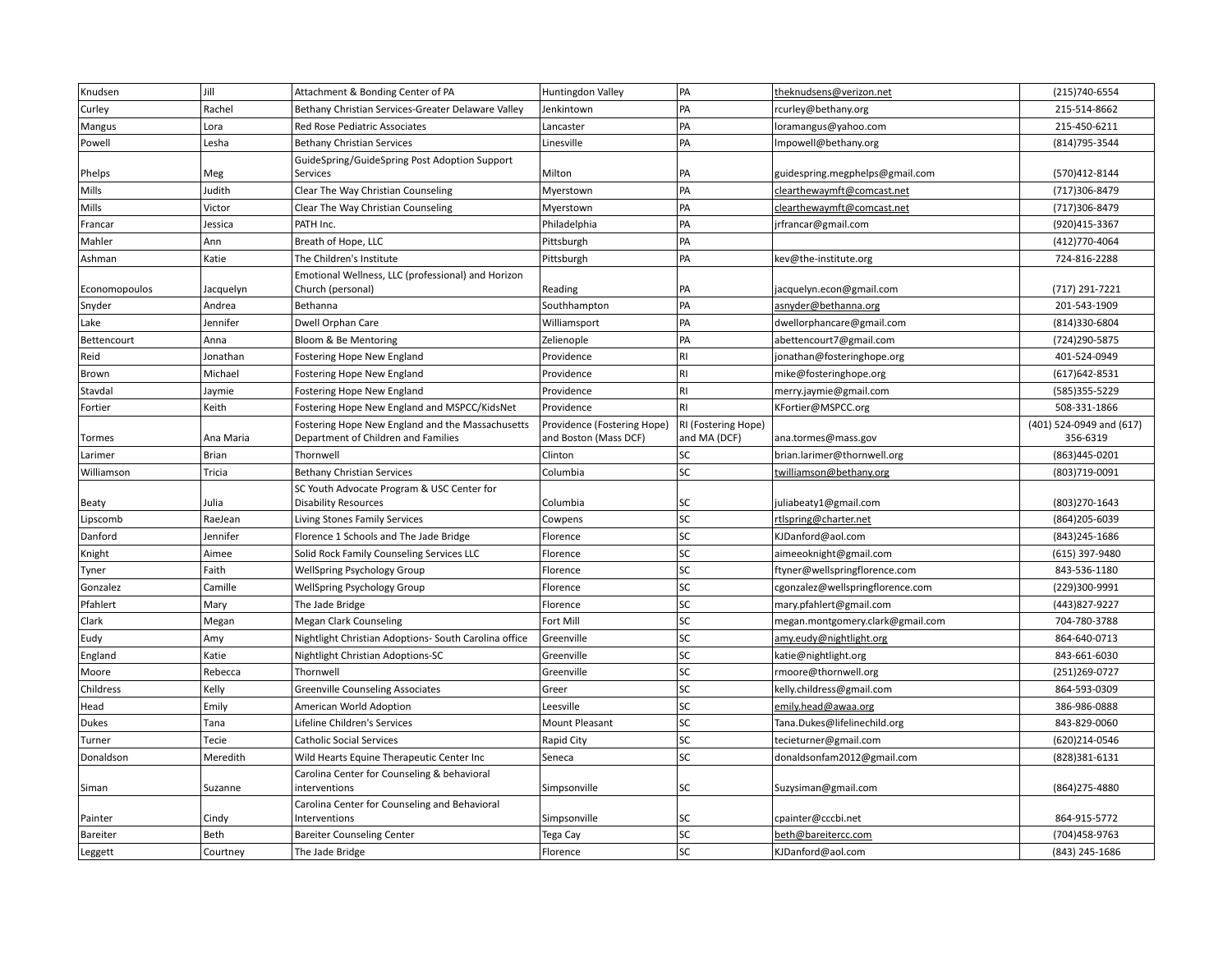| Knudsen | Jill | Attachment & Bonding Center of PA | Huntingdon Valley | PA | theknudsens@verizon.net | (215)740-6554 |
|---|---|---|---|---|---|---|
| Curley | Rachel | Bethany Christian Services-Greater Delaware Valley | Jenkintown | PA | rcurley@bethany.org | 215-514-8662 |
| Mangus | Lora | Red Rose Pediatric Associates | Lancaster | PA | loramangus@yahoo.com | 215-450-6211 |
| Powell | Lesha | Bethany Christian Services | Linesville | PA | lmpowell@bethany.org | (814)795-3544 |
| Phelps | Meg | GuideSpring/GuideSpring Post Adoption Support Services | Milton | PA | guidespring.megphelps@gmail.com | (570)412-8144 |
| Mills | Judith | Clear The Way Christian Counseling | Myerstown | PA | clearthewaymft@comcast.net | (717)306-8479 |
| Mills | Victor | Clear The Way Christian Counseling | Myerstown | PA | clearthewaymft@comcast.net | (717)306-8479 |
| Francar | Jessica | PATH Inc. | Philadelphia | PA | jrfrancar@gmail.com | (920)415-3367 |
| Mahler | Ann | Breath of Hope, LLC | Pittsburgh | PA | | (412)770-4064 |
| Ashman | Katie | The Children's Institute | Pittsburgh | PA | kev@the-institute.org | 724-816-2288 |
| Economopoulos | Jacquelyn | Emotional Wellness, LLC (professional) and Horizon Church (personal) | Reading | PA | jacquelyn.econ@gmail.com | (717) 291-7221 |
| Snyder | Andrea | Bethanna | Southhampton | PA | asnyder@bethanna.org | 201-543-1909 |
| Lake | Jennifer | Dwell Orphan Care | Williamsport | PA | dwellorphancare@gmail.com | (814)330-6804 |
| Bettencourt | Anna | Bloom & Be Mentoring | Zelienople | PA | abettencourt7@gmail.com | (724)290-5875 |
| Reid | Jonathan | Fostering Hope New England | Providence | RI | jonathan@fosteringhope.org | 401-524-0949 |
| Brown | Michael | Fostering Hope New England | Providence | RI | mike@fosteringhope.org | (617)642-8531 |
| Stavdal | Jaymie | Fostering Hope New England | Providence | RI | merry.jaymie@gmail.com | (585)355-5229 |
| Fortier | Keith | Fostering Hope New England and MSPCC/KidsNet | Providence | RI | KFortier@MSPCC.org | 508-331-1866 |
| Tormes | Ana Maria | Fostering Hope New England and the Massachusetts Department of Children and Families | Providence (Fostering Hope) and Boston (Mass DCF) | RI (Fostering Hope) and MA (DCF) | ana.tormes@mass.gov | (401) 524-0949 and (617) 356-6319 |
| Larimer | Brian | Thornwell | Clinton | SC | brian.larimer@thornwell.org | (863)445-0201 |
| Williamson | Tricia | Bethany Christian Services | Columbia | SC | twilliamson@bethany.org | (803)719-0091 |
| Beaty | Julia | SC Youth Advocate Program & USC Center for Disability Resources | Columbia | SC | juliabeaty1@gmail.com | (803)270-1643 |
| Lipscomb | RaeJean | Living Stones Family Services | Cowpens | SC | rtlspring@charter.net | (864)205-6039 |
| Danford | Jennifer | Florence 1 Schools and The Jade Bridge | Florence | SC | KJDanford@aol.com | (843)245-1686 |
| Knight | Aimee | Solid Rock Family Counseling Services LLC | Florence | SC | aimeeoknight@gmail.com | (615) 397-9480 |
| Tyner | Faith | WellSpring Psychology Group | Florence | SC | ftyner@wellspringflorence.com | 843-536-1180 |
| Gonzalez | Camille | WellSpring Psychology Group | Florence | SC | cgonzalez@wellspringflorence.com | (229)300-9991 |
| Pfahlert | Mary | The Jade Bridge | Florence | SC | mary.pfahlert@gmail.com | (443)827-9227 |
| Clark | Megan | Megan Clark Counseling | Fort Mill | SC | megan.montgomery.clark@gmail.com | 704-780-3788 |
| Eudy | Amy | Nightlight Christian Adoptions- South Carolina office | Greenville | SC | amy.eudy@nightlight.org | 864-640-0713 |
| England | Katie | Nightlight Christian Adoptions-SC | Greenville | SC | katie@nightlight.org | 843-661-6030 |
| Moore | Rebecca | Thornwell | Greenville | SC | rmoore@thornwell.org | (251)269-0727 |
| Childress | Kelly | Greenville Counseling Associates | Greer | SC | kelly.childress@gmail.com | 864-593-0309 |
| Head | Emily | American World Adoption | Leesville | SC | emily.head@awaa.org | 386-986-0888 |
| Dukes | Tana | Lifeline Children's Services | Mount Pleasant | SC | Tana.Dukes@lifelinechild.org | 843-829-0060 |
| Turner | Tecie | Catholic Social Services | Rapid City | SC | tecieturner@gmail.com | (620)214-0546 |
| Donaldson | Meredith | Wild Hearts Equine Therapeutic Center Inc | Seneca | SC | donaldsonfam2012@gmail.com | (828)381-6131 |
| Siman | Suzanne | Carolina Center for Counseling & behavioral interventions | Simpsonville | SC | Suzysiman@gmail.com | (864)275-4880 |
| Painter | Cindy | Carolina Center for Counseling and Behavioral Interventions | Simpsonville | SC | cpainter@cccbi.net | 864-915-5772 |
| Bareiter | Beth | Bareiter Counseling Center | Tega Cay | SC | beth@bareitercc.com | (704)458-9763 |
| Leggett | Courtney | The Jade Bridge | Florence | SC | KJDanford@aol.com | (843) 245-1686 |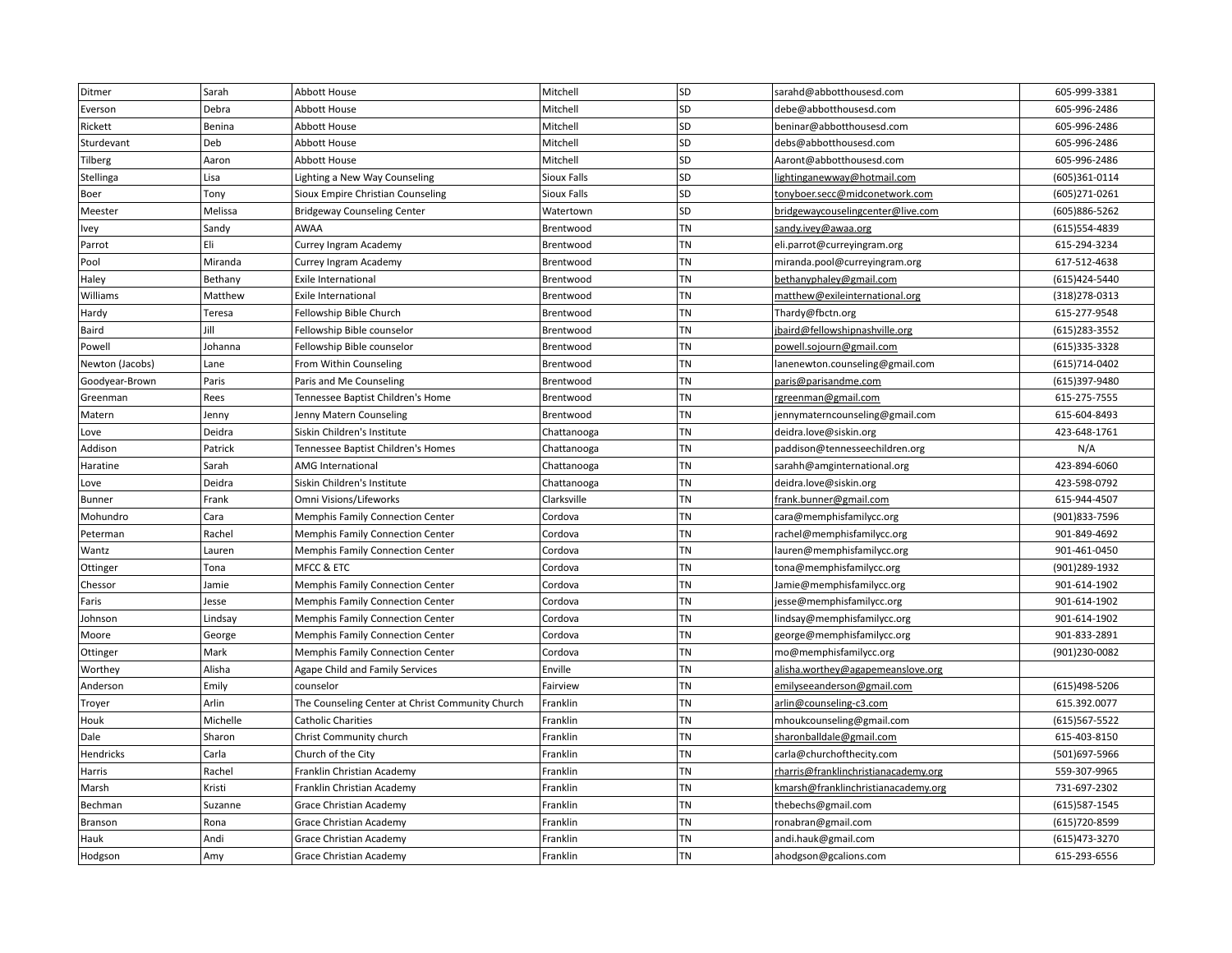| Ditmer | Sarah | Abbott House | Mitchell | SD | sarahd@abbotthousesd.com | 605-999-3381 |
|---|---|---|---|---|---|---|
| Everson | Debra | Abbott House | Mitchell | SD | debe@abbotthousesd.com | 605-996-2486 |
| Rickett | Benina | Abbott House | Mitchell | SD | beninar@abbotthousesd.com | 605-996-2486 |
| Sturdevant | Deb | Abbott House | Mitchell | SD | debs@abbotthousesd.com | 605-996-2486 |
| Tilberg | Aaron | Abbott House | Mitchell | SD | Aaront@abbotthousesd.com | 605-996-2486 |
| Stellinga | Lisa | Lighting a New Way Counseling | Sioux Falls | SD | lightinganewway@hotmail.com | (605)361-0114 |
| Boer | Tony | Sioux Empire Christian Counseling | Sioux Falls | SD | tonyboer.secc@midconetwork.com | (605)271-0261 |
| Meester | Melissa | Bridgeway Counseling Center | Watertown | SD | bridgewaycouselingcenter@live.com | (605)886-5262 |
| Ivey | Sandy | AWAA | Brentwood | TN | sandy.ivey@awaa.org | (615)554-4839 |
| Parrot | Eli | Currey Ingram Academy | Brentwood | TN | eli.parrot@curreyingram.org | 615-294-3234 |
| Pool | Miranda | Currey Ingram Academy | Brentwood | TN | miranda.pool@curreyingram.org | 617-512-4638 |
| Haley | Bethany | Exile International | Brentwood | TN | bethanyphaley@gmail.com | (615)424-5440 |
| Williams | Matthew | Exile International | Brentwood | TN | matthew@exileinternational.org | (318)278-0313 |
| Hardy | Teresa | Fellowship Bible Church | Brentwood | TN | Thardy@fbctn.org | 615-277-9548 |
| Baird | Jill | Fellowship Bible counselor | Brentwood | TN | jbaird@fellowshipnashville.org | (615)283-3552 |
| Powell | Johanna | Fellowship Bible counselor | Brentwood | TN | powell.sojourn@gmail.com | (615)335-3328 |
| Newton (Jacobs) | Lane | From Within Counseling | Brentwood | TN | lanenewton.counseling@gmail.com | (615)714-0402 |
| Goodyear-Brown | Paris | Paris and Me Counseling | Brentwood | TN | paris@parisandme.com | (615)397-9480 |
| Greenman | Rees | Tennessee Baptist Children's Home | Brentwood | TN | rgreenman@gmail.com | 615-275-7555 |
| Matern | Jenny | Jenny Matern Counseling | Brentwood | TN | jennymaterncounseling@gmail.com | 615-604-8493 |
| Love | Deidra | Siskin Children's Institute | Chattanooga | TN | deidra.love@siskin.org | 423-648-1761 |
| Addison | Patrick | Tennessee Baptist Children's Homes | Chattanooga | TN | paddison@tennesseechildren.org | N/A |
| Haratine | Sarah | AMG International | Chattanooga | TN | sarahh@amginternational.org | 423-894-6060 |
| Love | Deidra | Siskin Children's Institute | Chattanooga | TN | deidra.love@siskin.org | 423-598-0792 |
| Bunner | Frank | Omni Visions/Lifeworks | Clarksville | TN | frank.bunner@gmail.com | 615-944-4507 |
| Mohundro | Cara | Memphis Family Connection Center | Cordova | TN | cara@memphisfamilycc.org | (901)833-7596 |
| Peterman | Rachel | Memphis Family Connection Center | Cordova | TN | rachel@memphisfamilycc.org | 901-849-4692 |
| Wantz | Lauren | Memphis Family Connection Center | Cordova | TN | lauren@memphisfamilycc.org | 901-461-0450 |
| Ottinger | Tona | MFCC & ETC | Cordova | TN | tona@memphisfamilycc.org | (901)289-1932 |
| Chessor | Jamie | Memphis Family Connection Center | Cordova | TN | Jamie@memphisfamilycc.org | 901-614-1902 |
| Faris | Jesse | Memphis Family Connection Center | Cordova | TN | jesse@memphisfamilycc.org | 901-614-1902 |
| Johnson | Lindsay | Memphis Family Connection Center | Cordova | TN | lindsay@memphisfamilycc.org | 901-614-1902 |
| Moore | George | Memphis Family Connection Center | Cordova | TN | george@memphisfamilycc.org | 901-833-2891 |
| Ottinger | Mark | Memphis Family Connection Center | Cordova | TN | mo@memphisfamilycc.org | (901)230-0082 |
| Worthey | Alisha | Agape Child and Family Services | Enville | TN | alisha.worthey@agapemeanslove.org | |
| Anderson | Emily | counselor | Fairview | TN | emilyseeanderson@gmail.com | (615)498-5206 |
| Troyer | Arlin | The Counseling Center at Christ Community Church | Franklin | TN | arlin@counseling-c3.com | 615.392.0077 |
| Houk | Michelle | Catholic Charities | Franklin | TN | mhoukcounseling@gmail.com | (615)567-5522 |
| Dale | Sharon | Christ Community church | Franklin | TN | sharonballdale@gmail.com | 615-403-8150 |
| Hendricks | Carla | Church of the City | Franklin | TN | carla@churchofthecity.com | (501)697-5966 |
| Harris | Rachel | Franklin Christian Academy | Franklin | TN | rharris@franklinchristianacademy.org | 559-307-9965 |
| Marsh | Kristi | Franklin Christian Academy | Franklin | TN | kmarsh@franklinchristianacademy.org | 731-697-2302 |
| Bechman | Suzanne | Grace Christian Academy | Franklin | TN | thebechs@gmail.com | (615)587-1545 |
| Branson | Rona | Grace Christian Academy | Franklin | TN | ronabran@gmail.com | (615)720-8599 |
| Hauk | Andi | Grace Christian Academy | Franklin | TN | andi.hauk@gmail.com | (615)473-3270 |
| Hodgson | Amy | Grace Christian Academy | Franklin | TN | ahodgson@gcalions.com | 615-293-6556 |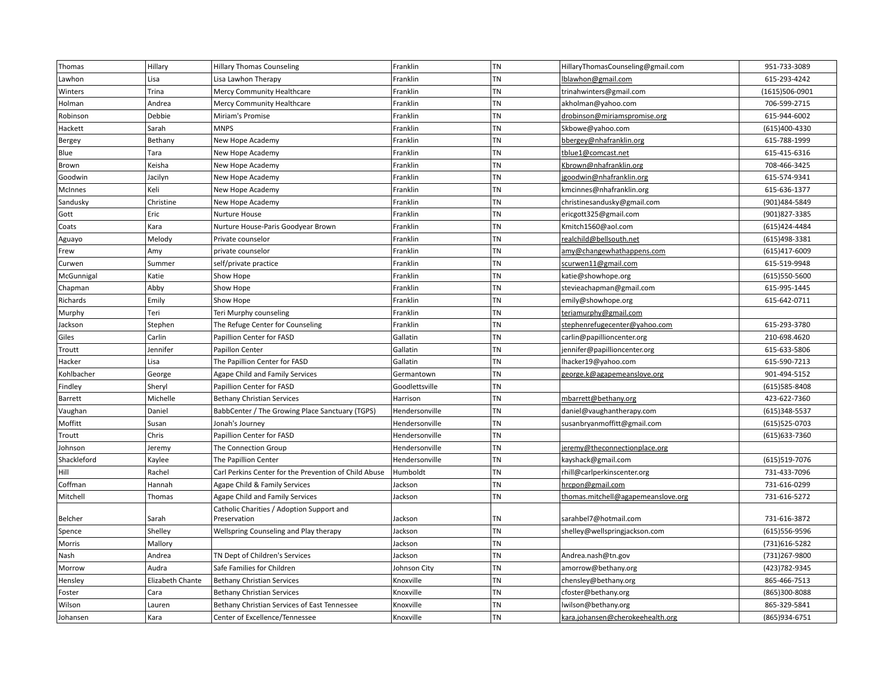| Thomas | Hillary | Hillary Thomas Counseling | Franklin | TN | HillaryThomasCounseling@gmail.com | 951-733-3089 |
|---|---|---|---|---|---|---|
| Lawhon | Lisa | Lisa Lawhon Therapy | Franklin | TN | lblawhon@gmail.com | 615-293-4242 |
| Winters | Trina | Mercy Community Healthcare | Franklin | TN | trinahwinters@gmail.com | (1615)506-0901 |
| Holman | Andrea | Mercy Community Healthcare | Franklin | TN | akholman@yahoo.com | 706-599-2715 |
| Robinson | Debbie | Miriam's Promise | Franklin | TN | drobinson@miriamspromise.org | 615-944-6002 |
| Hackett | Sarah | MNPS | Franklin | TN | Skbowe@yahoo.com | (615)400-4330 |
| Bergey | Bethany | New Hope Academy | Franklin | TN | bbergey@nhafranklin.org | 615-788-1999 |
| Blue | Tara | New Hope Academy | Franklin | TN | tblue1@comcast.net | 615-415-6316 |
| Brown | Keisha | New Hope Academy | Franklin | TN | Kbrown@nhafranklin.org | 708-466-3425 |
| Goodwin | Jacilyn | New Hope Academy | Franklin | TN | jgoodwin@nhafranklin.org | 615-574-9341 |
| McInnes | Keli | New Hope Academy | Franklin | TN | kmcinnes@nhafranklin.org | 615-636-1377 |
| Sandusky | Christine | New Hope Academy | Franklin | TN | christinesandusky@gmail.com | (901)484-5849 |
| Gott | Eric | Nurture House | Franklin | TN | ericgott325@gmail.com | (901)827-3385 |
| Coats | Kara | Nurture House-Paris Goodyear Brown | Franklin | TN | Kmitch1560@aol.com | (615)424-4484 |
| Aguayo | Melody | Private counselor | Franklin | TN | realchild@bellsouth.net | (615)498-3381 |
| Frew | Amy | private counselor | Franklin | TN | amy@changewhathappens.com | (615)417-6009 |
| Curwen | Summer | self/private practice | Franklin | TN | scurwen11@gmail.com | 615-519-9948 |
| McGunnigal | Katie | Show Hope | Franklin | TN | katie@showhope.org | (615)550-5600 |
| Chapman | Abby | Show Hope | Franklin | TN | stevieachapman@gmail.com | 615-995-1445 |
| Richards | Emily | Show Hope | Franklin | TN | emily@showhope.org | 615-642-0711 |
| Murphy | Teri | Teri Murphy counseling | Franklin | TN | teriamurphy@gmail.com | |
| Jackson | Stephen | The Refuge Center for Counseling | Franklin | TN | stephenrefugecenter@yahoo.com | 615-293-3780 |
| Giles | Carlin | Papillion Center for FASD | Gallatin | TN | carlin@papillioncenter.org | 210-698.4620 |
| Troutt | Jennifer | Papillon Center | Gallatin | TN | jennifer@papillioncenter.org | 615-633-5806 |
| Hacker | Lisa | The Papillion Center for FASD | Gallatin | TN | lhacker19@yahoo.com | 615-590-7213 |
| Kohlbacher | George | Agape Child and Family Services | Germantown | TN | george.k@agapemeanslove.org | 901-494-5152 |
| Findley | Sheryl | Papillion Center for FASD | Goodlettsville | TN | | (615)585-8408 |
| Barrett | Michelle | Bethany Christian Services | Harrison | TN | mbarrett@bethany.org | 423-622-7360 |
| Vaughan | Daniel | BabbCenter / The Growing Place Sanctuary (TGPS) | Hendersonville | TN | daniel@vaughantherapy.com | (615)348-5537 |
| Moffitt | Susan | Jonah's Journey | Hendersonville | TN | susanbryanmoffitt@gmail.com | (615)525-0703 |
| Troutt | Chris | Papillion Center for FASD | Hendersonville | TN | | (615)633-7360 |
| Johnson | Jeremy | The Connection Group | Hendersonville | TN | jeremy@theconnectionplace.org | |
| Shackleford | Kaylee | The Papillion Center | Hendersonville | TN | kayshack@gmail.com | (615)519-7076 |
| Hill | Rachel | Carl Perkins Center for the Prevention of Child Abuse | Humboldt | TN | rhill@carlperkinscenter.org | 731-433-7096 |
| Coffman | Hannah | Agape Child & Family Services | Jackson | TN | hrcpon@gmail.com | 731-616-0299 |
| Mitchell | Thomas | Agape Child and Family Services | Jackson | TN | thomas.mitchell@agapemeanslove.org | 731-616-5272 |
| Belcher | Sarah | Catholic Charities / Adoption Support and Preservation | Jackson | TN | sarahbel7@hotmail.com | 731-616-3872 |
| Spence | Shelley | Wellspring Counseling and Play therapy | Jackson | TN | shelley@wellspringjackson.com | (615)556-9596 |
| Morris | Mallory | | Jackson | TN | | (731)616-5282 |
| Nash | Andrea | TN Dept of Children's Services | Jackson | TN | Andrea.nash@tn.gov | (731)267-9800 |
| Morrow | Audra | Safe Families for Children | Johnson City | TN | amorrow@bethany.org | (423)782-9345 |
| Hensley | Elizabeth Chante | Bethany Christian Services | Knoxville | TN | chensley@bethany.org | 865-466-7513 |
| Foster | Cara | Bethany Christian Services | Knoxville | TN | cfoster@bethany.org | (865)300-8088 |
| Wilson | Lauren | Bethany Christian Services of East Tennessee | Knoxville | TN | lwilson@bethany.org | 865-329-5841 |
| Johansen | Kara | Center of Excellence/Tennessee | Knoxville | TN | kara.johansen@cherokeehealth.org | (865)934-6751 |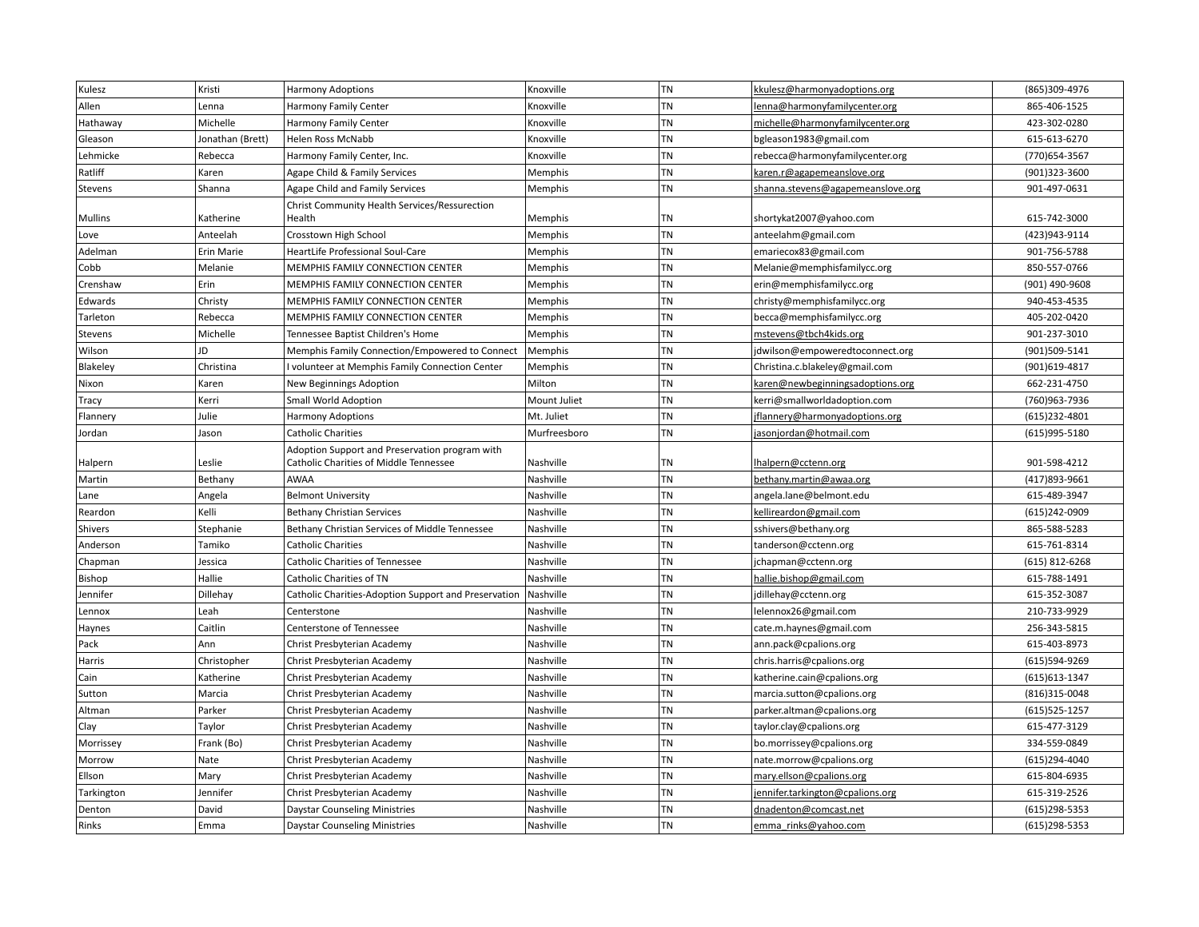| Kulesz | Kristi | Harmony Adoptions | Knoxville | TN | kkulesz@harmonyadoptions.org | (865)309-4976 |
|---|---|---|---|---|---|---|
| Allen | Lenna | Harmony Family Center | Knoxville | TN | lenna@harmonyfamilycenter.org | 865-406-1525 |
| Hathaway | Michelle | Harmony Family Center | Knoxville | TN | michelle@harmonyfamilycenter.org | 423-302-0280 |
| Gleason | Jonathan (Brett) | Helen Ross McNabb | Knoxville | TN | bgleason1983@gmail.com | 615-613-6270 |
| Lehmicke | Rebecca | Harmony Family Center, Inc. | Knoxville | TN | rebecca@harmonyfamilycenter.org | (770)654-3567 |
| Ratliff | Karen | Agape Child & Family Services | Memphis | TN | karen.r@agapemeanslove.org | (901)323-3600 |
| Stevens | Shanna | Agape Child and Family Services | Memphis | TN | shanna.stevens@agapemeanslove.org | 901-497-0631 |
| Mullins | Katherine | Christ Community Health Services/Ressurection Health | Memphis | TN | shortykat2007@yahoo.com | 615-742-3000 |
| Love | Anteelah | Crosstown High School | Memphis | TN | anteelahm@gmail.com | (423)943-9114 |
| Adelman | Erin Marie | HeartLife Professional Soul-Care | Memphis | TN | emariecox83@gmail.com | 901-756-5788 |
| Cobb | Melanie | MEMPHIS FAMILY CONNECTION CENTER | Memphis | TN | Melanie@memphisfamilycc.org | 850-557-0766 |
| Crenshaw | Erin | MEMPHIS FAMILY CONNECTION CENTER | Memphis | TN | erin@memphisfamilycc.org | (901) 490-9608 |
| Edwards | Christy | MEMPHIS FAMILY CONNECTION CENTER | Memphis | TN | christy@memphisfamilycc.org | 940-453-4535 |
| Tarleton | Rebecca | MEMPHIS FAMILY CONNECTION CENTER | Memphis | TN | becca@memphisfamilycc.org | 405-202-0420 |
| Stevens | Michelle | Tennessee Baptist Children's Home | Memphis | TN | mstevens@tbch4kids.org | 901-237-3010 |
| Wilson | JD | Memphis Family Connection/Empowered to Connect | Memphis | TN | jdwilson@empoweredtoconnect.org | (901)509-5141 |
| Blakeley | Christina | I volunteer at Memphis Family Connection Center | Memphis | TN | Christina.c.blakeley@gmail.com | (901)619-4817 |
| Nixon | Karen | New Beginnings Adoption | Milton | TN | karen@newbeginningsadoptions.org | 662-231-4750 |
| Tracy | Kerri | Small World Adoption | Mount Juliet | TN | kerri@smallworldadoption.com | (760)963-7936 |
| Flannery | Julie | Harmony Adoptions | Mt. Juliet | TN | jflannery@harmonyadoptions.org | (615)232-4801 |
| Jordan | Jason | Catholic Charities | Murfreesboro | TN | jasonjordan@hotmail.com | (615)995-5180 |
| Halpern | Leslie | Adoption Support and Preservation program with Catholic Charities of Middle Tennessee | Nashville | TN | lhalpern@cctenn.org | 901-598-4212 |
| Martin | Bethany | AWAA | Nashville | TN | bethany.martin@awaa.org | (417)893-9661 |
| Lane | Angela | Belmont University | Nashville | TN | angela.lane@belmont.edu | 615-489-3947 |
| Reardon | Kelli | Bethany Christian Services | Nashville | TN | kellireardon@gmail.com | (615)242-0909 |
| Shivers | Stephanie | Bethany Christian Services of Middle Tennessee | Nashville | TN | sshivers@bethany.org | 865-588-5283 |
| Anderson | Tamiko | Catholic Charities | Nashville | TN | tanderson@cctenn.org | 615-761-8314 |
| Chapman | Jessica | Catholic Charities of Tennessee | Nashville | TN | jchapman@cctenn.org | (615) 812-6268 |
| Bishop | Hallie | Catholic Charities of TN | Nashville | TN | hallie.bishop@gmail.com | 615-788-1491 |
| Jennifer | Dillehay | Catholic Charities-Adoption Support and Preservation | Nashville | TN | jdillehay@cctenn.org | 615-352-3087 |
| Lennox | Leah | Centerstone | Nashville | TN | lelennox26@gmail.com | 210-733-9929 |
| Haynes | Caitlin | Centerstone of Tennessee | Nashville | TN | cate.m.haynes@gmail.com | 256-343-5815 |
| Pack | Ann | Christ Presbyterian Academy | Nashville | TN | ann.pack@cpalions.org | 615-403-8973 |
| Harris | Christopher | Christ Presbyterian Academy | Nashville | TN | chris.harris@cpalions.org | (615)594-9269 |
| Cain | Katherine | Christ Presbyterian Academy | Nashville | TN | katherine.cain@cpalions.org | (615)613-1347 |
| Sutton | Marcia | Christ Presbyterian Academy | Nashville | TN | marcia.sutton@cpalions.org | (816)315-0048 |
| Altman | Parker | Christ Presbyterian Academy | Nashville | TN | parker.altman@cpalions.org | (615)525-1257 |
| Clay | Taylor | Christ Presbyterian Academy | Nashville | TN | taylor.clay@cpalions.org | 615-477-3129 |
| Morrissey | Frank (Bo) | Christ Presbyterian Academy | Nashville | TN | bo.morrissey@cpalions.org | 334-559-0849 |
| Morrow | Nate | Christ Presbyterian Academy | Nashville | TN | nate.morrow@cpalions.org | (615)294-4040 |
| Ellson | Mary | Christ Presbyterian Academy | Nashville | TN | mary.ellson@cpalions.org | 615-804-6935 |
| Tarkington | Jennifer | Christ Presbyterian Academy | Nashville | TN | jennifer.tarkington@cpalions.org | 615-319-2526 |
| Denton | David | Daystar Counseling Ministries | Nashville | TN | dnadenton@comcast.net | (615)298-5353 |
| Rinks | Emma | Daystar Counseling Ministries | Nashville | TN | emma_rinks@yahoo.com | (615)298-5353 |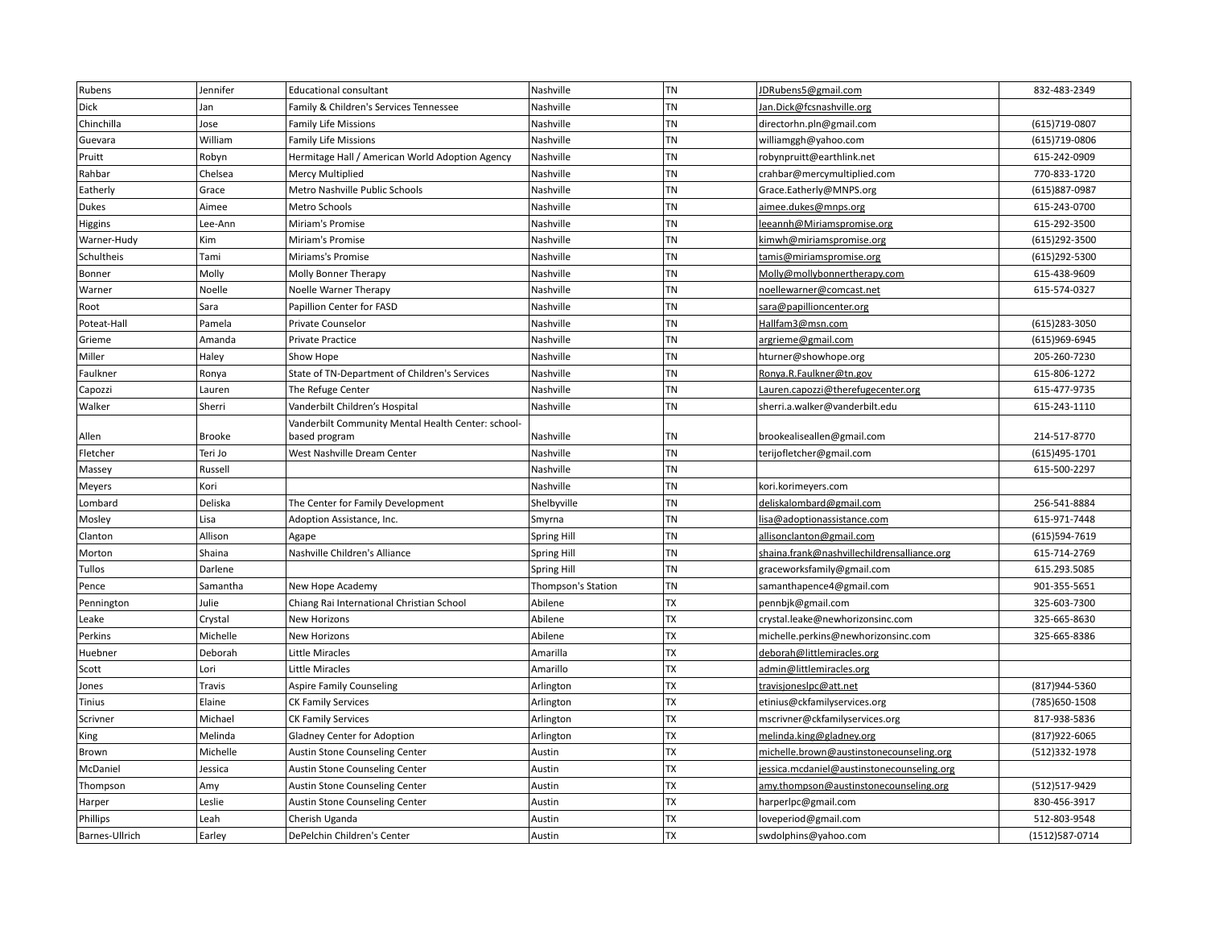| Rubens | Jennifer | Educational consultant | Nashville | TN | JDRubens5@gmail.com | 832-483-2349 |
|---|---|---|---|---|---|---|
| Dick | Jan | Family & Children's Services Tennessee | Nashville | TN | Jan.Dick@fcsnashville.org | |
| Chinchilla | Jose | Family Life Missions | Nashville | TN | directorhn.pln@gmail.com | (615)719-0807 |
| Guevara | William | Family Life Missions | Nashville | TN | williamggh@yahoo.com | (615)719-0806 |
| Pruitt | Robyn | Hermitage Hall / American World Adoption Agency | Nashville | TN | robynpruitt@earthlink.net | 615-242-0909 |
| Rahbar | Chelsea | Mercy Multiplied | Nashville | TN | crahbar@mercymultiplied.com | 770-833-1720 |
| Eatherly | Grace | Metro Nashville Public Schools | Nashville | TN | Grace.Eatherly@MNPS.org | (615)887-0987 |
| Dukes | Aimee | Metro Schools | Nashville | TN | aimee.dukes@mnps.org | 615-243-0700 |
| Higgins | Lee-Ann | Miriam's Promise | Nashville | TN | leeannh@Miriamspromise.org | 615-292-3500 |
| Warner-Hudy | Kim | Miriam's Promise | Nashville | TN | kimwh@miriamspromise.org | (615)292-3500 |
| Schultheis | Tami | Miriams's Promise | Nashville | TN | tamis@miriamspromise.org | (615)292-5300 |
| Bonner | Molly | Molly Bonner Therapy | Nashville | TN | Molly@mollybonnertherapy.com | 615-438-9609 |
| Warner | Noelle | Noelle Warner Therapy | Nashville | TN | noellewarner@comcast.net | 615-574-0327 |
| Root | Sara | Papillion Center for FASD | Nashville | TN | sara@papillioncenter.org | |
| Poteat-Hall | Pamela | Private Counselor | Nashville | TN | Hallfam3@msn.com | (615)283-3050 |
| Grieme | Amanda | Private Practice | Nashville | TN | argrieme@gmail.com | (615)969-6945 |
| Miller | Haley | Show Hope | Nashville | TN | hturner@showhope.org | 205-260-7230 |
| Faulkner | Ronya | State of TN-Department of Children's Services | Nashville | TN | Ronya.R.Faulkner@tn.gov | 615-806-1272 |
| Capozzi | Lauren | The Refuge Center | Nashville | TN | Lauren.capozzi@therefugecenter.org | 615-477-9735 |
| Walker | Sherri | Vanderbilt Children's Hospital | Nashville | TN | sherri.a.walker@vanderbilt.edu | 615-243-1110 |
| Allen | Brooke | Vanderbilt Community Mental Health Center: school-based program | Nashville | TN | brookealiseallen@gmail.com | 214-517-8770 |
| Fletcher | Teri Jo | West Nashville Dream Center | Nashville | TN | terijofletcher@gmail.com | (615)495-1701 |
| Massey | Russell | | Nashville | TN | | 615-500-2297 |
| Meyers | Kori | | Nashville | TN | kori.korimeyers.com | |
| Lombard | Deliska | The Center for Family Development | Shelbyville | TN | deliskalombard@gmail.com | 256-541-8884 |
| Mosley | Lisa | Adoption Assistance, Inc. | Smyrna | TN | lisa@adoptionassistance.com | 615-971-7448 |
| Clanton | Allison | Agape | Spring Hill | TN | allisonclanton@gmail.com | (615)594-7619 |
| Morton | Shaina | Nashville Children's Alliance | Spring Hill | TN | shaina.frank@nashvillechildrensalliance.org | 615-714-2769 |
| Tullos | Darlene | | Spring Hill | TN | graceworksfamily@gmail.com | 615.293.5085 |
| Pence | Samantha | New Hope Academy | Thompson's Station | TN | samanthapence4@gmail.com | 901-355-5651 |
| Pennington | Julie | Chiang Rai International Christian School | Abilene | TX | pennbjk@gmail.com | 325-603-7300 |
| Leake | Crystal | New Horizons | Abilene | TX | crystal.leake@newhorizonsinc.com | 325-665-8630 |
| Perkins | Michelle | New Horizons | Abilene | TX | michelle.perkins@newhorizonsinc.com | 325-665-8386 |
| Huebner | Deborah | Little Miracles | Amarilla | TX | deborah@littlemiracles.org | |
| Scott | Lori | Little Miracles | Amarillo | TX | admin@littlemiracles.org | |
| Jones | Travis | Aspire Family Counseling | Arlington | TX | travisjoneslpc@att.net | (817)944-5360 |
| Tinius | Elaine | CK Family Services | Arlington | TX | etinius@ckfamilyservices.org | (785)650-1508 |
| Scrivner | Michael | CK Family Services | Arlington | TX | mscrivner@ckfamilyservices.org | 817-938-5836 |
| King | Melinda | Gladney Center for Adoption | Arlington | TX | melinda.king@gladney.org | (817)922-6065 |
| Brown | Michelle | Austin Stone Counseling Center | Austin | TX | michelle.brown@austinstonecounseling.org | (512)332-1978 |
| McDaniel | Jessica | Austin Stone Counseling Center | Austin | TX | jessica.mcdaniel@austinstonecounseling.org | |
| Thompson | Amy | Austin Stone Counseling Center | Austin | TX | amy.thompson@austinstonecounseling.org | (512)517-9429 |
| Harper | Leslie | Austin Stone Counseling Center | Austin | TX | harperlpc@gmail.com | 830-456-3917 |
| Phillips | Leah | Cherish Uganda | Austin | TX | loveperiod@gmail.com | 512-803-9548 |
| Barnes-Ullrich | Earley | DePelchin Children's Center | Austin | TX | swdolphins@yahoo.com | (1512)587-0714 |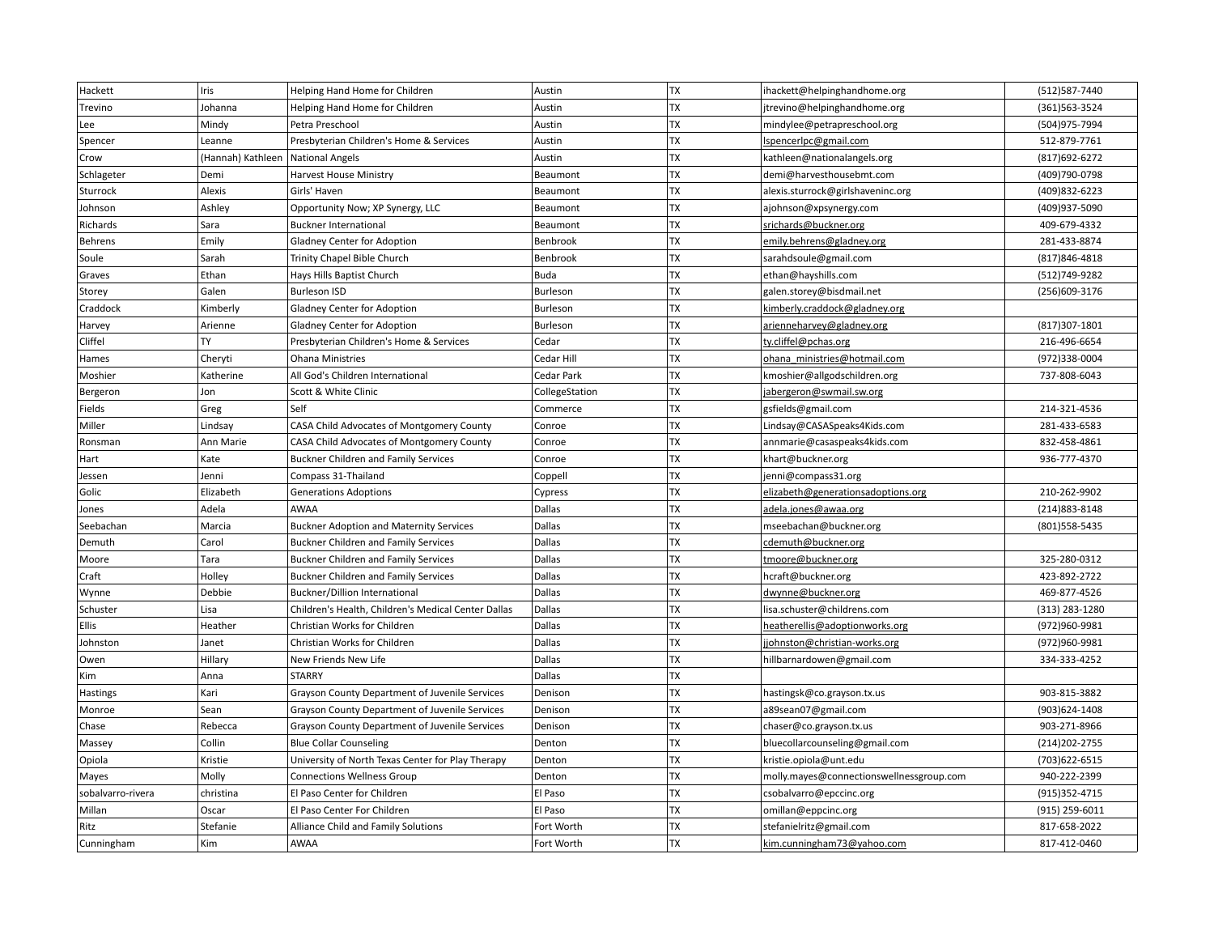| Hackett | Iris | Helping Hand Home for Children | Austin | TX | ihackett@helpinghandhome.org | (512)587-7440 |
|---|---|---|---|---|---|---|
| Trevino | Johanna | Helping Hand Home for Children | Austin | TX | jtrevino@helpinghandhome.org | (361)563-3524 |
| Lee | Mindy | Petra Preschool | Austin | TX | mindylee@petrapreschool.org | (504)975-7994 |
| Spencer | Leanne | Presbyterian Children's Home & Services | Austin | TX | lspencerlpc@gmail.com | 512-879-7761 |
| Crow | (Hannah) Kathleen | National Angels | Austin | TX | kathleen@nationalangels.org | (817)692-6272 |
| Schlageter | Demi | Harvest House Ministry | Beaumont | TX | demi@harvesthousebmt.com | (409)790-0798 |
| Sturrock | Alexis | Girls' Haven | Beaumont | TX | alexis.sturrock@girlshaveninc.org | (409)832-6223 |
| Johnson | Ashley | Opportunity Now; XP Synergy, LLC | Beaumont | TX | ajohnson@xpsynergy.com | (409)937-5090 |
| Richards | Sara | Buckner International | Beaumont | TX | srichards@buckner.org | 409-679-4332 |
| Behrens | Emily | Gladney Center for Adoption | Benbrook | TX | emily.behrens@gladney.org | 281-433-8874 |
| Soule | Sarah | Trinity Chapel Bible Church | Benbrook | TX | sarahdsoule@gmail.com | (817)846-4818 |
| Graves | Ethan | Hays Hills Baptist Church | Buda | TX | ethan@hayshills.com | (512)749-9282 |
| Storey | Galen | Burleson ISD | Burleson | TX | galen.storey@bisdmail.net | (256)609-3176 |
| Craddock | Kimberly | Gladney Center for Adoption | Burleson | TX | kimberly.craddock@gladney.org | |
| Harvey | Arienne | Gladney Center for Adoption | Burleson | TX | arienneharvey@gladney.org | (817)307-1801 |
| Cliffel | TY | Presbyterian Children's Home & Services | Cedar | TX | ty.cliffel@pchas.org | 216-496-6654 |
| Hames | Cheryti | Ohana Ministries | Cedar Hill | TX | ohana_ministries@hotmail.com | (972)338-0004 |
| Moshier | Katherine | All God's Children International | Cedar Park | TX | kmoshier@allgodschildren.org | 737-808-6043 |
| Bergeron | Jon | Scott & White Clinic | CollegeStation | TX | jabergeron@swmail.sw.org | |
| Fields | Greg | Self | Commerce | TX | gsfields@gmail.com | 214-321-4536 |
| Miller | Lindsay | CASA Child Advocates of Montgomery County | Conroe | TX | Lindsay@CASASpeaks4Kids.com | 281-433-6583 |
| Ronsman | Ann Marie | CASA Child Advocates of Montgomery County | Conroe | TX | annmarie@casaspeaks4kids.com | 832-458-4861 |
| Hart | Kate | Buckner Children and Family Services | Conroe | TX | khart@buckner.org | 936-777-4370 |
| Jessen | Jenni | Compass 31-Thailand | Coppell | TX | jenni@compass31.org | |
| Golic | Elizabeth | Generations Adoptions | Cypress | TX | elizabeth@generationsadoptions.org | 210-262-9902 |
| Jones | Adela | AWAA | Dallas | TX | adela.jones@awaa.org | (214)883-8148 |
| Seebachan | Marcia | Buckner Adoption and Maternity Services | Dallas | TX | mseebachan@buckner.org | (801)558-5435 |
| Demuth | Carol | Buckner Children and Family Services | Dallas | TX | cdemuth@buckner.org | |
| Moore | Tara | Buckner Children and Family Services | Dallas | TX | tmoore@buckner.org | 325-280-0312 |
| Craft | Holley | Buckner Children and Family Services | Dallas | TX | hcraft@buckner.org | 423-892-2722 |
| Wynne | Debbie | Buckner/Dillion International | Dallas | TX | dwynne@buckner.org | 469-877-4526 |
| Schuster | Lisa | Children's Health, Children's Medical Center Dallas | Dallas | TX | lisa.schuster@childrens.com | (313) 283-1280 |
| Ellis | Heather | Christian Works for Children | Dallas | TX | heatherellis@adoptionworks.org | (972)960-9981 |
| Johnston | Janet | Christian Works for Children | Dallas | TX | jjohnston@christian-works.org | (972)960-9981 |
| Owen | Hillary | New Friends New Life | Dallas | TX | hillbarnardowen@gmail.com | 334-333-4252 |
| Kim | Anna | STARRY | Dallas | TX | | |
| Hastings | Kari | Grayson County Department of Juvenile Services | Denison | TX | hastingsk@co.grayson.tx.us | 903-815-3882 |
| Monroe | Sean | Grayson County Department of Juvenile Services | Denison | TX | a89sean07@gmail.com | (903)624-1408 |
| Chase | Rebecca | Grayson County Department of Juvenile Services | Denison | TX | chaser@co.grayson.tx.us | 903-271-8966 |
| Massey | Collin | Blue Collar Counseling | Denton | TX | bluecollarcounseling@gmail.com | (214)202-2755 |
| Opiola | Kristie | University of North Texas Center for Play Therapy | Denton | TX | kristie.opiola@unt.edu | (703)622-6515 |
| Mayes | Molly | Connections Wellness Group | Denton | TX | molly.mayes@connectionswellnessgroup.com | 940-222-2399 |
| sobalvarro-rivera | christina | El Paso Center for Children | El Paso | TX | csobalvarro@epccinc.org | (915)352-4715 |
| Millan | Oscar | El Paso Center For Children | El Paso | TX | omillan@eppcinc.org | (915) 259-6011 |
| Ritz | Stefanie | Alliance Child and Family Solutions | Fort Worth | TX | stefanielritz@gmail.com | 817-658-2022 |
| Cunningham | Kim | AWAA | Fort Worth | TX | kim.cunningham73@yahoo.com | 817-412-0460 |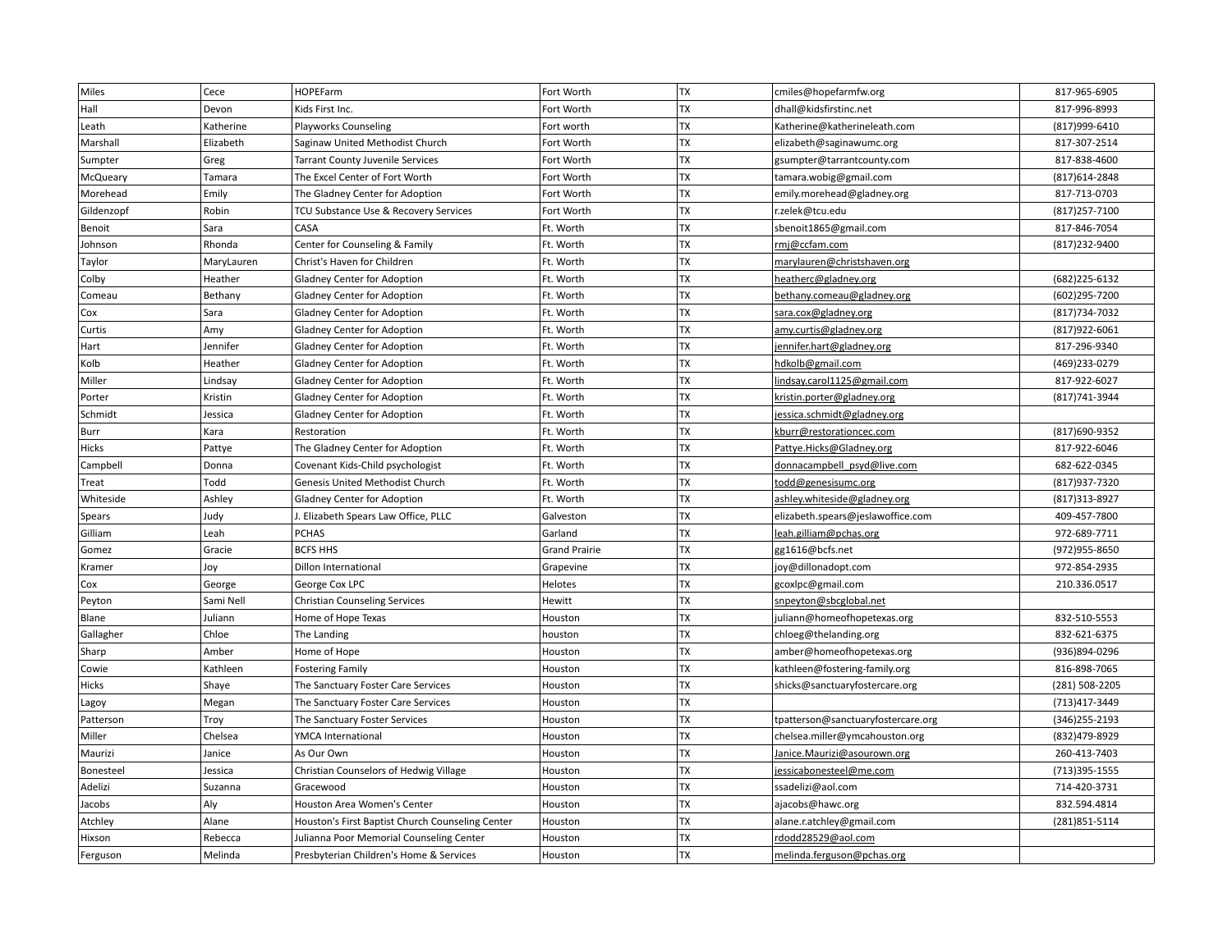| | | | | | | |
|---|---|---|---|---|---|---|
| Miles | Cece | HOPEFarm | Fort Worth | TX | cmiles@hopefarmfw.org | 817-965-6905 |
| Hall | Devon | Kids First Inc. | Fort Worth | TX | dhall@kidsfirstinc.net | 817-996-8993 |
| Leath | Katherine | Playworks Counseling | Fort worth | TX | Katherine@katherineleath.com | (817)999-6410 |
| Marshall | Elizabeth | Saginaw United Methodist Church | Fort Worth | TX | elizabeth@saginawumc.org | 817-307-2514 |
| Sumpter | Greg | Tarrant County Juvenile Services | Fort Worth | TX | gsumpter@tarrantcounty.com | 817-838-4600 |
| McQueary | Tamara | The Excel Center of Fort Worth | Fort Worth | TX | tamara.wobig@gmail.com | (817)614-2848 |
| Morehead | Emily | The Gladney Center for Adoption | Fort Worth | TX | emily.morehead@gladney.org | 817-713-0703 |
| Gildenzopf | Robin | TCU Substance Use & Recovery Services | Fort Worth | TX | r.zelek@tcu.edu | (817)257-7100 |
| Benoit | Sara | CASA | Ft. Worth | TX | sbenoit1865@gmail.com | 817-846-7054 |
| Johnson | Rhonda | Center for Counseling & Family | Ft. Worth | TX | rmj@ccfam.com | (817)232-9400 |
| Taylor | MaryLauren | Christ's Haven for Children | Ft. Worth | TX | marylauren@christshaven.org | |
| Colby | Heather | Gladney Center for Adoption | Ft. Worth | TX | heatherc@gladney.org | (682)225-6132 |
| Comeau | Bethany | Gladney Center for Adoption | Ft. Worth | TX | bethany.comeau@gladney.org | (602)295-7200 |
| Cox | Sara | Gladney Center for Adoption | Ft. Worth | TX | sara.cox@gladney.org | (817)734-7032 |
| Curtis | Amy | Gladney Center for Adoption | Ft. Worth | TX | amy.curtis@gladney.org | (817)922-6061 |
| Hart | Jennifer | Gladney Center for Adoption | Ft. Worth | TX | jennifer.hart@gladney.org | 817-296-9340 |
| Kolb | Heather | Gladney Center for Adoption | Ft. Worth | TX | hdkolb@gmail.com | (469)233-0279 |
| Miller | Lindsay | Gladney Center for Adoption | Ft. Worth | TX | lindsay.carol1125@gmail.com | 817-922-6027 |
| Porter | Kristin | Gladney Center for Adoption | Ft. Worth | TX | kristin.porter@gladney.org | (817)741-3944 |
| Schmidt | Jessica | Gladney Center for Adoption | Ft. Worth | TX | jessica.schmidt@gladney.org | |
| Burr | Kara | Restoration | Ft. Worth | TX | kburr@restorationcec.com | (817)690-9352 |
| Hicks | Pattye | The Gladney Center for Adoption | Ft. Worth | TX | Pattye.Hicks@Gladney.org | 817-922-6046 |
| Campbell | Donna | Covenant Kids-Child psychologist | Ft. Worth | TX | donnacampbell_psyd@live.com | 682-622-0345 |
| Treat | Todd | Genesis United Methodist Church | Ft. Worth | TX | todd@genesisumc.org | (817)937-7320 |
| Whiteside | Ashley | Gladney Center for Adoption | Ft. Worth | TX | ashley.whiteside@gladney.org | (817)313-8927 |
| Spears | Judy | J. Elizabeth Spears Law Office, PLLC | Galveston | TX | elizabeth.spears@jeslawoffice.com | 409-457-7800 |
| Gilliam | Leah | PCHAS | Garland | TX | leah.gilliam@pchas.org | 972-689-7711 |
| Gomez | Gracie | BCFS HHS | Grand Prairie | TX | gg1616@bcfs.net | (972)955-8650 |
| Kramer | Joy | Dillon International | Grapevine | TX | joy@dillonadopt.com | 972-854-2935 |
| Cox | George | George Cox LPC | Helotes | TX | gcoxlpc@gmail.com | 210.336.0517 |
| Peyton | Sami Nell | Christian Counseling Services | Hewitt | TX | snpeyton@sbcglobal.net | |
| Blane | Juliann | Home of Hope Texas | Houston | TX | juliann@homeofhopetexas.org | 832-510-5553 |
| Gallagher | Chloe | The Landing | houston | TX | chloeg@thelanding.org | 832-621-6375 |
| Sharp | Amber | Home of Hope | Houston | TX | amber@homeofhopetexas.org | (936)894-0296 |
| Cowie | Kathleen | Fostering Family | Houston | TX | kathleen@fostering-family.org | 816-898-7065 |
| Hicks | Shaye | The Sanctuary Foster Care Services | Houston | TX | shicks@sanctuaryfostercare.org | (281) 508-2205 |
| Lagoy | Megan | The Sanctuary Foster Care Services | Houston | TX | | (713)417-3449 |
| Patterson | Troy | The Sanctuary Foster Services | Houston | TX | tpatterson@sanctuaryfostercare.org | (346)255-2193 |
| Miller | Chelsea | YMCA International | Houston | TX | chelsea.miller@ymcahouston.org | (832)479-8929 |
| Maurizi | Janice | As Our Own | Houston | TX | Janice.Maurizi@asourown.org | 260-413-7403 |
| Bonesteel | Jessica | Christian Counselors of Hedwig Village | Houston | TX | jessicabonesteel@me.com | (713)395-1555 |
| Adelizi | Suzanna | Gracewood | Houston | TX | ssadelizi@aol.com | 714-420-3731 |
| Jacobs | Aly | Houston Area Women's Center | Houston | TX | ajacobs@hawc.org | 832.594.4814 |
| Atchley | Alane | Houston's First Baptist Church Counseling Center | Houston | TX | alane.r.atchley@gmail.com | (281)851-5114 |
| Hixson | Rebecca | Julianna Poor Memorial Counseling Center | Houston | TX | rdodd28529@aol.com | |
| Ferguson | Melinda | Presbyterian Children's Home & Services | Houston | TX | melinda.ferguson@pchas.org | |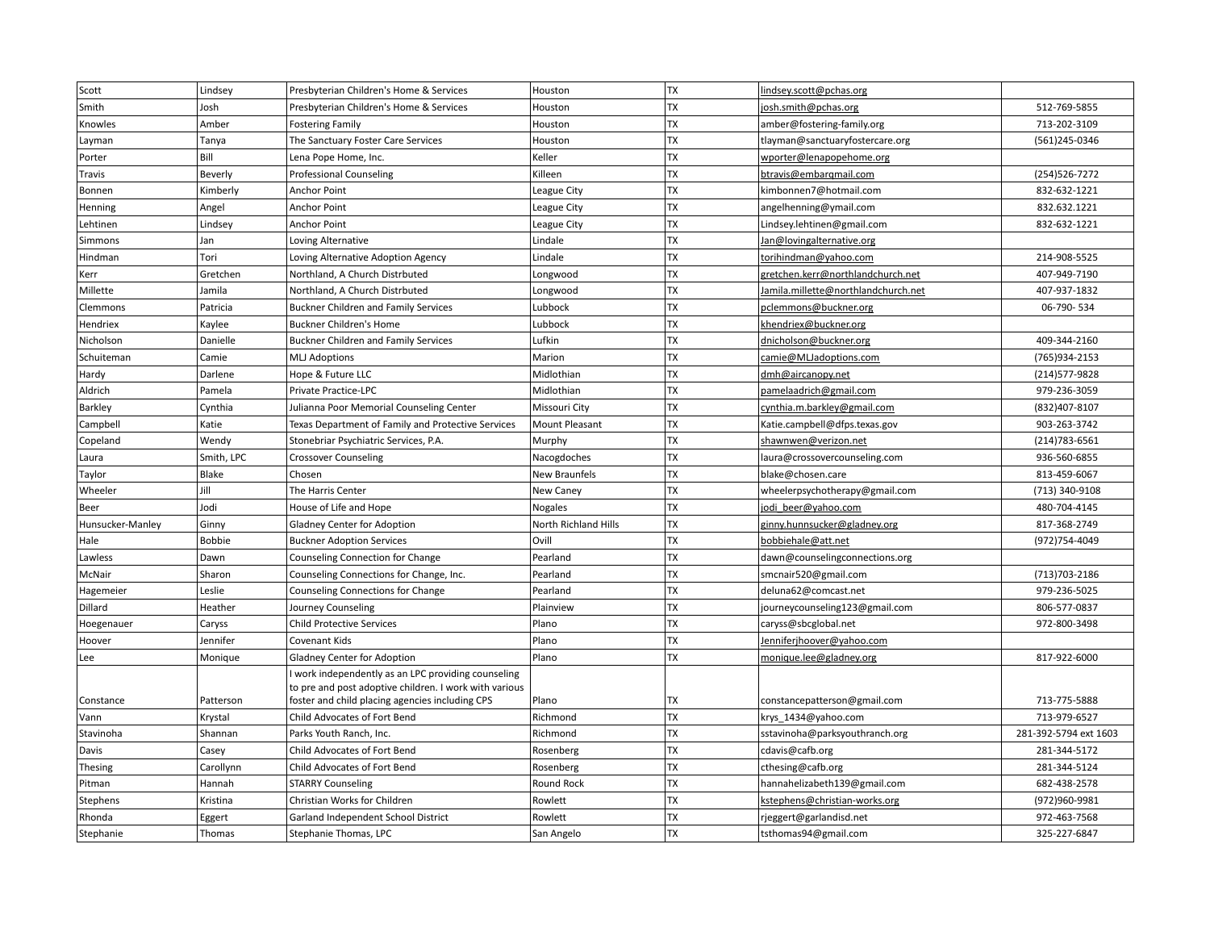| Scott | Lindsey | Presbyterian Children's Home & Services | Houston | TX | lindsey.scott@pchas.org | |
|---|---|---|---|---|---|---|
| Smith | Josh | Presbyterian Children's Home & Services | Houston | TX | josh.smith@pchas.org | 512-769-5855 |
| Knowles | Amber | Fostering Family | Houston | TX | amber@fostering-family.org | 713-202-3109 |
| Layman | Tanya | The Sanctuary Foster Care Services | Houston | TX | tlayman@sanctuaryfostercare.org | (561)245-0346 |
| Porter | Bill | Lena Pope Home, Inc. | Keller | TX | wporter@lenapopehome.org | |
| Travis | Beverly | Professional Counseling | Killeen | TX | btravis@embarqmail.com | (254)526-7272 |
| Bonnen | Kimberly | Anchor Point | League City | TX | kimbonnen7@hotmail.com | 832-632-1221 |
| Henning | Angel | Anchor Point | League City | TX | angelhenning@ymail.com | 832.632.1221 |
| Lehtinen | Lindsey | Anchor Point | League City | TX | Lindsey.lehtinen@gmail.com | 832-632-1221 |
| Simmons | Jan | Loving Alternative | Lindale | TX | Jan@lovingalternative.org | |
| Hindman | Tori | Loving Alternative Adoption Agency | Lindale | TX | torihindman@yahoo.com | 214-908-5525 |
| Kerr | Gretchen | Northland, A Church Distrbuted | Longwood | TX | gretchen.kerr@northlandchurch.net | 407-949-7190 |
| Millette | Jamila | Northland, A Church Distrbuted | Longwood | TX | Jamila.millette@northlandchurch.net | 407-937-1832 |
| Clemmons | Patricia | Buckner Children and Family Services | Lubbock | TX | pclemmons@buckner.org | 06-790- 534 |
| Hendriex | Kaylee | Buckner Children's Home | Lubbock | TX | khendriex@buckner.org | |
| Nicholson | Danielle | Buckner Children and Family Services | Lufkin | TX | dnicholson@buckner.org | 409-344-2160 |
| Schuiteman | Camie | MLJ Adoptions | Marion | TX | camie@MLJadoptions.com | (765)934-2153 |
| Hardy | Darlene | Hope & Future LLC | Midlothian | TX | dmh@aircanopy.net | (214)577-9828 |
| Aldrich | Pamela | Private Practice-LPC | Midlothian | TX | pamelaadrich@gmail.com | 979-236-3059 |
| Barkley | Cynthia | Julianna Poor Memorial Counseling Center | Missouri City | TX | cynthia.m.barkley@gmail.com | (832)407-8107 |
| Campbell | Katie | Texas Department of Family and Protective Services | Mount Pleasant | TX | Katie.campbell@dfps.texas.gov | 903-263-3742 |
| Copeland | Wendy | Stonebriar Psychiatric Services, P.A. | Murphy | TX | shawnwen@verizon.net | (214)783-6561 |
| Laura | Smith, LPC | Crossover Counseling | Nacogdoches | TX | laura@crossovercounseling.com | 936-560-6855 |
| Taylor | Blake | Chosen | New Braunfels | TX | blake@chosen.care | 813-459-6067 |
| Wheeler | Jill | The Harris Center | New Caney | TX | wheelerpsychotherapy@gmail.com | (713) 340-9108 |
| Beer | Jodi | House of Life and Hope | Nogales | TX | jodi_beer@yahoo.com | 480-704-4145 |
| Hunsucker-Manley | Ginny | Gladney Center for Adoption | North Richland Hills | TX | ginny.hunnsucker@gladney.org | 817-368-2749 |
| Hale | Bobbie | Buckner Adoption Services | Ovill | TX | bobbiehale@att.net | (972)754-4049 |
| Lawless | Dawn | Counseling Connection for Change | Pearland | TX | dawn@counselingconnections.org | |
| McNair | Sharon | Counseling Connections for Change, Inc. | Pearland | TX | smcnair520@gmail.com | (713)703-2186 |
| Hagemeier | Leslie | Counseling Connections for Change | Pearland | TX | deluna62@comcast.net | 979-236-5025 |
| Dillard | Heather | Journey Counseling | Plainview | TX | journeycounseling123@gmail.com | 806-577-0837 |
| Hoegenauer | Caryss | Child Protective Services | Plano | TX | caryss@sbcglobal.net | 972-800-3498 |
| Hoover | Jennifer | Covenant Kids | Plano | TX | Jenniferjhoover@yahoo.com | |
| Lee | Monique | Gladney Center for Adoption | Plano | TX | monique.lee@gladney.org | 817-922-6000 |
| Constance | Patterson | I work independently as an LPC providing counseling to pre and post adoptive children. I work with various foster and child placing agencies including CPS | Plano | TX | constancepatterson@gmail.com | 713-775-5888 |
| Vann | Krystal | Child Advocates of Fort Bend | Richmond | TX | krys_1434@yahoo.com | 713-979-6527 |
| Stavinoha | Shannan | Parks Youth Ranch, Inc. | Richmond | TX | sstavinoha@parksyouthranch.org | 281-392-5794 ext 1603 |
| Davis | Casey | Child Advocates of Fort Bend | Rosenberg | TX | cdavis@cafb.org | 281-344-5172 |
| Thesing | Carollynn | Child Advocates of Fort Bend | Rosenberg | TX | cthesing@cafb.org | 281-344-5124 |
| Pitman | Hannah | STARRY Counseling | Round Rock | TX | hannahelizabeth139@gmail.com | 682-438-2578 |
| Stephens | Kristina | Christian Works for Children | Rowlett | TX | kstephens@christian-works.org | (972)960-9981 |
| Rhonda | Eggert | Garland Independent School District | Rowlett | TX | rjeggert@garlandisd.net | 972-463-7568 |
| Stephanie | Thomas | Stephanie Thomas, LPC | San Angelo | TX | tsthomas94@gmail.com | 325-227-6847 |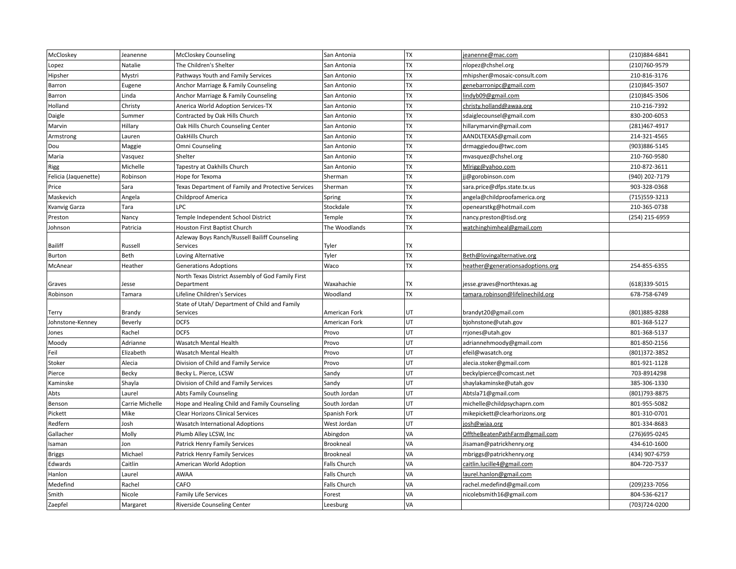| McCloskey | Jeanenne | McCloskey Counseling | San Antonia | TX | jeanenne@mac.com | (210)884-6841 |
|---|---|---|---|---|---|---|
| Lopez | Natalie | The Children's Shelter | San Antonia | TX | nlopez@chshel.org | (210)760-9579 |
| Hipsher | Mystri | Pathways Youth and Family Services | San Antonio | TX | mhipsher@mosaic-consult.com | 210-816-3176 |
| Barron | Eugene | Anchor Marriage & Family Counseling | San Antonio | TX | genebarronipc@gmail.com | (210)845-3507 |
| Barron | Linda | Anchor Marriage & Family Counseling | San Antonio | TX | lindyb09@gmail.com | (210)845-3506 |
| Holland | Christy | Anerica World Adoption Services-TX | San Antonio | TX | christy.holland@awaa.org | 210-216-7392 |
| Daigle | Summer | Contracted by Oak Hills Church | San Antonio | TX | sdaiglecounsel@gmail.com | 830-200-6053 |
| Marvin | Hillary | Oak Hills Church Counseling Center | San Antonio | TX | hillarymarvin@gmail.com | (281)467-4917 |
| Armstrong | Lauren | OakHills Church | San Antonio | TX | AANDLTEXAS@gmail.com | 214-321-4565 |
| Dou | Maggie | Omni Counseling | San Antonio | TX | drmaggiedou@twc.com | (903)886-5145 |
| Maria | Vasquez | Shelter | San Antonio | TX | mvasquez@chshel.org | 210-760-9580 |
| Rigg | Michelle | Tapestry at Oakhills Church | San Antonio | TX | Mlrigg@yahoo.com | 210-872-3611 |
| Felicia (Jaquenette) | Robinson | Hope for Texoma | Sherman | TX | jj@gorobinson.com | (940) 202-7179 |
| Price | Sara | Texas Department of Family and Protective Services | Sherman | TX | sara.price@dfps.state.tx.us | 903-328-0368 |
| Maskevich | Angela | Childproof America | Spring | TX | angela@childproofamerica.org | (715)559-3213 |
| Kvanvig Garza | Tara | LPC | Stockdale | TX | openearstkg@hotmail.com | 210-365-0738 |
| Preston | Nancy | Temple Independent School District | Temple | TX | nancy.preston@tisd.org | (254) 215-6959 |
| Johnson | Patricia | Houston First Baptist Church | The Woodlands | TX | watchinghimheal@gmail.com | |
| Bailiff | Russell | Azleway Boys Ranch/Russell Bailiff Counseling Services | Tyler | TX | | |
| Burton | Beth | Loving Alternative | Tyler | TX | Beth@lovingalternative.org | |
| McAnear | Heather | Generations Adoptions | Waco | TX | heather@generationsadoptions.org | 254-855-6355 |
| Graves | Jesse | North Texas District Assembly of God Family First Department | Waxahachie | TX | jesse.graves@northtexas.ag | (618)339-5015 |
| Robinson | Tamara | Lifeline Children's Services | Woodland | TX | tamara.robinson@lifelinechild.org | 678-758-6749 |
| Terry | Brandy | State of Utah/ Department of Child and Family Services | American Fork | UT | brandyt20@gmail.com | (801)885-8288 |
| Johnstone-Kenney | Beverly | DCFS | American Fork | UT | bjohnstone@utah.gov | 801-368-5127 |
| Jones | Rachel | DCFS | Provo | UT | rrjones@utah.gov | 801-368-5137 |
| Moody | Adrianne | Wasatch Mental Health | Provo | UT | adriannehmoody@gmail.com | 801-850-2156 |
| Feil | Elizabeth | Wasatch Mental Health | Provo | UT | efeil@wasatch.org | (801)372-3852 |
| Stoker | Alecia | Division of Child and Family Service | Provo | UT | alecia.stoker@gmail.com | 801-921-1128 |
| Pierce | Becky | Becky L. Pierce, LCSW | Sandy | UT | beckylpierce@comcast.net | 703-8914298 |
| Kaminske | Shayla | Division of Child and Family Services | Sandy | UT | shaylakaminske@utah.gov | 385-306-1330 |
| Abts | Laurel | Abts Family Counseling | South Jordan | UT | Abtsla71@gmail.com | (801)793-8875 |
| Benson | Carrie Michelle | Hope and Healing Child and Family Counseling | South Jordan | UT | michelle@childpsychaprn.com | 801-955-5082 |
| Pickett | Mike | Clear Horizons Clinical Services | Spanish Fork | UT | mikepickett@clearhorizons.org | 801-310-0701 |
| Redfern | Josh | Wasatch International Adoptions | West Jordan | UT | josh@wiaa.org | 801-334-8683 |
| Gallacher | Molly | Plumb Alley LCSW, Inc | Abingdon | VA | OfftheBeatenPathFarm@gmail.com | (276)695-0245 |
| Isaman | Jon | Patrick Henry Family Services | Brookneal | VA | Jisaman@patrickhenry.org | 434-610-1600 |
| Briggs | Michael | Patrick Henry Family Services | Brookneal | VA | mbriggs@patrickhenry.org | (434) 907-6759 |
| Edwards | Caitlin | American World Adoption | Falls Church | VA | caitlin.lucille4@gmail.com | 804-720-7537 |
| Hanlon | Laurel | AWAA | Falls Church | VA | laurel.hanlon@gmail.com | |
| Medefind | Rachel | CAFO | Falls Church | VA | rachel.medefind@gmail.com | (209)233-7056 |
| Smith | Nicole | Family Life Services | Forest | VA | nicolebsmith16@gmail.com | 804-536-6217 |
| Zaepfel | Margaret | Riverside Counseling Center | Leesburg | VA | | (703)724-0200 |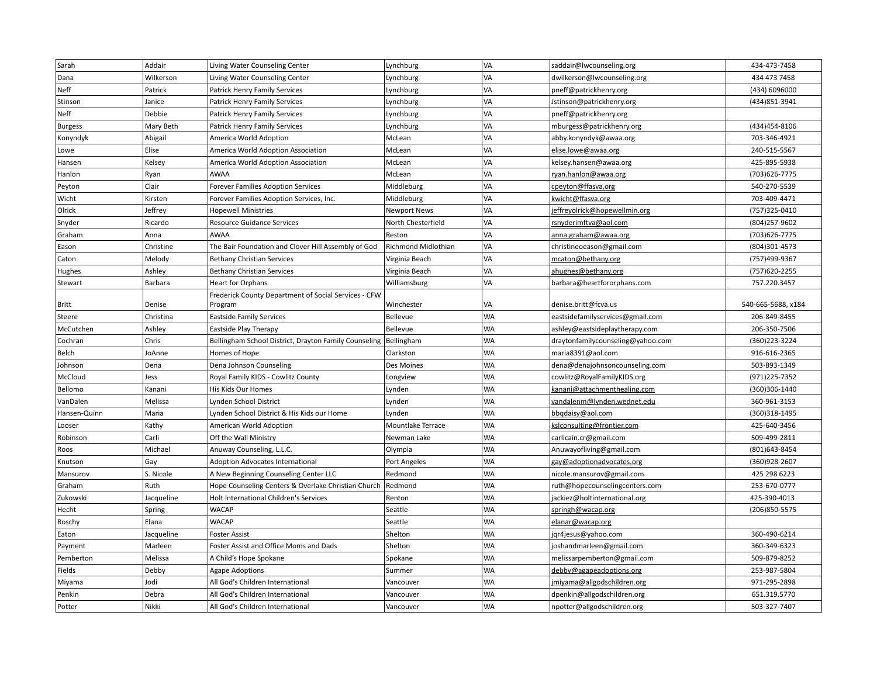| | | | | | | |
|---|---|---|---|---|---|---|
| Sarah | Addair | Living Water Counseling Center | Lynchburg | VA | saddair@lwcounseling.org | 434-473-7458 |
| Dana | Wilkerson | Living Water Counseling Center | Lynchburg | VA | dwilkerson@lwcounseling.org | 434 473 7458 |
| Neff | Patrick | Patrick Henry Family Services | Lynchburg | VA | pneff@patrickhenry.org | (434) 6096000 |
| Stinson | Janice | Patrick Henry Family Services | Lynchburg | VA | Jstinson@patrickhenry.org | (434)851-3941 |
| Neff | Debbie | Patrick Henry Family Services | Lynchburg | VA | pneff@patrickhenry.org | |
| Burgess | Mary Beth | Patrick Henry Family Services | Lynchburg | VA | mburgess@patrickhenry.org | (434)454-8106 |
| Konyndyk | Abigail | America World Adoption | McLean | VA | abby.konyndyk@awaa.org | 703-346-4921 |
| Lowe | Elise | America World Adoption Association | McLean | VA | elise.lowe@awaa.org | 240-515-5567 |
| Hansen | Kelsey | America World Adoption Association | McLean | VA | kelsey.hansen@awaa.org | 425-895-5938 |
| Hanlon | Ryan | AWAA | McLean | VA | ryan.hanlon@awaa.org | (703)626-7775 |
| Peyton | Clair | Forever Families Adoption Services | Middleburg | VA | cpeyton@ffasva,org | 540-270-5539 |
| Wicht | Kirsten | Forever Families Adoption Services, Inc. | Middleburg | VA | kwicht@ffasva.org | 703-409-4471 |
| Olrick | Jeffrey | Hopewell Ministries | Newport News | VA | jeffreyolrick@hopewellmin.org | (757)325-0410 |
| Snyder | Ricardo | Resource Guidance Services | North Chesterfield | VA | rsnyderimftva@aol.com | (804)257-9602 |
| Graham | Anna | AWAA | Reston | VA | anna.graham@awaa.org | (703)626-7775 |
| Eason | Christine | The Bair Foundation and Clover Hill Assembly of God | Richmond Midlothian | VA | christineoeason@gmail.com | (804)301-4573 |
| Caton | Melody | Bethany Christian Services | Virginia Beach | VA | mcaton@bethany.org | (757)499-9367 |
| Hughes | Ashley | Bethany Christian Services | Virginia Beach | VA | ahughes@bethany.org | (757)620-2255 |
| Stewart | Barbara | Heart for Orphans | Williamsburg | VA | barbara@heartfororphans.com | 757.220.3457 |
| Britt | Denise | Frederick County Department of Social Services - CFW Program | Winchester | VA | denise.britt@fcva.us | 540-665-5688, x184 |
| Steere | Christina | Eastside Family Services | Bellevue | WA | eastsidefamilyservices@gmail.com | 206-849-8455 |
| McCutchen | Ashley | Eastside Play Therapy | Bellevue | WA | ashley@eastsideplaytherapy.com | 206-350-7506 |
| Cochran | Chris | Bellingham School District, Drayton Family Counseling | Bellingham | WA | draytonfamilycounseling@yahoo.com | (360)223-3224 |
| Belch | JoAnne | Homes of Hope | Clarkston | WA | maria8391@aol.com | 916-616-2365 |
| Johnson | Dena | Dena Johnson Counseling | Des Moines | WA | dena@denajohnsoncounseling.com | 503-893-1349 |
| McCloud | Jess | Royal Family KIDS - Cowlitz County | Longview | WA | cowlitz@RoyalFamilyKIDS.org | (971)225-7352 |
| Bellomo | Kanani | His Kids Our Homes | Lynden | WA | kanani@attachmenthealing.com | (360)306-1440 |
| VanDalen | Melissa | Lynden School District | Lynden | WA | vandalenm@lynden.wednet.edu | 360-961-3153 |
| Hansen-Quinn | Maria | Lynden School District & His Kids our Home | Lynden | WA | bbqdaisy@aol.com | (360)318-1495 |
| Looser | Kathy | American World Adoption | Mountlake Terrace | WA | kslconsulting@frontier.com | 425-640-3456 |
| Robinson | Carli | Off the Wall Ministry | Newman Lake | WA | carlicain.cr@gmail.com | 509-499-2811 |
| Roos | Michael | Anuway Counseling, L.L.C. | Olympia | WA | Anuwayofliving@gmail.com | (801)643-8454 |
| Knutson | Gay | Adoption Advocates International | Port Angeles | WA | gay@adoptionadvocates.org | (360)928-2607 |
| Mansurov | S. Nicole | A New Beginning Counseling Center LLC | Redmond | WA | nicole.mansurov@gmail.com | 425 298 6223 |
| Graham | Ruth | Hope Counseling Centers & Overlake Christian Church | Redmond | WA | ruth@hopecounselingcenters.com | 253-670-0777 |
| Zukowski | Jacqueline | Holt International Children's Services | Renton | WA | jackiez@holtinternational.org | 425-390-4013 |
| Hecht | Spring | WACAP | Seattle | WA | springh@wacap.org | (206)850-5575 |
| Roschy | Elana | WACAP | Seattle | WA | elanar@wacap.org | |
| Eaton | Jacqueline | Foster Assist | Shelton | WA | jqr4jesus@yahoo.com | 360-490-6214 |
| Payment | Marleen | Foster Assist and Office Moms and Dads | Shelton | WA | joshandmarleen@gmail.com | 360-349-6323 |
| Pemberton | Melissa | A Child's Hope Spokane | Spokane | WA | melissarpemberton@gmail.com | 509-879-8252 |
| Fields | Debby | Agape Adoptions | Summer | WA | debby@agapeadoptions.org | 253-987-5804 |
| Miyama | Jodi | All God's Children International | Vancouver | WA | jmiyama@allgodschildren.org | 971-295-2898 |
| Penkin | Debra | All God's Children International | Vancouver | WA | dpenkin@allgodschildren.org | 651.319.5770 |
| Potter | Nikki | All God's Children International | Vancouver | WA | npotter@allgodschildren.org | 503-327-7407 |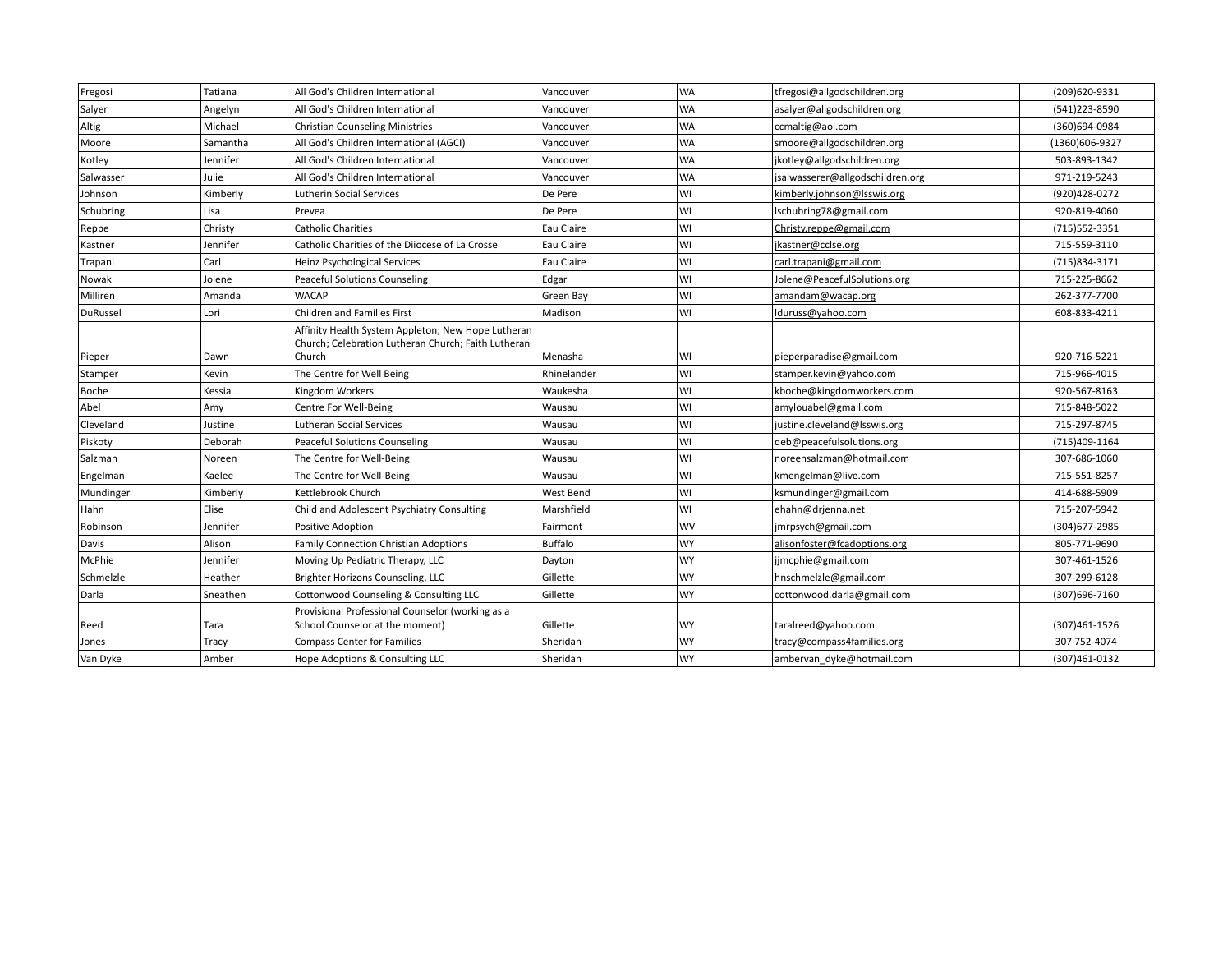| | | | | | | |
|---|---|---|---|---|---|---|
| Fregosi | Tatiana | All God's Children International | Vancouver | WA | tfregosi@allgodschildren.org | (209)620-9331 |
| Salyer | Angelyn | All God's Children International | Vancouver | WA | asalyer@allgodschildren.org | (541)223-8590 |
| Altig | Michael | Christian Counseling Ministries | Vancouver | WA | ccmaltig@aol.com | (360)694-0984 |
| Moore | Samantha | All God's Children International (AGCI) | Vancouver | WA | smoore@allgodschildren.org | (1360)606-9327 |
| Kotley | Jennifer | All God's Children International | Vancouver | WA | jkotley@allgodschildren.org | 503-893-1342 |
| Salwasser | Julie | All God's Children International | Vancouver | WA | jsalwasserer@allgodschildren.org | 971-219-5243 |
| Johnson | Kimberly | Lutherin Social Services | De Pere | WI | kimberly.johnson@lsswis.org | (920)428-0272 |
| Schubring | Lisa | Prevea | De Pere | WI | lschubring78@gmail.com | 920-819-4060 |
| Reppe | Christy | Catholic Charities | Eau Claire | WI | Christy.reppe@gmail.com | (715)552-3351 |
| Kastner | Jennifer | Catholic Charities of the Diiocese of La Crosse | Eau Claire | WI | jkastner@cclse.org | 715-559-3110 |
| Trapani | Carl | Heinz Psychological Services | Eau Claire | WI | carl.trapani@gmail.com | (715)834-3171 |
| Nowak | Jolene | Peaceful Solutions Counseling | Edgar | WI | Jolene@PeacefulSolutions.org | 715-225-8662 |
| Milliren | Amanda | WACAP | Green Bay | WI | amandam@wacap.org | 262-377-7700 |
| DuRussel | Lori | Children and Families First | Madison | WI | lduruss@yahoo.com | 608-833-4211 |
| Pieper | Dawn | Affinity Health System Appleton; New Hope Lutheran Church; Celebration Lutheran Church; Faith Lutheran Church | Menasha | WI | pieperparadise@gmail.com | 920-716-5221 |
| Stamper | Kevin | The Centre for Well Being | Rhinelander | WI | stamper.kevin@yahoo.com | 715-966-4015 |
| Boche | Kessia | Kingdom Workers | Waukesha | WI | kboche@kingdomworkers.com | 920-567-8163 |
| Abel | Amy | Centre For Well-Being | Wausau | WI | amylouabel@gmail.com | 715-848-5022 |
| Cleveland | Justine | Lutheran Social Services | Wausau | WI | justine.cleveland@lsswis.org | 715-297-8745 |
| Piskoty | Deborah | Peaceful Solutions Counseling | Wausau | WI | deb@peacefulsolutions.org | (715)409-1164 |
| Salzman | Noreen | The Centre for Well-Being | Wausau | WI | noreensalzman@hotmail.com | 307-686-1060 |
| Engelman | Kaelee | The Centre for Well-Being | Wausau | WI | kmengelman@live.com | 715-551-8257 |
| Mundinger | Kimberly | Kettlebrook Church | West Bend | WI | ksmundinger@gmail.com | 414-688-5909 |
| Hahn | Elise | Child and Adolescent Psychiatry Consulting | Marshfield | WI | ehahn@drjenna.net | 715-207-5942 |
| Robinson | Jennifer | Positive Adoption | Fairmont | WV | jmrpsych@gmail.com | (304)677-2985 |
| Davis | Alison | Family Connection Christian Adoptions | Buffalo | WY | alisonfoster@fcadoptions.org | 805-771-9690 |
| McPhie | Jennifer | Moving Up Pediatric Therapy, LLC | Dayton | WY | jjmcphie@gmail.com | 307-461-1526 |
| Schmelzle | Heather | Brighter Horizons Counseling, LLC | Gillette | WY | hnschmelzle@gmail.com | 307-299-6128 |
| Darla | Sneathen | Cottonwood Counseling & Consulting LLC | Gillette | WY | cottonwood.darla@gmail.com | (307)696-7160 |
| Reed | Tara | Provisional Professional Counselor (working as a School Counselor at the moment) | Gillette | WY | taralreed@yahoo.com | (307)461-1526 |
| Jones | Tracy | Compass Center for Families | Sheridan | WY | tracy@compass4families.org | 307 752-4074 |
| Van Dyke | Amber | Hope Adoptions & Consulting LLC | Sheridan | WY | ambervan_dyke@hotmail.com | (307)461-0132 |